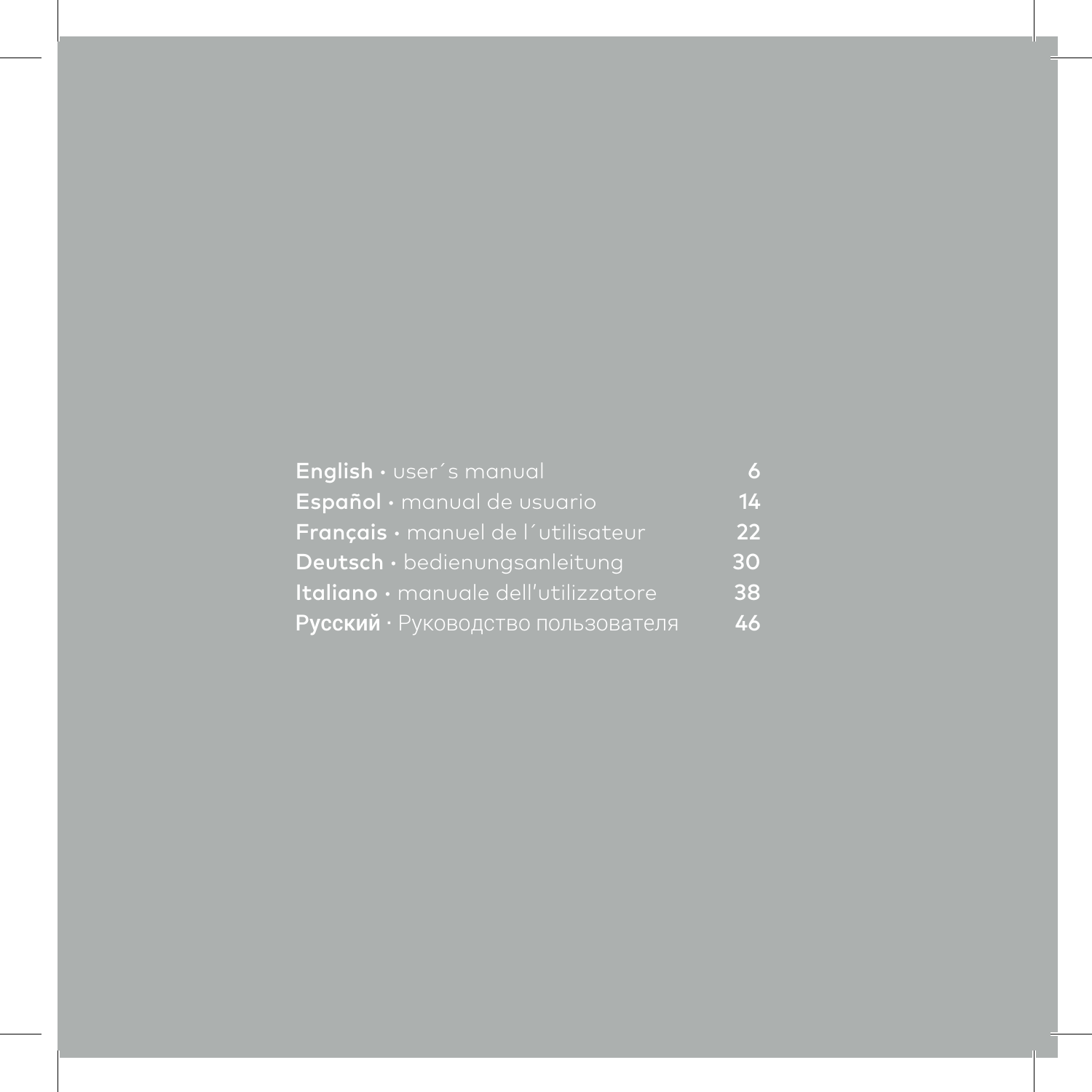| | |
|---|---|
| **English** · user´s manual | 6 |
| **Español** · manual de usuario | 14 |
| **Français** · manuel de l´utilisateur | 22 |
| **Deutsch** · bedienungsanleitung | 30 |
| **Italiano** · manuale dell'utilizzatore | 38 |
| **Русский** · Руководство пользователя | 46 |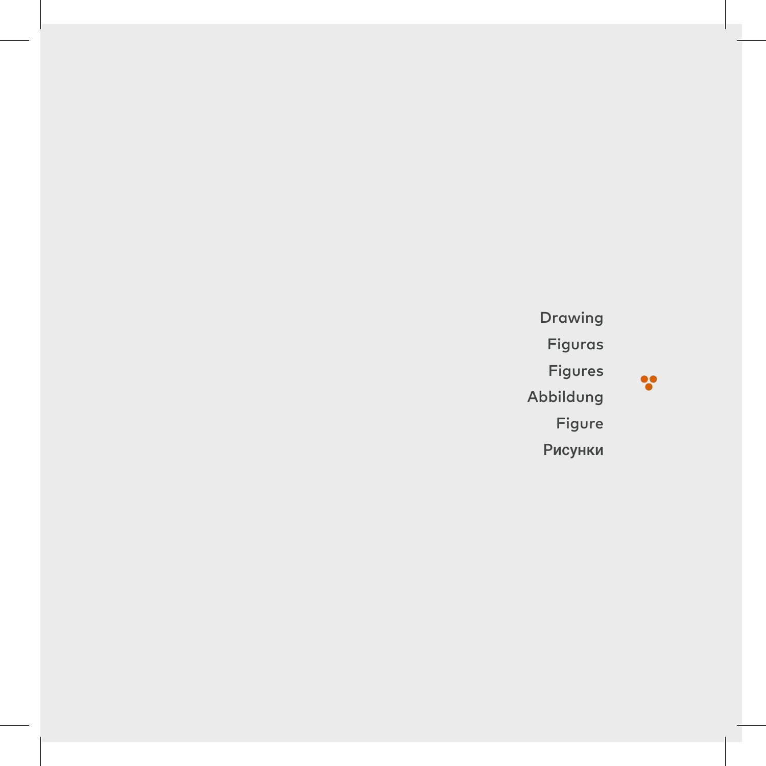Drawing

Figuras

Figures

Abbildung

Figure

Рисунки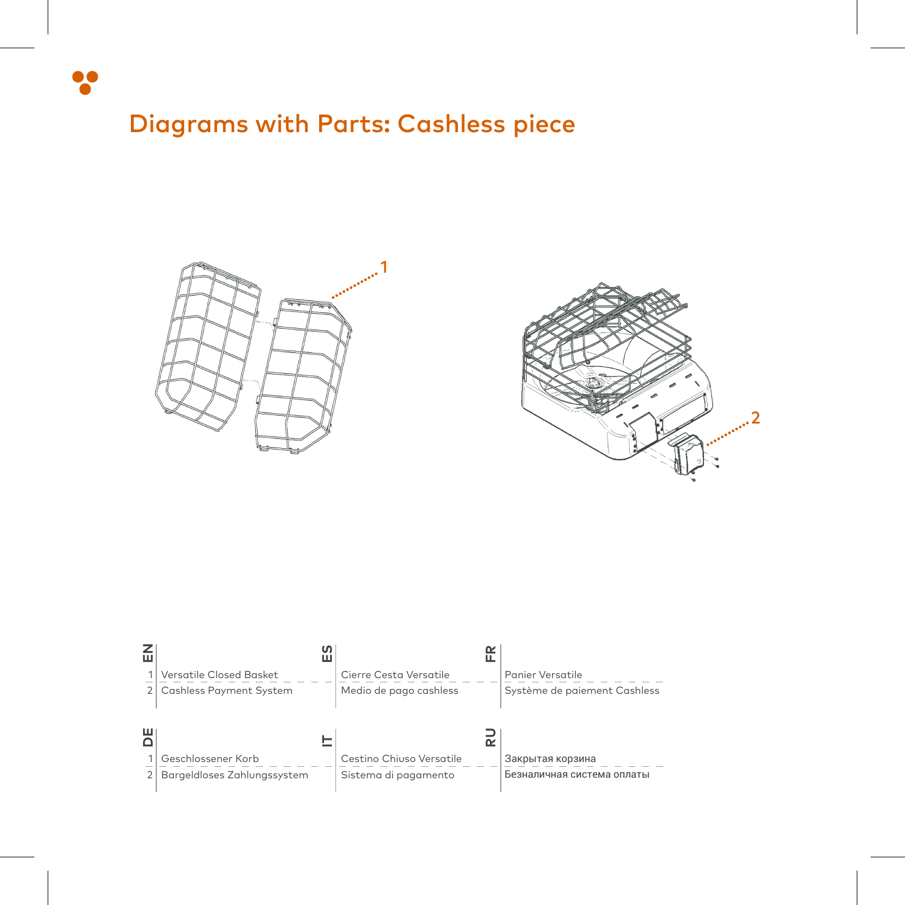# Diagrams with Parts: Cashless piece

1

2

| EN | | ES | FR |
|---|---|---|---|
| 1 | Versatile Closed Basket | Cierre Cesta Versatile | Panier Versatile |
| 2 | Cashless Payment System | Medio de pago cashless | Système de paiement Cashless |

| DE | | IT | RU |
|---|---|---|---|
| 1 | Geschlossener Korb | Cestino Chiuso Versatile | Закрытая корзина |
| 2 | Bargeldloses Zahlungssystem | Sistema di pagamento | Безналичная система оплаты |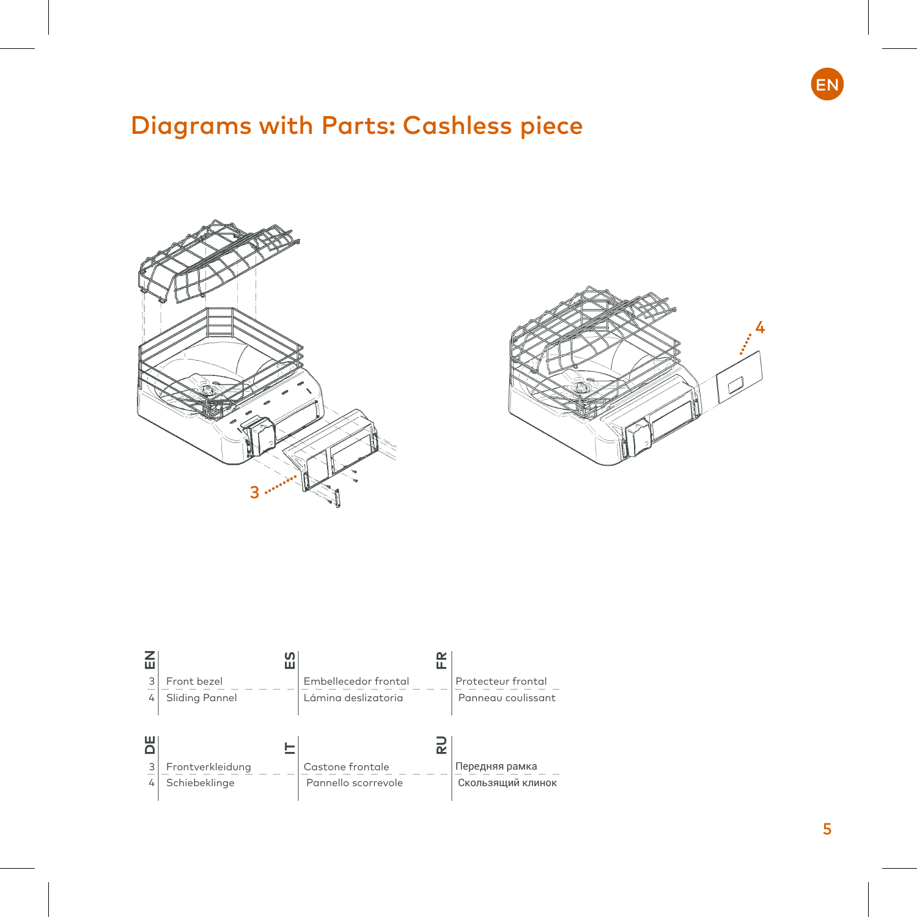# Diagrams with Parts: Cashless piece

| | EN | ES | FR |
|---|---|---|---|
| 3 | Front bezel | Embellecedor frontal | Protecteur frontal |
| 4 | Sliding Pannel | Lámina deslizatoria | Panneau coulissant |

| | DE | IT | RU |
|---|---|---|---|
| 3 | Frontverkleidung | Castone frontale | Передняя рамка |
| 4 | Schiebeklinge | Pannello scorrevole | Скользящий клинок |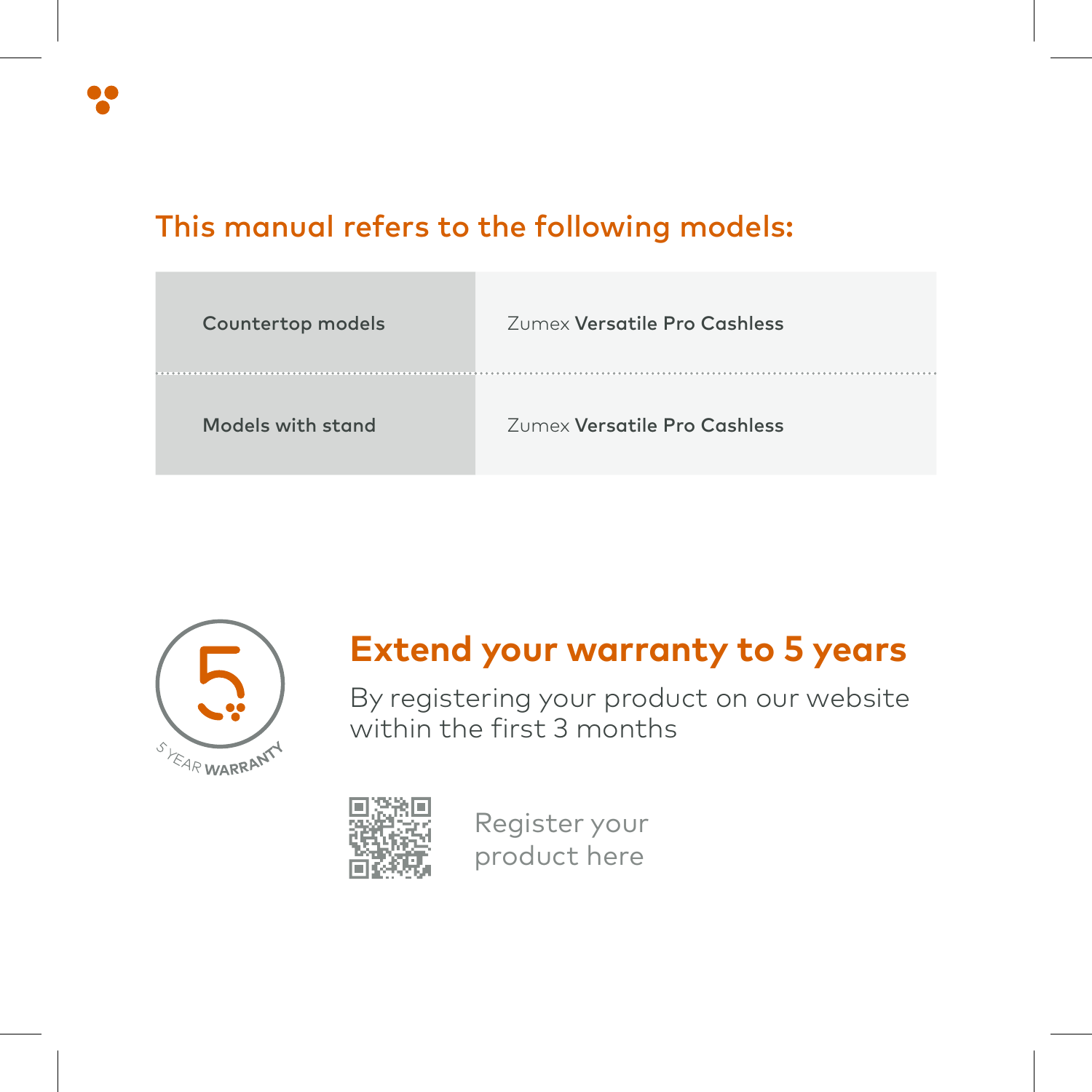## This manual refers to the following models:

| | |
|---|---|
| Countertop models | Zumex **Versatile Pro Cashless** |
| Models with stand | Zumex **Versatile Pro Cashless** |

5 YEAR WARRANTY

## Extend your warranty to 5 years

By registering your product on our website within the first 3 months

Register your product here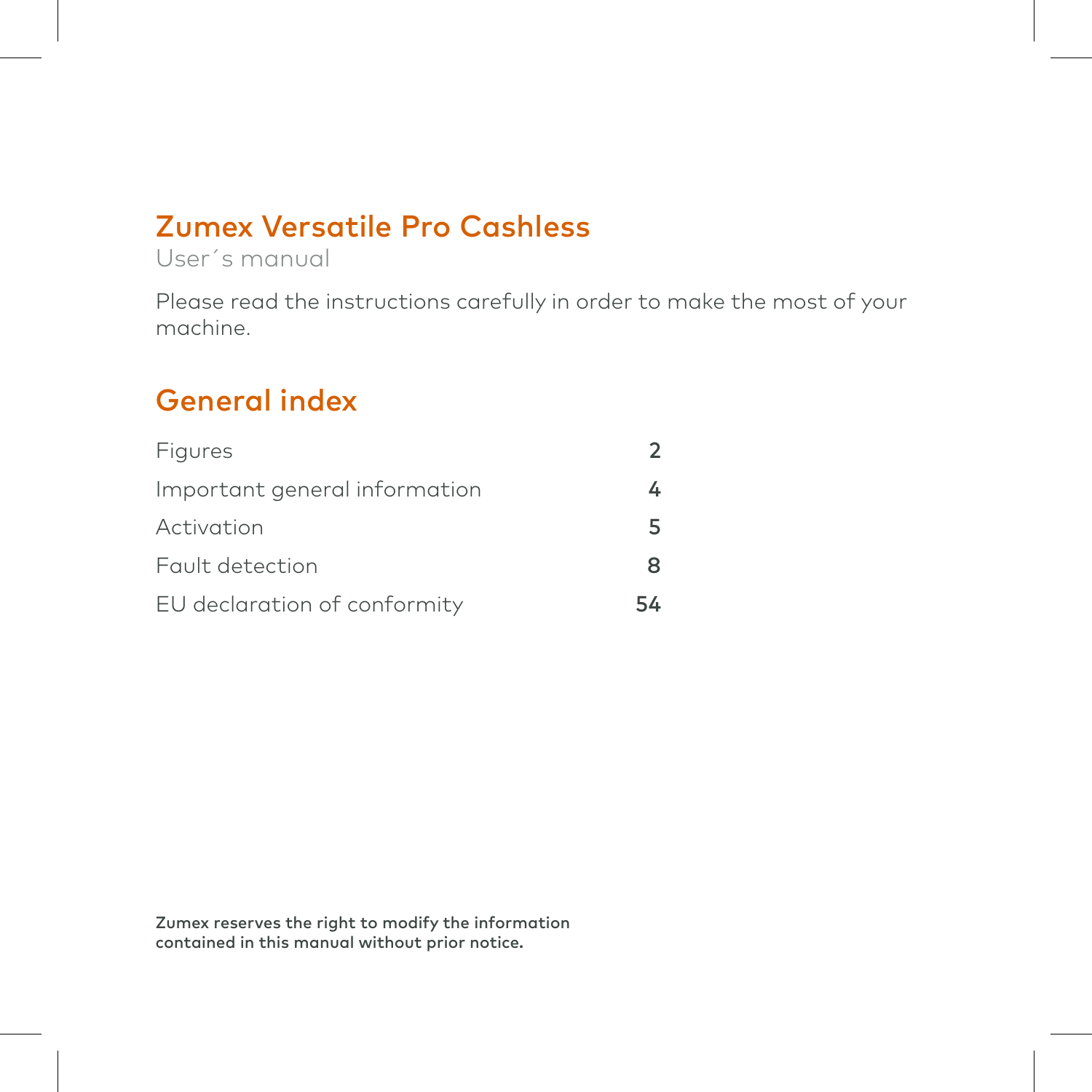# Zumex Versatile Pro Cashless

User´s manual

Please read the instructions carefully in order to make the most of your machine.

## General index

| | |
|---|---|
| Figures | 2 |
| Important general information | 4 |
| Activation | 5 |
| Fault detection | 8 |
| EU declaration of conformity | 54 |

**Zumex reserves the right to modify the information contained in this manual without prior notice.**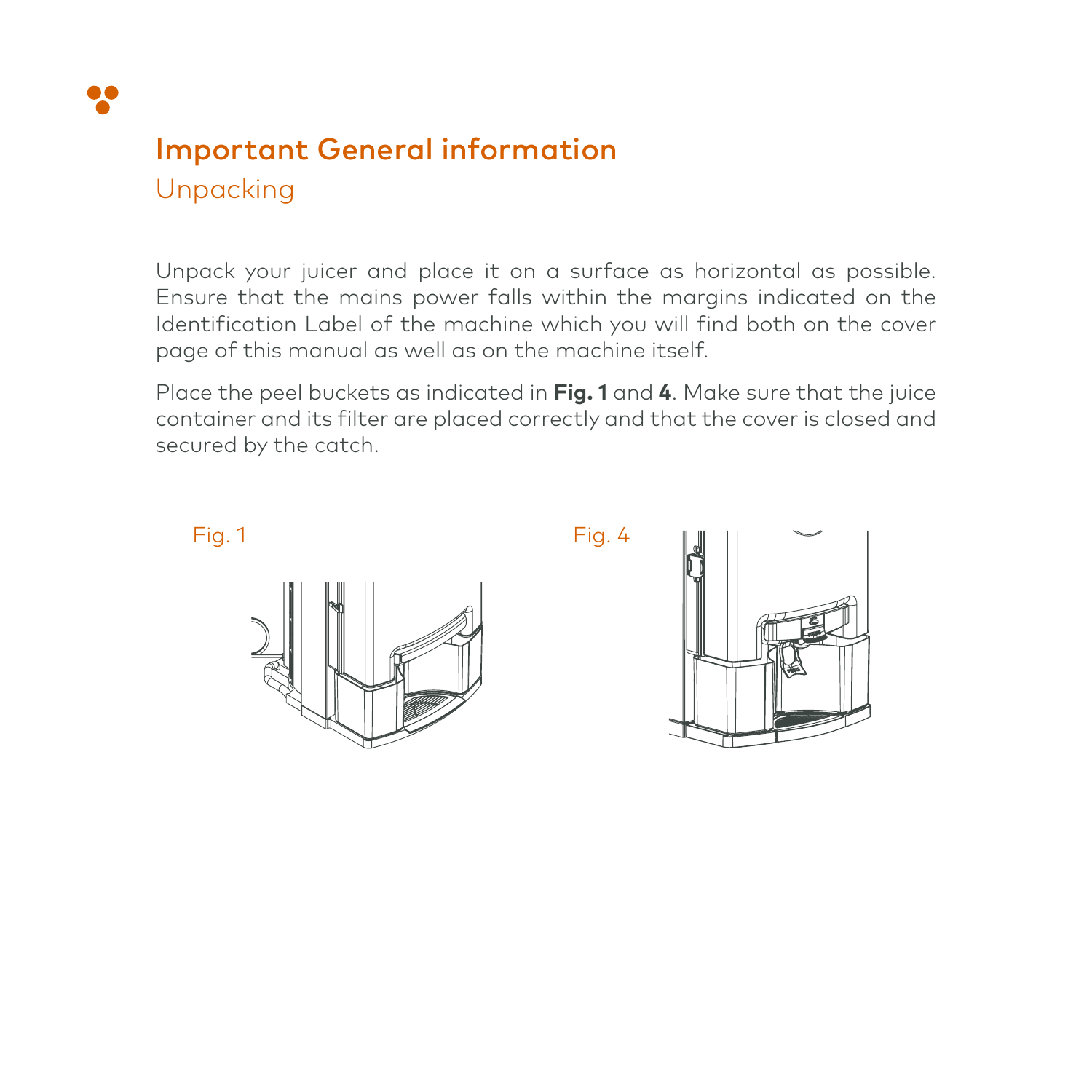# Important General information

## Unpacking

Unpack your juicer and place it on a surface as horizontal as possible. Ensure that the mains power falls within the margins indicated on the Identification Label of the machine which you will find both on the cover page of this manual as well as on the machine itself.

Place the peel buckets as indicated in **Fig. 1** and **4**. Make sure that the juice container and its filter are placed correctly and that the cover is closed and secured by the catch.

Fig. 1

Fig. 4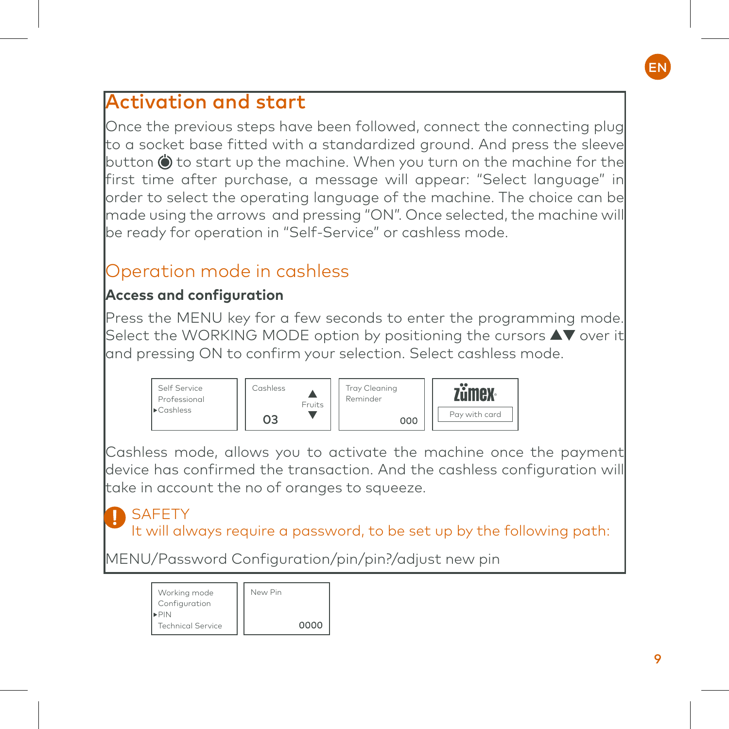# Activation and start

Once the previous steps have been followed, connect the connecting plug to a socket base fitted with a standardized ground. And press the sleeve button ⏻ to start up the machine. When you turn on the machine for the first time after purchase, a message will appear: "Select language" in order to select the operating language of the machine. The choice can be made using the arrows and pressing "ON". Once selected, the machine will be ready for operation in "Self-Service" or cashless mode.

## Operation mode in cashless

### Access and configuration

Press the MENU key for a few seconds to enter the programming mode. Select the WORKING MODE option by positioning the cursors ▲▼ over it and pressing ON to confirm your selection. Select cashless mode.

| Self Service<br>Professional<br>▸Cashless | Cashless ▲<br>Fruits<br>03 ▼ | Tray Cleaning<br>Reminder<br>000 | zumex<br>Pay with card |
|---|---|---|---|

Cashless mode, allows you to activate the machine once the payment device has confirmed the transaction. And the cashless configuration will take in account the no of oranges to squeeze.

**!** SAFETY
It will always require a password, to be set up by the following path:

MENU/Password Configuration/pin/pin?/adjust new pin

| Working mode<br>Configuration<br>▸PIN<br>Technical Service | New Pin<br>0000 |
|---|---|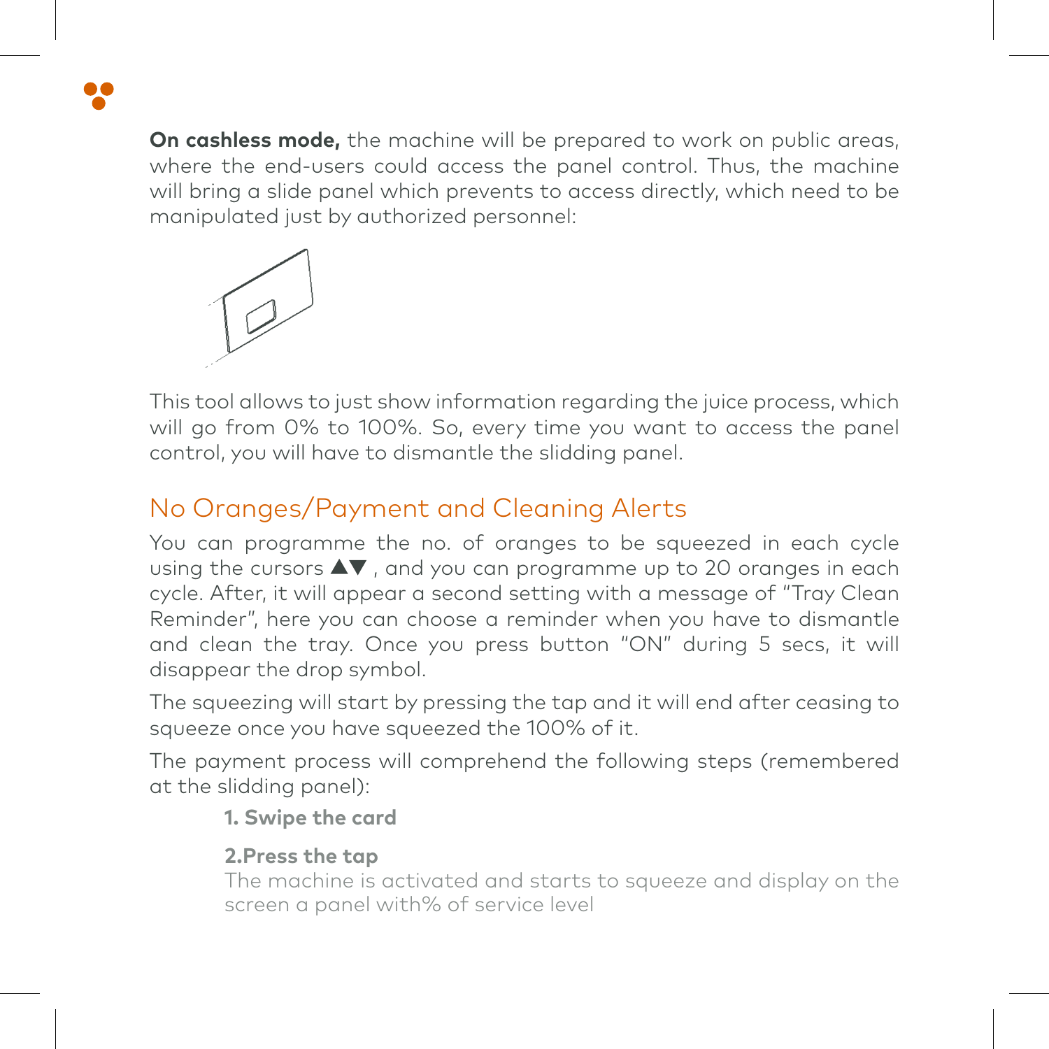**On cashless mode,** the machine will be prepared to work on public areas, where the end-users could access the panel control. Thus, the machine will bring a slide panel which prevents to access directly, which need to be manipulated just by authorized personnel:

This tool allows to just show information regarding the juice process, which will go from 0% to 100%. So, every time you want to access the panel control, you will have to dismantle the slidding panel.

## No Oranges/Payment and Cleaning Alerts

You can programme the no. of oranges to be squeezed in each cycle using the cursors ▲▼ , and you can programme up to 20 oranges in each cycle. After, it will appear a second setting with a message of "Tray Clean Reminder", here you can choose a reminder when you have to dismantle and clean the tray. Once you press button "ON" during 5 secs, it will disappear the drop symbol.

The squeezing will start by pressing the tap and it will end after ceasing to squeeze once you have squeezed the 100% of it.

The payment process will comprehend the following steps (remembered at the slidding panel):

**1. Swipe the card**

**2.Press the tap**
The machine is activated and starts to squeeze and display on the screen a panel with% of service level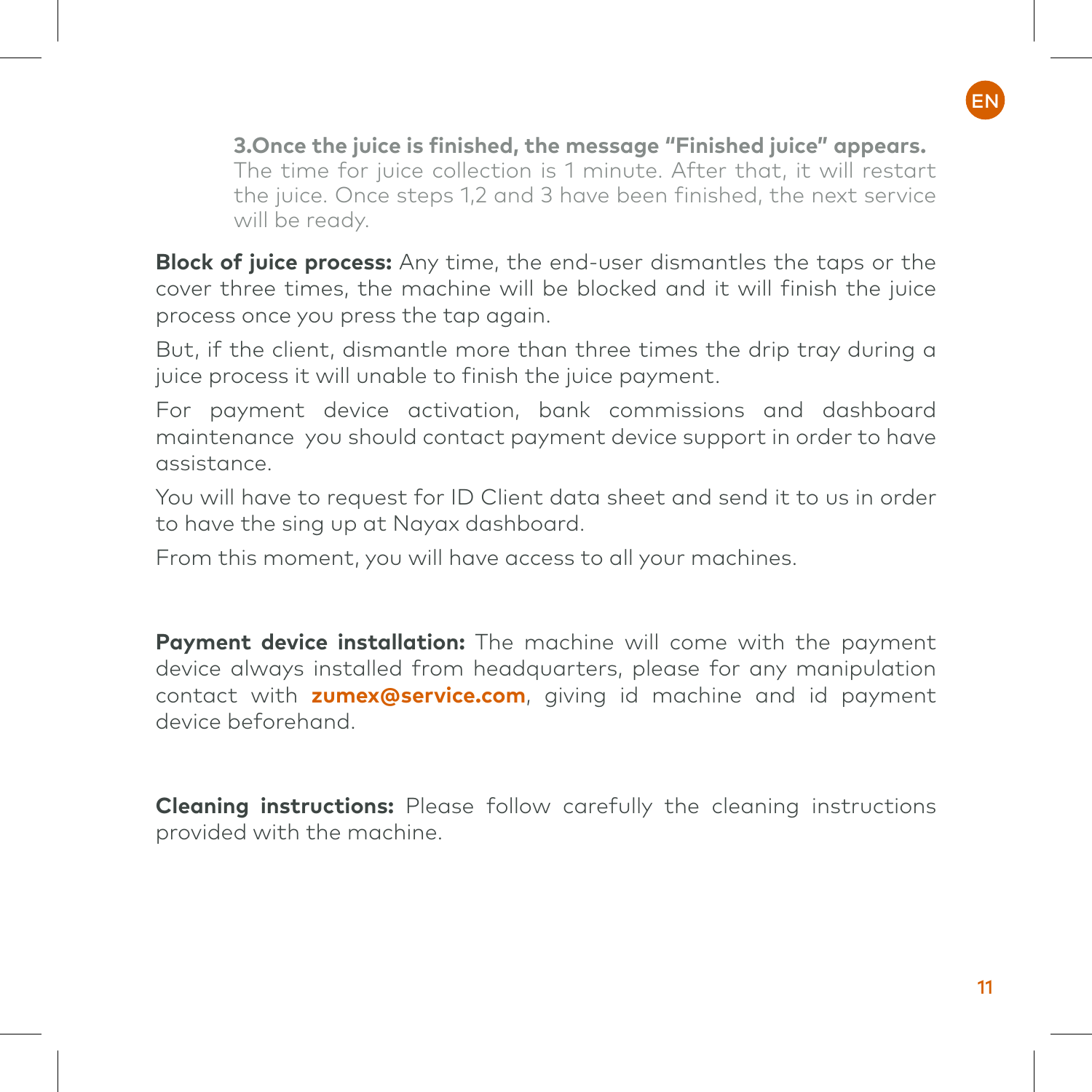**3.Once the juice is finished, the message "Finished juice" appears.** The time for juice collection is 1 minute. After that, it will restart the juice. Once steps 1,2 and 3 have been finished, the next service will be ready.

**Block of juice process:** Any time, the end-user dismantles the taps or the cover three times, the machine will be blocked and it will finish the juice process once you press the tap again.

But, if the client, dismantle more than three times the drip tray during a juice process it will unable to finish the juice payment.

For payment device activation, bank commissions and dashboard maintenance you should contact payment device support in order to have assistance.

You will have to request for ID Client data sheet and send it to us in order to have the sing up at Nayax dashboard.

From this moment, you will have access to all your machines.

**Payment device installation:** The machine will come with the payment device always installed from headquarters, please for any manipulation contact with **zumex@service.com**, giving id machine and id payment device beforehand.

**Cleaning instructions:** Please follow carefully the cleaning instructions provided with the machine.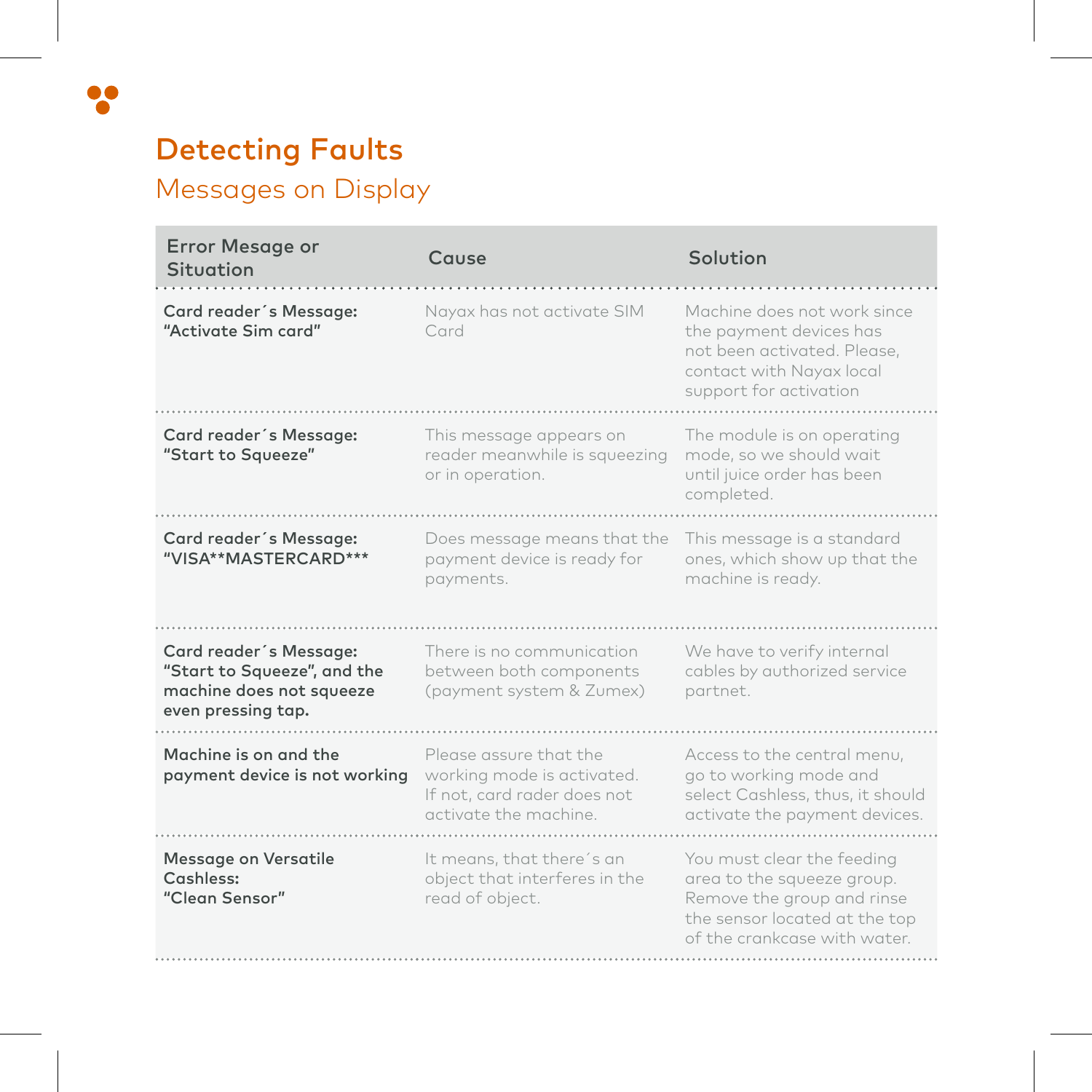# Detecting Faults

## Messages on Display

| Error Mesage or Situation | Cause | Solution |
|---|---|---|
| **Card reader´s Message: "Activate Sim card"** | Nayax has not activate SIM Card | Machine does not work since the payment devices has not been activated. Please, contact with Nayax local support for activation |
| **Card reader´s Message: "Start to Squeeze"** | This message appears on reader meanwhile is squeezing or in operation. | The module is on operating mode, so we should wait until juice order has been completed. |
| **Card reader´s Message: "VISA**MASTERCARD***"** | Does message means that the payment device is ready for payments. | This message is a standard ones, which show up that the machine is ready. |
| **Card reader´s Message: "Start to Squeeze", and the machine does not squeeze even pressing tap.** | There is no communication between both components (payment system & Zumex) | We have to verify internal cables by authorized service partnet. |
| **Machine is on and the payment device is not working** | Please assure that the working mode is activated. If not, card rader does not activate the machine. | Access to the central menu, go to working mode and select Cashless, thus, it should activate the payment devices. |
| **Message on Versatile Cashless: "Clean Sensor"** | It means, that there´s an object that interferes in the read of object. | You must clear the feeding area to the squeeze group. Remove the group and rinse the sensor located at the top of the crankcase with water. |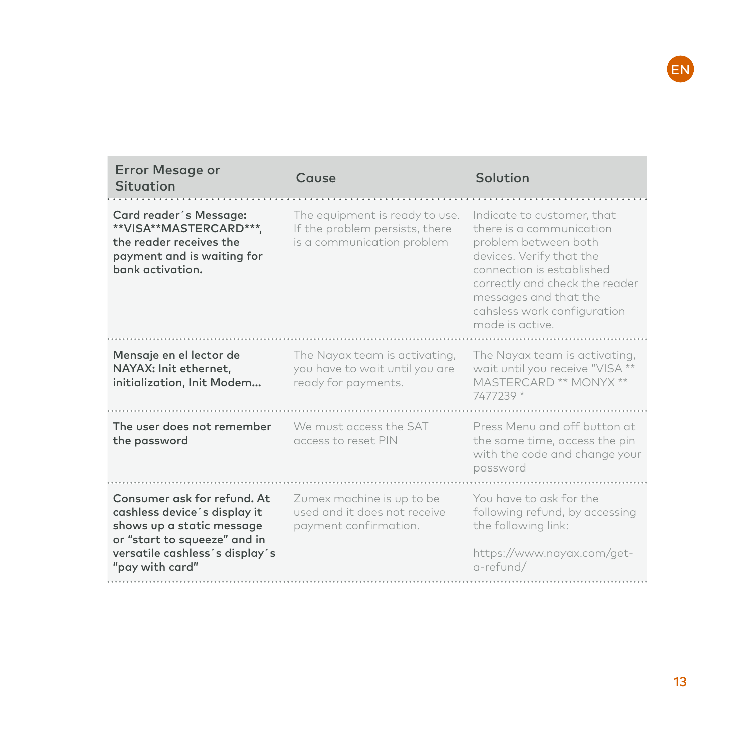| Error Mesage or Situation | Cause | Solution |
|---|---|---|
| **Card reader´s Message: **VISA**MASTERCARD***, the reader receives the payment and is waiting for bank activation.** | The equipment is ready to use. If the problem persists, there is a communication problem | Indicate to customer, that there is a communication problem between both devices. Verify that the connection is established correctly and check the reader messages and that the cahsless work configuration mode is active. |
| **Mensaje en el lector de NAYAX: Init ethernet, initialization, Init Modem...** | The Nayax team is activating, you have to wait until you are ready for payments. | The Nayax team is activating, wait until you receive "VISA ** MASTERCARD ** MONYX ** 7477239 * |
| **The user does not remember the password** | We must access the SAT access to reset PIN | Press Menu and off button at the same time, access the pin with the code and change your password |
| **Consumer ask for refund. At cashless device´s display it shows up a static message or "start to squeeze" and in versatile cashless´s display´s "pay with card"** | Zumex machine is up to be used and it does not receive payment confirmation. | You have to ask for the following refund, by accessing the following link:<br><br>https://www.nayax.com/get-a-refund/ |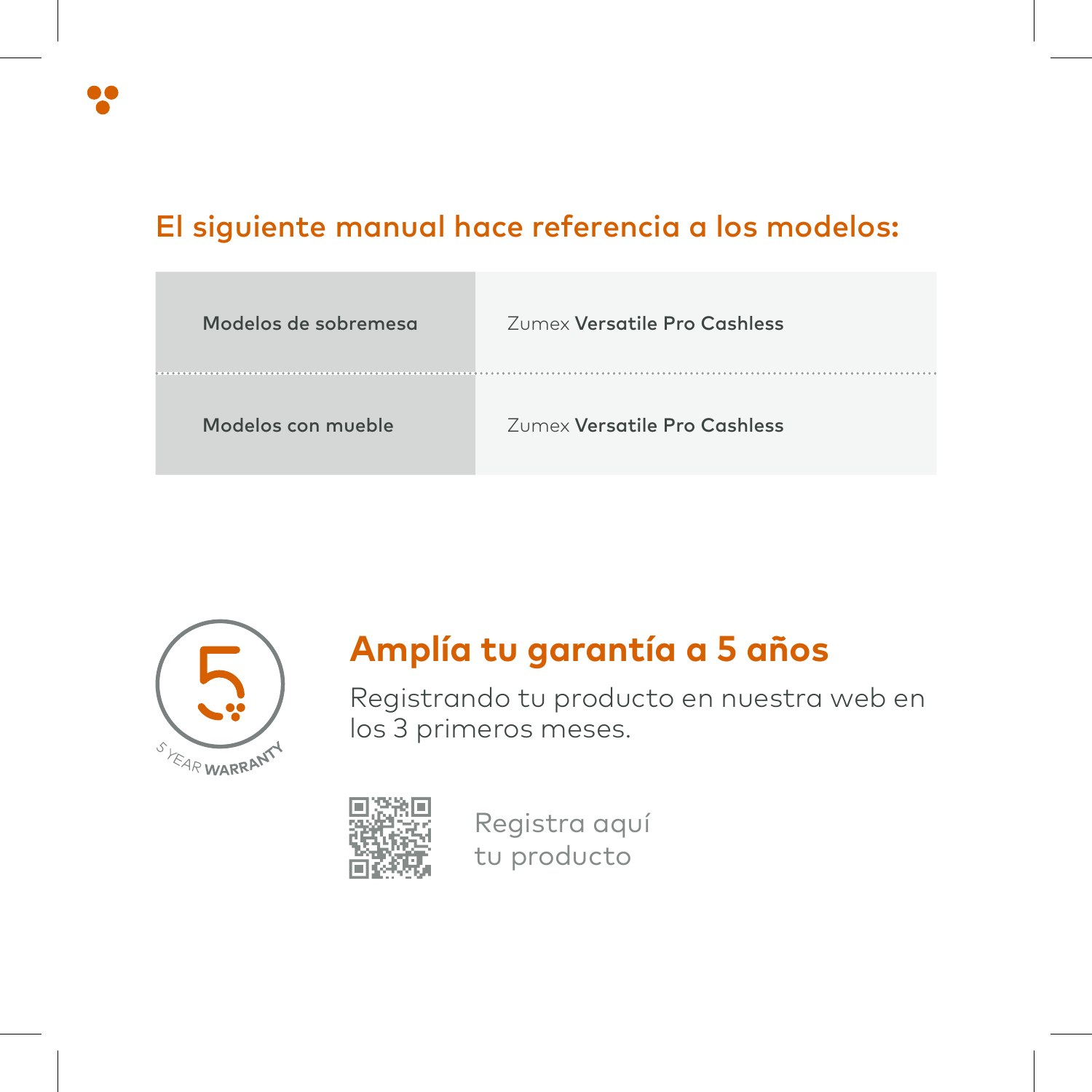## El siguiente manual hace referencia a los modelos:

| | |
|---|---|
| **Modelos de sobremesa** | Zumex **Versatile Pro Cashless** |
| **Modelos con mueble** | Zumex **Versatile Pro Cashless** |

5 YEAR WARRANTY

## Amplía tu garantía a 5 años

Registrando tu producto en nuestra web en los 3 primeros meses.

Registra aquí tu producto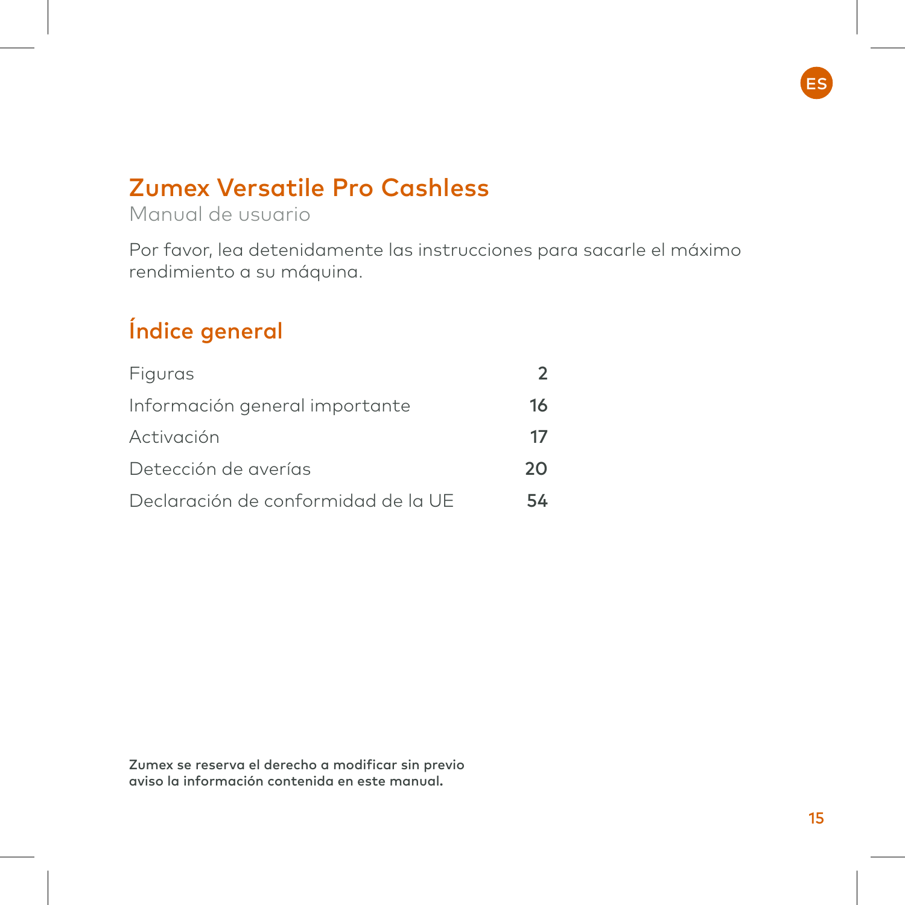ES

# Zumex Versatile Pro Cashless

Manual de usuario

Por favor, lea detenidamente las instrucciones para sacarle el máximo rendimiento a su máquina.

## Índice general

| | |
|---|---|
| Figuras | **2** |
| Información general importante | **16** |
| Activación | **17** |
| Detección de averías | **20** |
| Declaración de conformidad de la UE | **54** |

**Zumex se reserva el derecho a modificar sin previo aviso la información contenida en este manual.**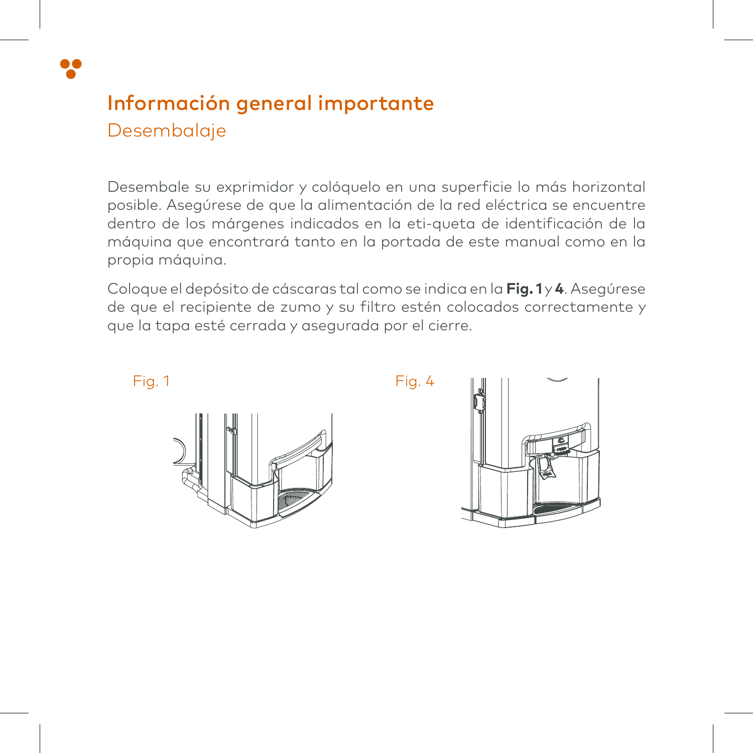# Información general importante

## Desembalaje

Desembale su exprimidor y colóquelo en una superficie lo más horizontal posible. Asegúrese de que la alimentación de la red eléctrica se encuentre dentro de los márgenes indicados en la eti-queta de identificación de la máquina que encontrará tanto en la portada de este manual como en la propia máquina.

Coloque el depósito de cáscaras tal como se indica en la **Fig. 1** y **4**. Asegúrese de que el recipiente de zumo y su filtro estén colocados correctamente y que la tapa esté cerrada y asegurada por el cierre.

Fig. 1

Fig. 4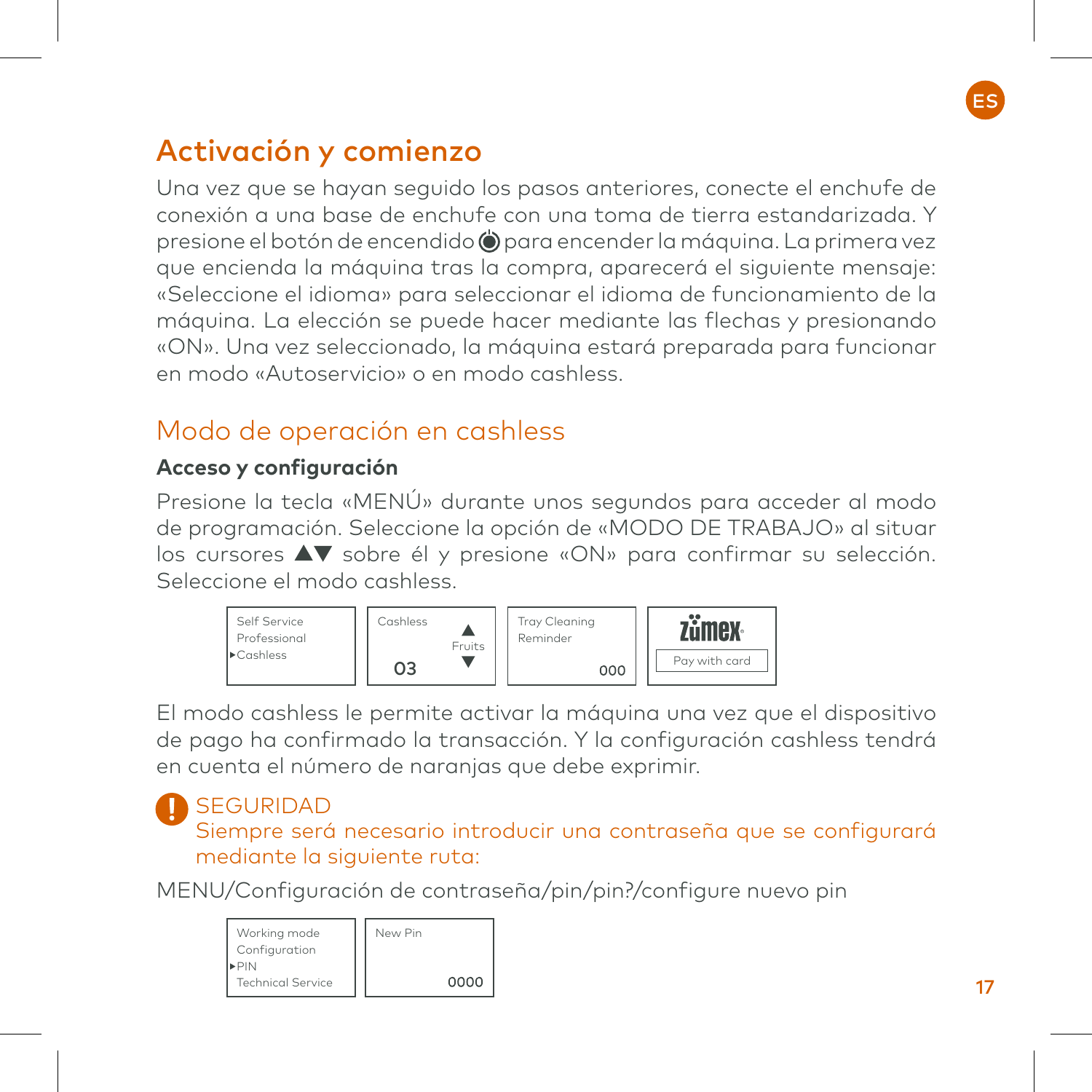# Activación y comienzo

Una vez que se hayan seguido los pasos anteriores, conecte el enchufe de conexión a una base de enchufe con una toma de tierra estandarizada. Y presione el botón de encendido ⏻ para encender la máquina. La primera vez que encienda la máquina tras la compra, aparecerá el siguiente mensaje: «Seleccione el idioma» para seleccionar el idioma de funcionamiento de la máquina. La elección se puede hacer mediante las flechas y presionando «ON». Una vez seleccionado, la máquina estará preparada para funcionar en modo «Autoservicio» o en modo cashless.

## Modo de operación en cashless

### Acceso y configuración

Presione la tecla «MENÚ» durante unos segundos para acceder al modo de programación. Seleccione la opción de «MODO DE TRABAJO» al situar los cursores ▲▼ sobre él y presione «ON» para confirmar su selección. Seleccione el modo cashless.

| Self Service<br>Professional<br>▸Cashless | Cashless ▲<br>Fruits<br>03 ▼ | Tray Cleaning<br>Reminder<br>000 | zümex<br>Pay with card |
|---|---|---|---|

El modo cashless le permite activar la máquina una vez que el dispositivo de pago ha confirmado la transacción. Y la configuración cashless tendrá en cuenta el número de naranjas que debe exprimir.

**!** SEGURIDAD
Siempre será necesario introducir una contraseña que se configurará mediante la siguiente ruta:

MENU/Configuración de contraseña/pin/pin?/configure nuevo pin

| Working mode<br>Configuration<br>▸PIN<br>Technical Service | New Pin<br>0000 |
|---|---|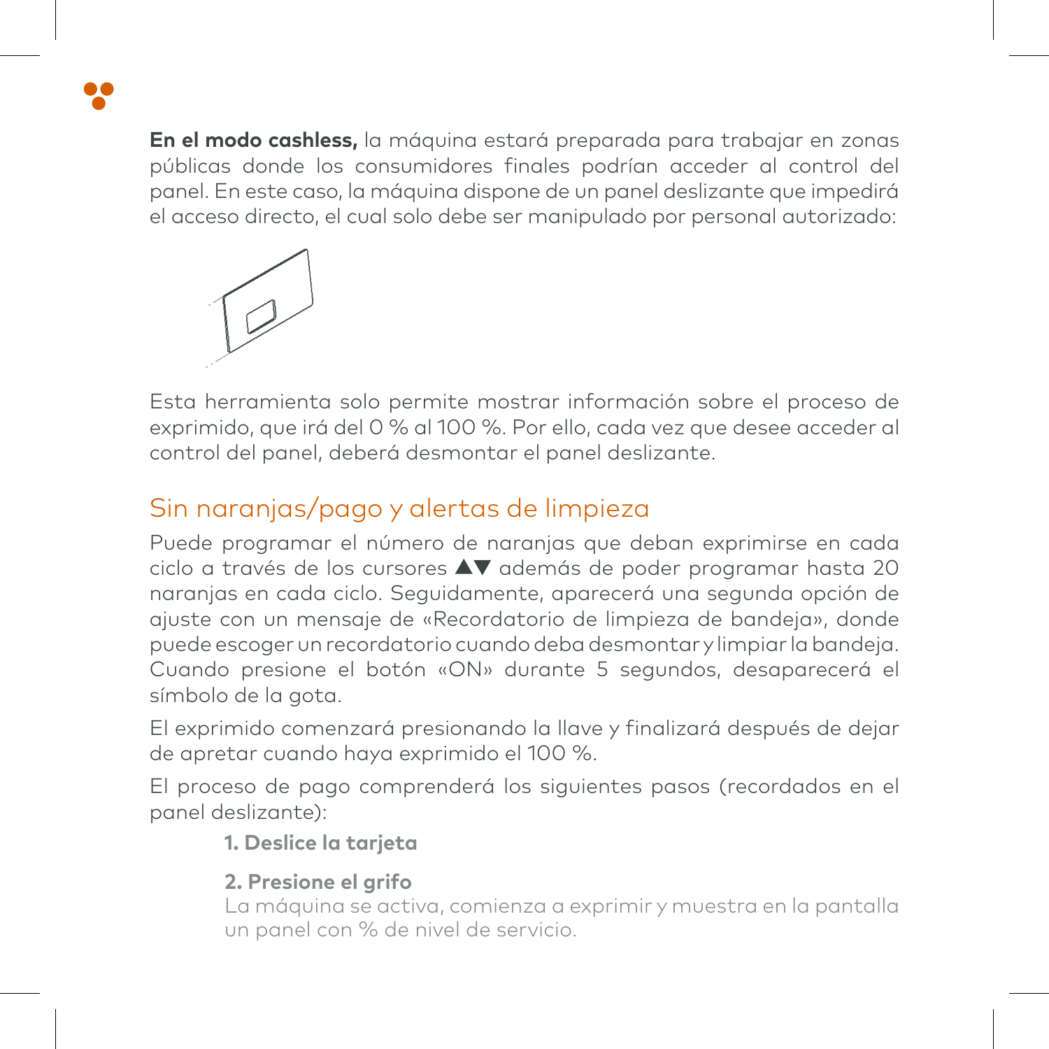**En el modo cashless,** la máquina estará preparada para trabajar en zonas públicas donde los consumidores finales podrían acceder al control del panel. En este caso, la máquina dispone de un panel deslizante que impedirá el acceso directo, el cual solo debe ser manipulado por personal autorizado:

Esta herramienta solo permite mostrar información sobre el proceso de exprimido, que irá del 0 % al 100 %. Por ello, cada vez que desee acceder al control del panel, deberá desmontar el panel deslizante.

## Sin naranjas/pago y alertas de limpieza

Puede programar el número de naranjas que deban exprimirse en cada ciclo a través de los cursores ▲▼ además de poder programar hasta 20 naranjas en cada ciclo. Seguidamente, aparecerá una segunda opción de ajuste con un mensaje de «Recordatorio de limpieza de bandeja», donde puede escoger un recordatorio cuando deba desmontar y limpiar la bandeja. Cuando presione el botón «ON» durante 5 segundos, desaparecerá el símbolo de la gota.

El exprimido comenzará presionando la llave y finalizará después de dejar de apretar cuando haya exprimido el 100 %.

El proceso de pago comprenderá los siguientes pasos (recordados en el panel deslizante):

**1. Deslice la tarjeta**

**2. Presione el grifo**
La máquina se activa, comienza a exprimir y muestra en la pantalla un panel con % de nivel de servicio.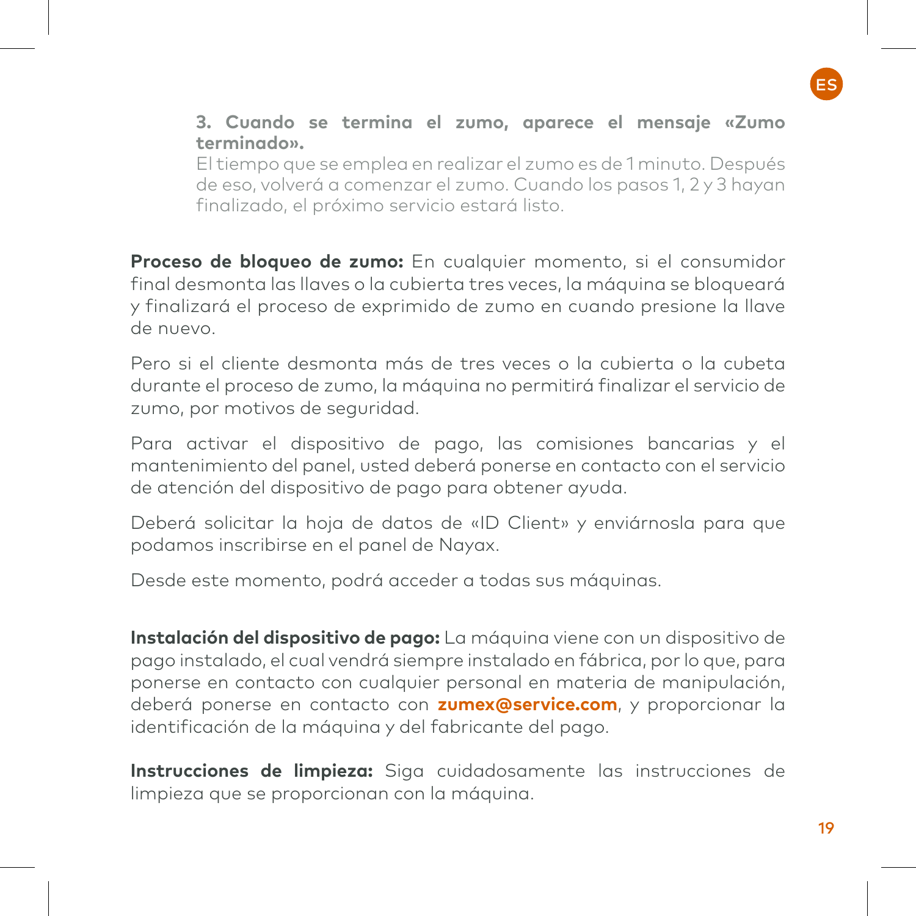**3. Cuando se termina el zumo, aparece el mensaje «Zumo terminado».**
El tiempo que se emplea en realizar el zumo es de 1 minuto. Después de eso, volverá a comenzar el zumo. Cuando los pasos 1, 2 y 3 hayan finalizado, el próximo servicio estará listo.

**Proceso de bloqueo de zumo:** En cualquier momento, si el consumidor final desmonta las llaves o la cubierta tres veces, la máquina se bloqueará y finalizará el proceso de exprimido de zumo en cuando presione la llave de nuevo.

Pero si el cliente desmonta más de tres veces o la cubierta o la cubeta durante el proceso de zumo, la máquina no permitirá finalizar el servicio de zumo, por motivos de seguridad.

Para activar el dispositivo de pago, las comisiones bancarias y el mantenimiento del panel, usted deberá ponerse en contacto con el servicio de atención del dispositivo de pago para obtener ayuda.

Deberá solicitar la hoja de datos de «ID Client» y enviárnosla para que podamos inscribirse en el panel de Nayax.

Desde este momento, podrá acceder a todas sus máquinas.

**Instalación del dispositivo de pago:** La máquina viene con un dispositivo de pago instalado, el cual vendrá siempre instalado en fábrica, por lo que, para ponerse en contacto con cualquier personal en materia de manipulación, deberá ponerse en contacto con **zumex@service.com**, y proporcionar la identificación de la máquina y del fabricante del pago.

**Instrucciones de limpieza:** Siga cuidadosamente las instrucciones de limpieza que se proporcionan con la máquina.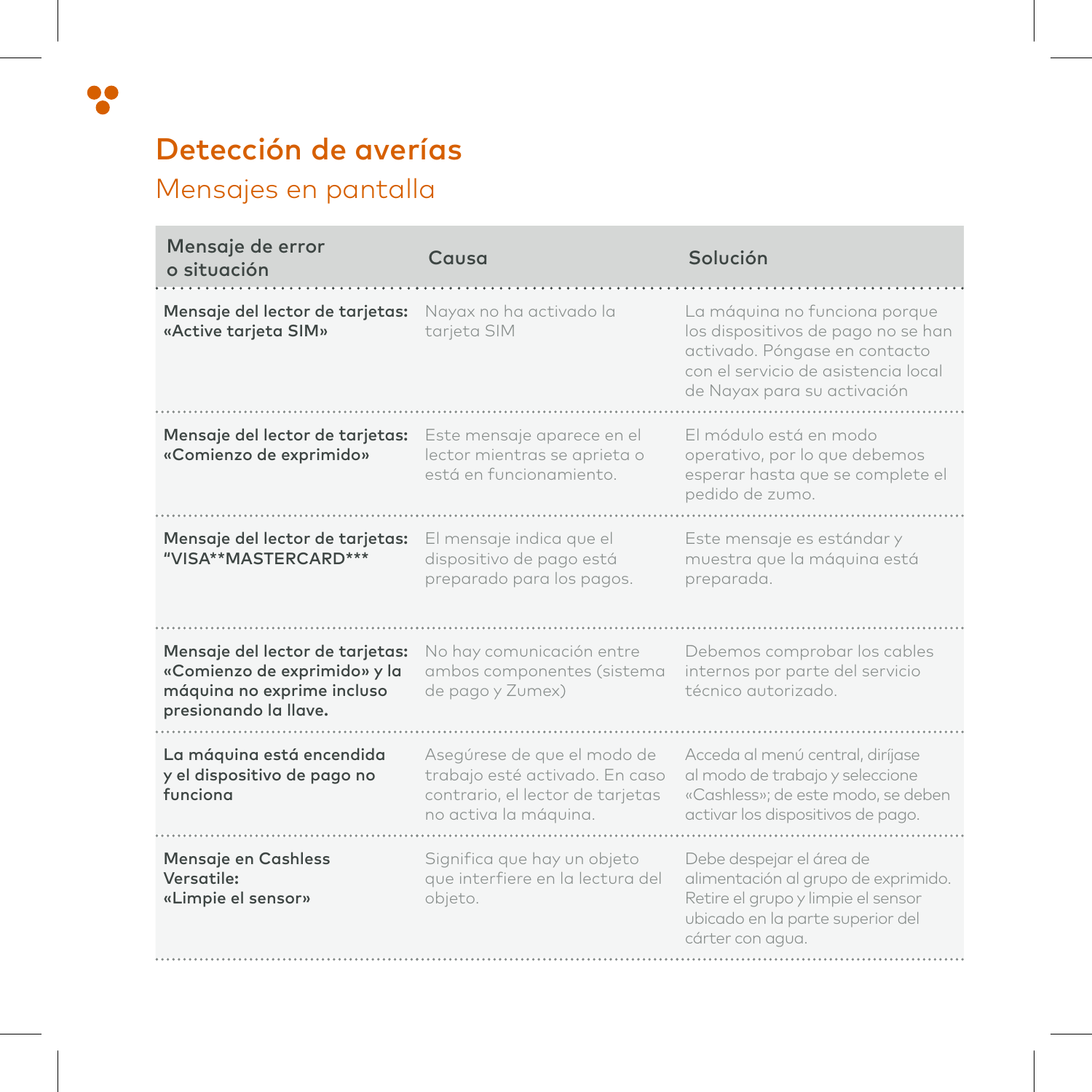# Detección de averías

## Mensajes en pantalla

| Mensaje de error o situación | Causa | Solución |
|---|---|---|
| **Mensaje del lector de tarjetas: «Active tarjeta SIM»** | Nayax no ha activado la tarjeta SIM | La máquina no funciona porque los dispositivos de pago no se han activado. Póngase en contacto con el servicio de asistencia local de Nayax para su activación |
| **Mensaje del lector de tarjetas: «Comienzo de exprimido»** | Este mensaje aparece en el lector mientras se aprieta o está en funcionamiento. | El módulo está en modo operativo, por lo que debemos esperar hasta que se complete el pedido de zumo. |
| **Mensaje del lector de tarjetas: "VISA**MASTERCARD***"** | El mensaje indica que el dispositivo de pago está preparado para los pagos. | Este mensaje es estándar y muestra que la máquina está preparada. |
| **Mensaje del lector de tarjetas: «Comienzo de exprimido» y la máquina no exprime incluso presionando la llave.** | No hay comunicación entre ambos componentes (sistema de pago y Zumex) | Debemos comprobar los cables internos por parte del servicio técnico autorizado. |
| **La máquina está encendida y el dispositivo de pago no funciona** | Asegúrese de que el modo de trabajo esté activado. En caso contrario, el lector de tarjetas no activa la máquina. | Acceda al menú central, diríjase al modo de trabajo y seleccione «Cashless»; de este modo, se deben activar los dispositivos de pago. |
| **Mensaje en Cashless Versatile: «Limpie el sensor»** | Significa que hay un objeto que interfiere en la lectura del objeto. | Debe despejar el área de alimentación al grupo de exprimido. Retire el grupo y limpie el sensor ubicado en la parte superior del cárter con agua. |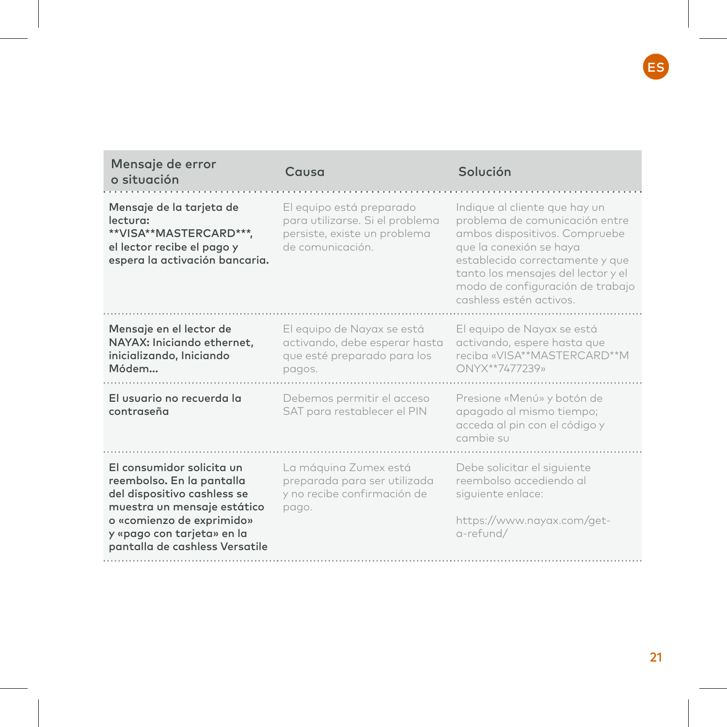| Mensaje de error o situación | Causa | Solución |
|---|---|---|
| **Mensaje de la tarjeta de lectura: **VISA**MASTERCARD***, el lector recibe el pago y espera la activación bancaria.** | El equipo está preparado para utilizarse. Si el problema persiste, existe un problema de comunicación. | Indique al cliente que hay un problema de comunicación entre ambos dispositivos. Compruebe que la conexión se haya establecido correctamente y que tanto los mensajes del lector y el modo de configuración de trabajo cashless estén activos. |
| **Mensaje en el lector de NAYAX: Iniciando ethernet, inicializando, Iniciando Módem...** | El equipo de Nayax se está activando, debe esperar hasta que esté preparado para los pagos. | El equipo de Nayax se está activando, espere hasta que reciba «VISA**MASTERCARD**MONYX**7477239» |
| **El usuario no recuerda la contraseña** | Debemos permitir el acceso SAT para restablecer el PIN | Presione «Menú» y botón de apagado al mismo tiempo; acceda al pin con el código y cambie su |
| **El consumidor solicita un reembolso. En la pantalla del dispositivo cashless se muestra un mensaje estático o «comienzo de exprimido» y «pago con tarjeta» en la pantalla de cashless Versatile** | La máquina Zumex está preparada para ser utilizada y no recibe confirmación de pago. | Debe solicitar el siguiente reembolso accediendo al siguiente enlace:<br><br>https://www.nayax.com/get-a-refund/ |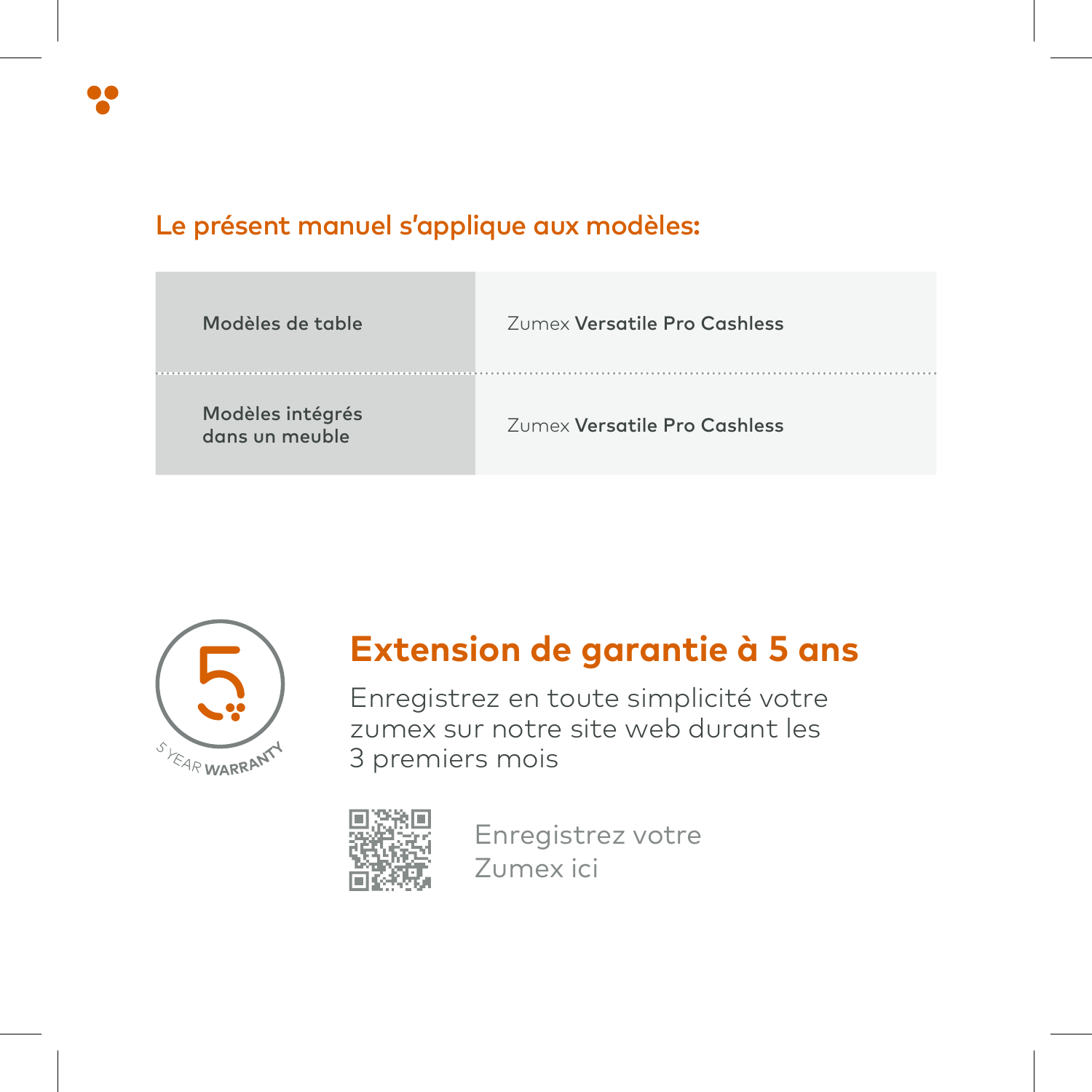## Le présent manuel s'applique aux modèles:

| | |
|---|---|
| **Modèles de table** | Zumex **Versatile Pro Cashless** |
| **Modèles intégrés dans un meuble** | Zumex **Versatile Pro Cashless** |

5 YEAR WARRANTY

## Extension de garantie à 5 ans

Enregistrez en toute simplicité votre zumex sur notre site web durant les 3 premiers mois

Enregistrez votre Zumex ici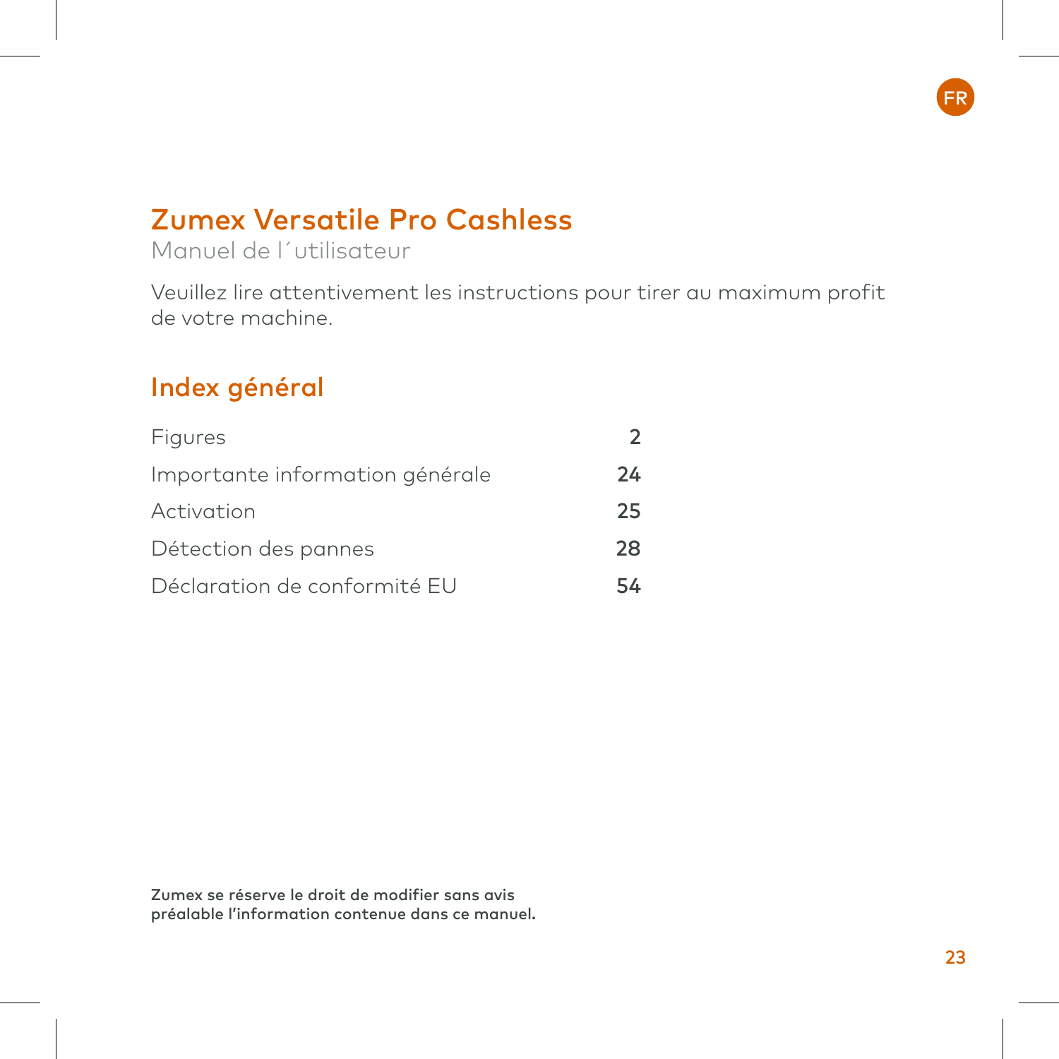# Zumex Versatile Pro Cashless

Manuel de l´utilisateur

Veuillez lire attentivement les instructions pour tirer au maximum profit de votre machine.

## Index général

| | |
|---|---|
| Figures | **2** |
| Importante information générale | **24** |
| Activation | **25** |
| Détection des pannes | **28** |
| Déclaration de conformité EU | **54** |

**Zumex se réserve le droit de modifier sans avis préalable l'information contenue dans ce manuel.**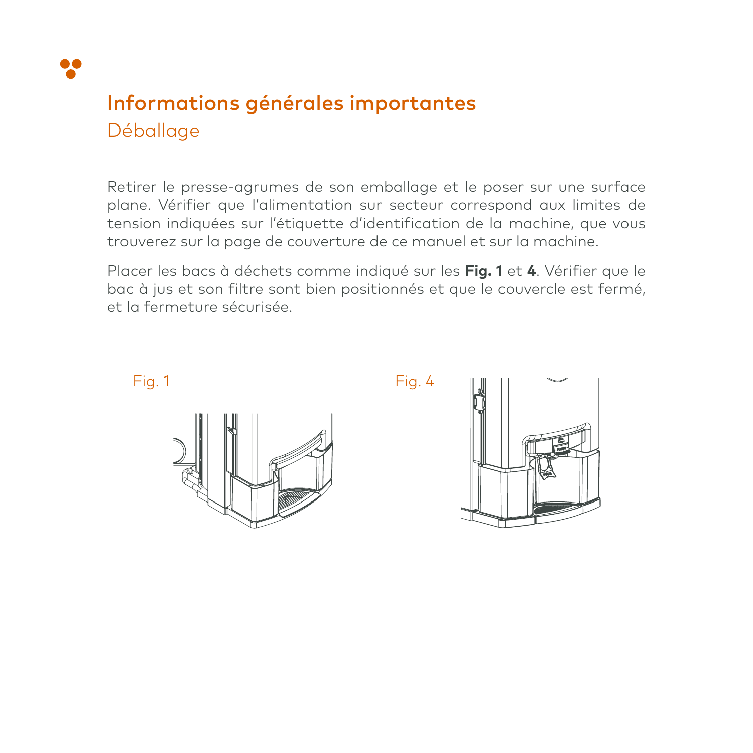# Informations générales importantes

## Déballage

Retirer le presse-agrumes de son emballage et le poser sur une surface plane. Vérifier que l'alimentation sur secteur correspond aux limites de tension indiquées sur l'étiquette d'identification de la machine, que vous trouverez sur la page de couverture de ce manuel et sur la machine.

Placer les bacs à déchets comme indiqué sur les **Fig. 1** et **4**. Vérifier que le bac à jus et son filtre sont bien positionnés et que le couvercle est fermé, et la fermeture sécurisée.

Fig. 1

Fig. 4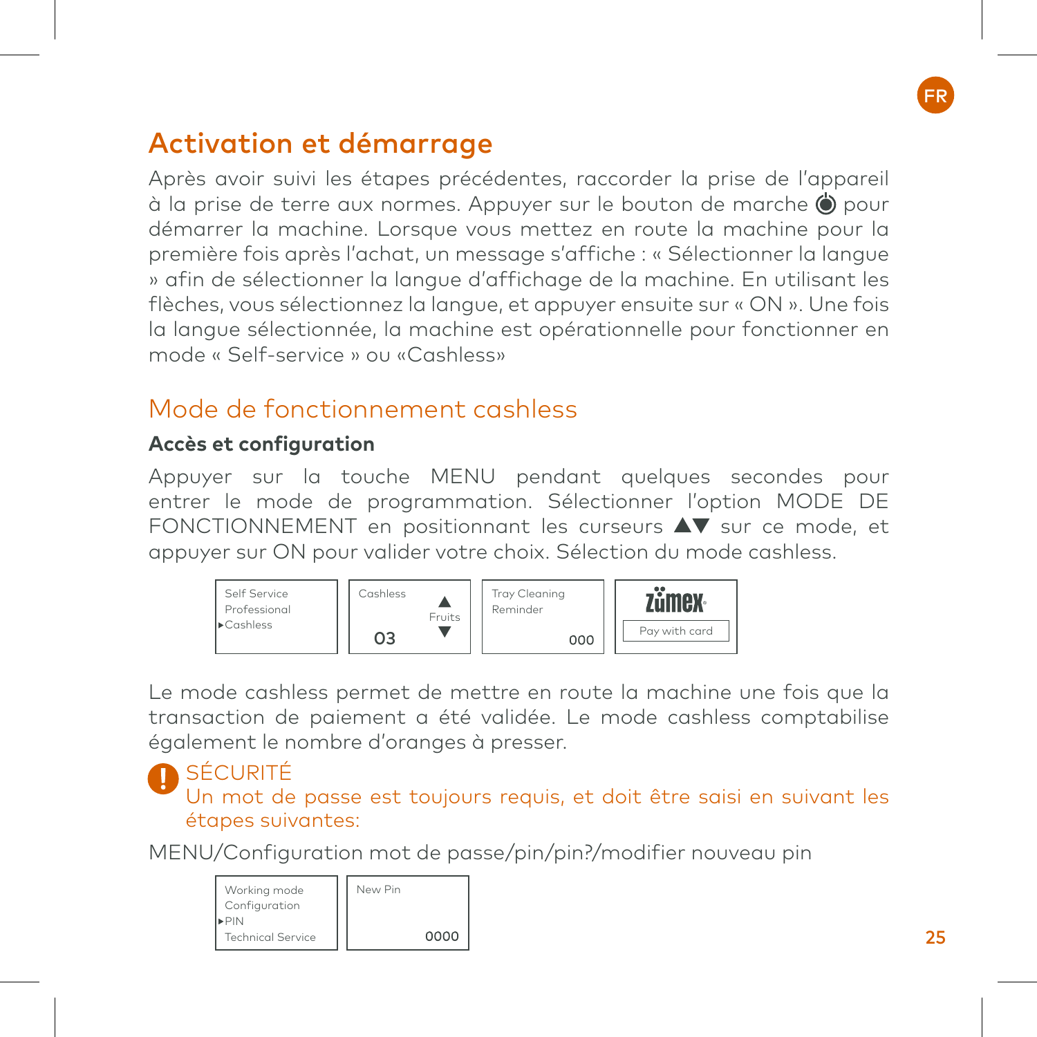# Activation et démarrage

Après avoir suivi les étapes précédentes, raccorder la prise de l'appareil à la prise de terre aux normes. Appuyer sur le bouton de marche ⏻ pour démarrer la machine. Lorsque vous mettez en route la machine pour la première fois après l'achat, un message s'affiche : « Sélectionner la langue » afin de sélectionner la langue d'affichage de la machine. En utilisant les flèches, vous sélectionnez la langue, et appuyer ensuite sur « ON ». Une fois la langue sélectionnée, la machine est opérationnelle pour fonctionner en mode « Self-service » ou «Cashless»

## Mode de fonctionnement cashless

### Accès et configuration

Appuyer sur la touche MENU pendant quelques secondes pour entrer le mode de programmation. Sélectionner l'option MODE DE FONCTIONNEMENT en positionnant les curseurs ▲▼ sur ce mode, et appuyer sur ON pour valider votre choix. Sélection du mode cashless.

| Self Service<br>Professional<br>▸Cashless | Cashless ▲<br>Fruits<br>03 ▼ | Tray Cleaning<br>Reminder<br>000 | zumex<br>Pay with card |
|---|---|---|---|

Le mode cashless permet de mettre en route la machine une fois que la transaction de paiement a été validée. Le mode cashless comptabilise également le nombre d'oranges à presser.

**!** SÉCURITÉ
Un mot de passe est toujours requis, et doit être saisi en suivant les étapes suivantes:

MENU/Configuration mot de passe/pin/pin?/modifier nouveau pin

| Working mode<br>Configuration<br>▸PIN<br>Technical Service | New Pin<br>0000 |
|---|---|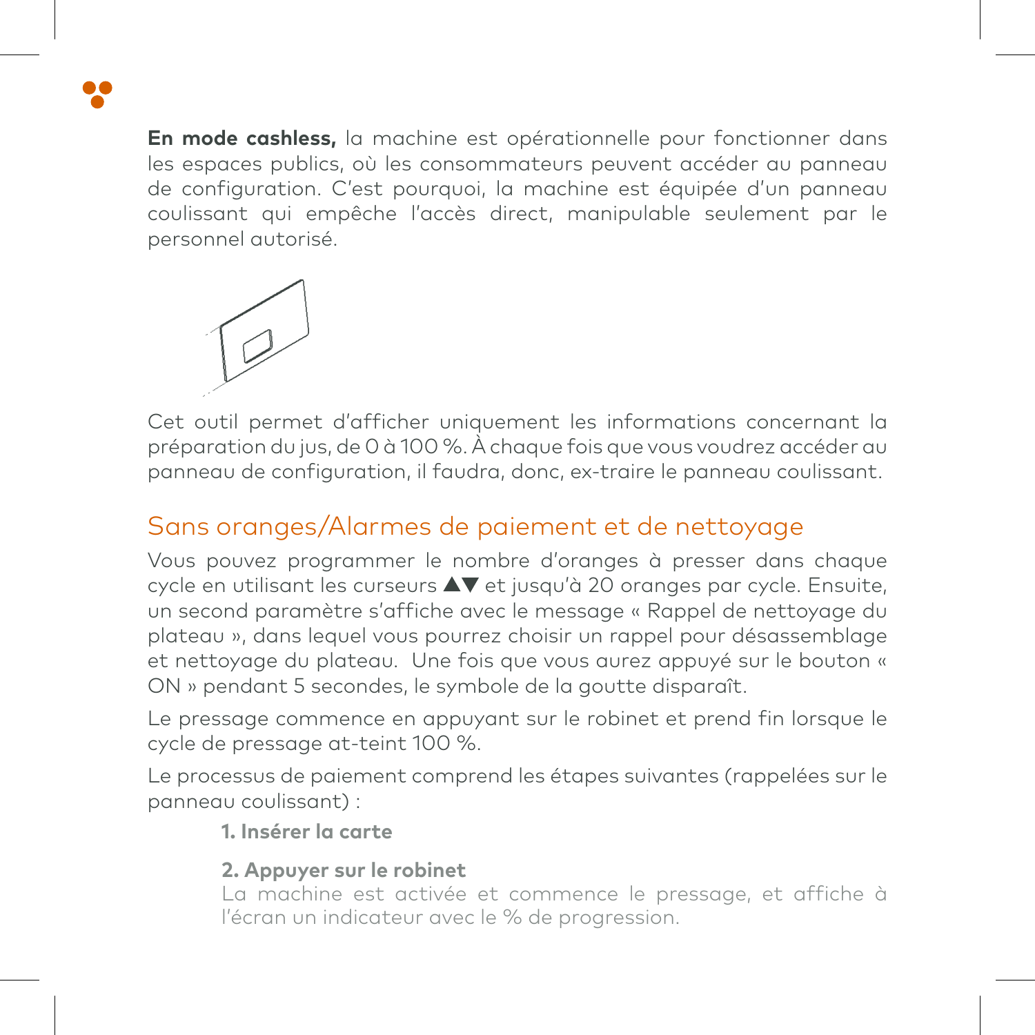**En mode cashless,** la machine est opérationnelle pour fonctionner dans les espaces publics, où les consommateurs peuvent accéder au panneau de configuration. C'est pourquoi, la machine est équipée d'un panneau coulissant qui empêche l'accès direct, manipulable seulement par le personnel autorisé.

Cet outil permet d'afficher uniquement les informations concernant la préparation du jus, de 0 à 100 %. À chaque fois que vous voudrez accéder au panneau de configuration, il faudra, donc, ex-traire le panneau coulissant.

## Sans oranges/Alarmes de paiement et de nettoyage

Vous pouvez programmer le nombre d'oranges à presser dans chaque cycle en utilisant les curseurs ▲▼ et jusqu'à 20 oranges par cycle. Ensuite, un second paramètre s'affiche avec le message « Rappel de nettoyage du plateau », dans lequel vous pourrez choisir un rappel pour désassemblage et nettoyage du plateau. Une fois que vous aurez appuyé sur le bouton « ON » pendant 5 secondes, le symbole de la goutte disparaît.

Le pressage commence en appuyant sur le robinet et prend fin lorsque le cycle de pressage at-teint 100 %.

Le processus de paiement comprend les étapes suivantes (rappelées sur le panneau coulissant) :

**1. Insérer la carte**

**2. Appuyer sur le robinet**
La machine est activée et commence le pressage, et affiche à l'écran un indicateur avec le % de progression.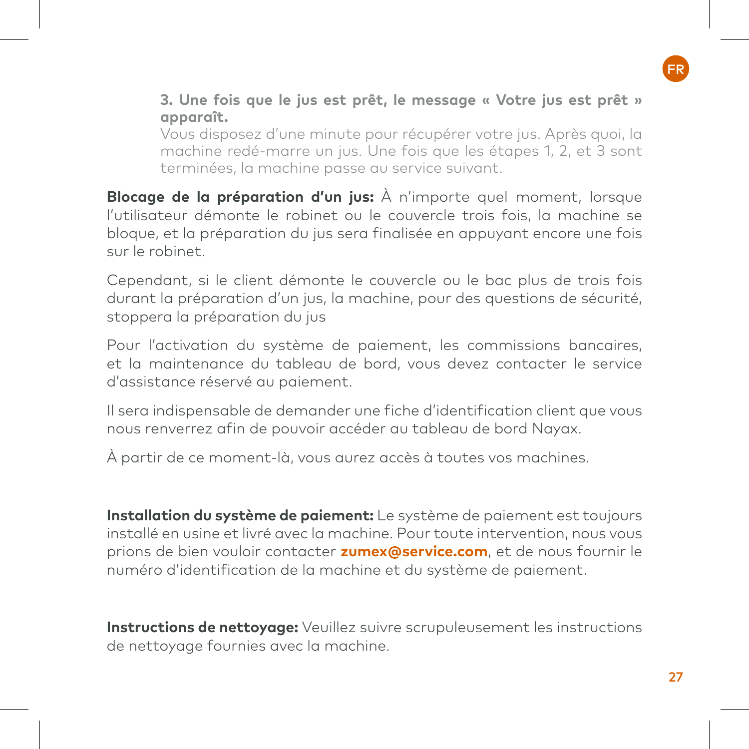**3. Une fois que le jus est prêt, le message « Votre jus est prêt » apparaît.**

Vous disposez d'une minute pour récupérer votre jus. Après quoi, la machine redé-marre un jus. Une fois que les étapes 1, 2, et 3 sont terminées, la machine passe au service suivant.

**Blocage de la préparation d'un jus:** À n'importe quel moment, lorsque l'utilisateur démonte le robinet ou le couvercle trois fois, la machine se bloque, et la préparation du jus sera finalisée en appuyant encore une fois sur le robinet.

Cependant, si le client démonte le couvercle ou le bac plus de trois fois durant la préparation d'un jus, la machine, pour des questions de sécurité, stoppera la préparation du jus

Pour l'activation du système de paiement, les commissions bancaires, et la maintenance du tableau de bord, vous devez contacter le service d'assistance réservé au paiement.

Il sera indispensable de demander une fiche d'identification client que vous nous renverrez afin de pouvoir accéder au tableau de bord Nayax.

À partir de ce moment-là, vous aurez accès à toutes vos machines.

**Installation du système de paiement:** Le système de paiement est toujours installé en usine et livré avec la machine. Pour toute intervention, nous vous prions de bien vouloir contacter **zumex@service.com**, et de nous fournir le numéro d'identification de la machine et du système de paiement.

**Instructions de nettoyage:** Veuillez suivre scrupuleusement les instructions de nettoyage fournies avec la machine.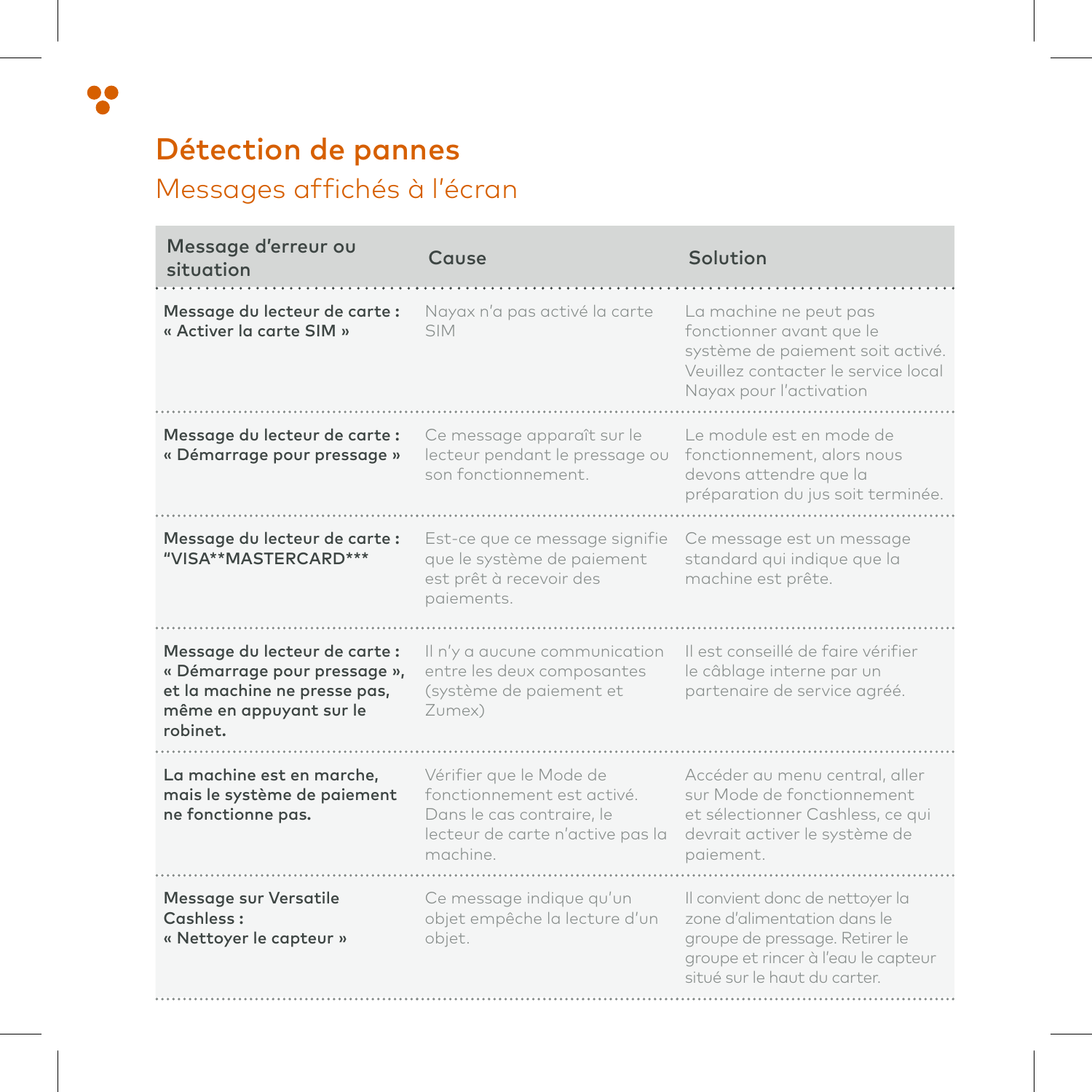# Détection de pannes

## Messages affichés à l'écran

| Message d'erreur ou situation | Cause | Solution |
|---|---|---|
| **Message du lecteur de carte : « Activer la carte SIM »** | Nayax n'a pas activé la carte SIM | La machine ne peut pas fonctionner avant que le système de paiement soit activé. Veuillez contacter le service local Nayax pour l'activation |
| **Message du lecteur de carte : « Démarrage pour pressage »** | Ce message apparaît sur le lecteur pendant le pressage ou son fonctionnement. | Le module est en mode de fonctionnement, alors nous devons attendre que la préparation du jus soit terminée. |
| **Message du lecteur de carte : "VISA**MASTERCARD***** | Est-ce que ce message signifie que le système de paiement est prêt à recevoir des paiements. | Ce message est un message standard qui indique que la machine est prête. |
| **Message du lecteur de carte : « Démarrage pour pressage », et la machine ne presse pas, même en appuyant sur le robinet.** | Il n'y a aucune communication entre les deux composantes (système de paiement et Zumex) | Il est conseillé de faire vérifier le câblage interne par un partenaire de service agréé. |
| **La machine est en marche, mais le système de paiement ne fonctionne pas.** | Vérifier que le Mode de fonctionnement est activé. Dans le cas contraire, le lecteur de carte n'active pas la machine. | Accéder au menu central, aller sur Mode de fonctionnement et sélectionner Cashless, ce qui devrait activer le système de paiement. |
| **Message sur Versatile Cashless : « Nettoyer le capteur »** | Ce message indique qu'un objet empêche la lecture d'un objet. | Il convient donc de nettoyer la zone d'alimentation dans le groupe de pressage. Retirer le groupe et rincer à l'eau le capteur situé sur le haut du carter. |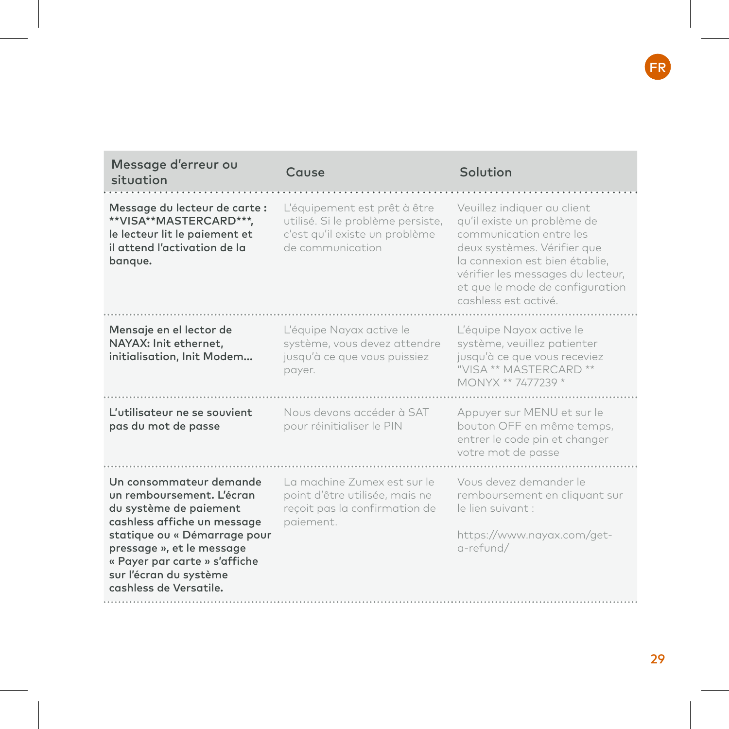| Message d'erreur ou situation | Cause | Solution |
|---|---|---|
| **Message du lecteur de carte : **VISA**MASTERCARD***, le lecteur lit le paiement et il attend l'activation de la banque.** | L'équipement est prêt à être utilisé. Si le problème persiste, c'est qu'il existe un problème de communication | Veuillez indiquer au client qu'il existe un problème de communication entre les deux systèmes. Vérifier que la connexion est bien établie, vérifier les messages du lecteur, et que le mode de configuration cashless est activé. |
| **Mensaje en el lector de NAYAX: Init ethernet, initialisation, Init Modem...** | L'équipe Nayax active le système, vous devez attendre jusqu'à ce que vous puissiez payer. | L'équipe Nayax active le système, veuillez patienter jusqu'à ce que vous receviez "VISA ** MASTERCARD ** MONYX ** 7477239 * |
| **L'utilisateur ne se souvient pas du mot de passe** | Nous devons accéder à SAT pour réinitialiser le PIN | Appuyer sur MENU et sur le bouton OFF en même temps, entrer le code pin et changer votre mot de passe |
| **Un consommateur demande un remboursement. L'écran du système de paiement cashless affiche un message statique ou « Démarrage pour pressage », et le message « Payer par carte » s'affiche sur l'écran du système cashless de Versatile.** | La machine Zumex est sur le point d'être utilisée, mais ne reçoit pas la confirmation de paiement. | Vous devez demander le remboursement en cliquant sur le lien suivant :<br><br>https://www.nayax.com/get-a-refund/ |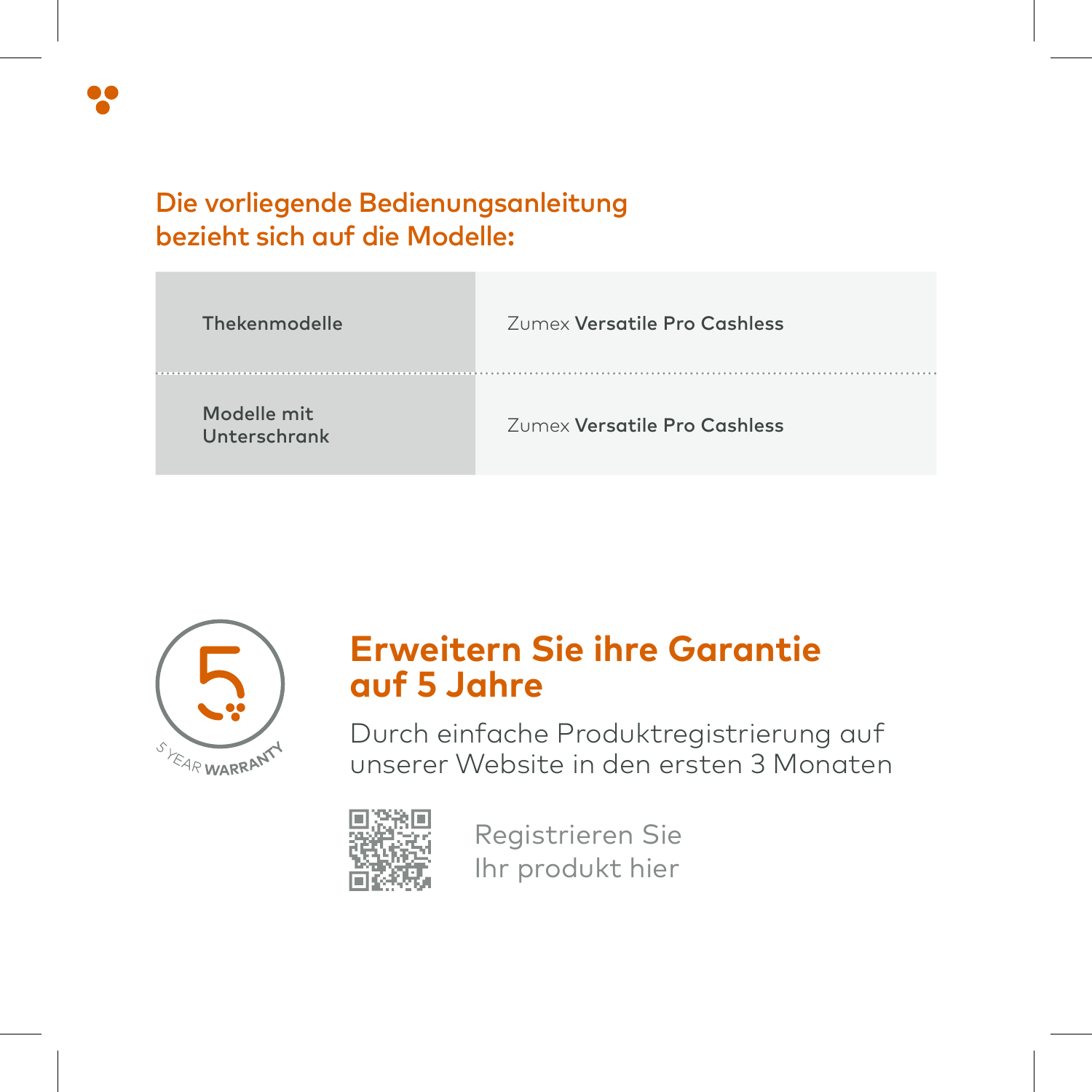## Die vorliegende Bedienungsanleitung bezieht sich auf die Modelle:

| | |
|---|---|
| Thekenmodelle | Zumex **Versatile Pro Cashless** |
| Modelle mit Unterschrank | Zumex **Versatile Pro Cashless** |

5 YEAR WARRANTY

## Erweitern Sie ihre Garantie auf 5 Jahre

Durch einfache Produktregistrierung auf unserer Website in den ersten 3 Monaten

Registrieren Sie Ihr produkt hier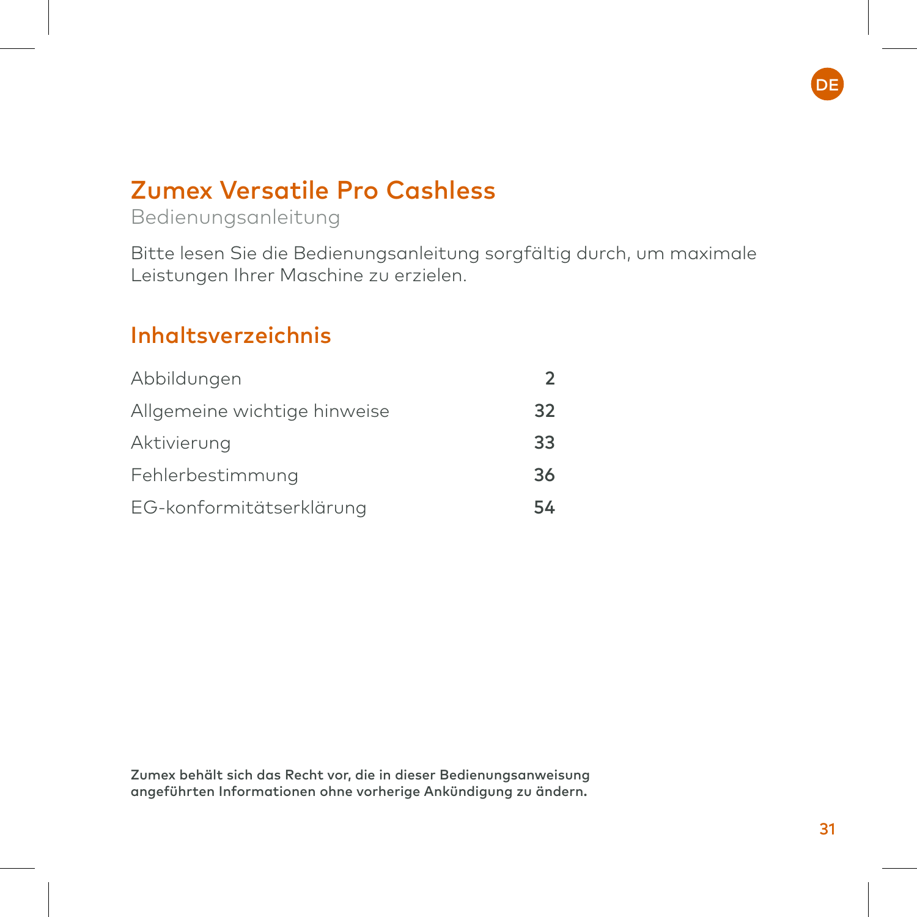DE

# Zumex Versatile Pro Cashless

Bedienungsanleitung

Bitte lesen Sie die Bedienungsanleitung sorgfältig durch, um maximale Leistungen Ihrer Maschine zu erzielen.

## Inhaltsverzeichnis

| | |
|---|---|
| Abbildungen | **2** |
| Allgemeine wichtige hinweise | **32** |
| Aktivierung | **33** |
| Fehlerbestimmung | **36** |
| EG-konformitätserklärung | **54** |

**Zumex behält sich das Recht vor, die in dieser Bedienungsanweisung angeführten Informationen ohne vorherige Ankündigung zu ändern.**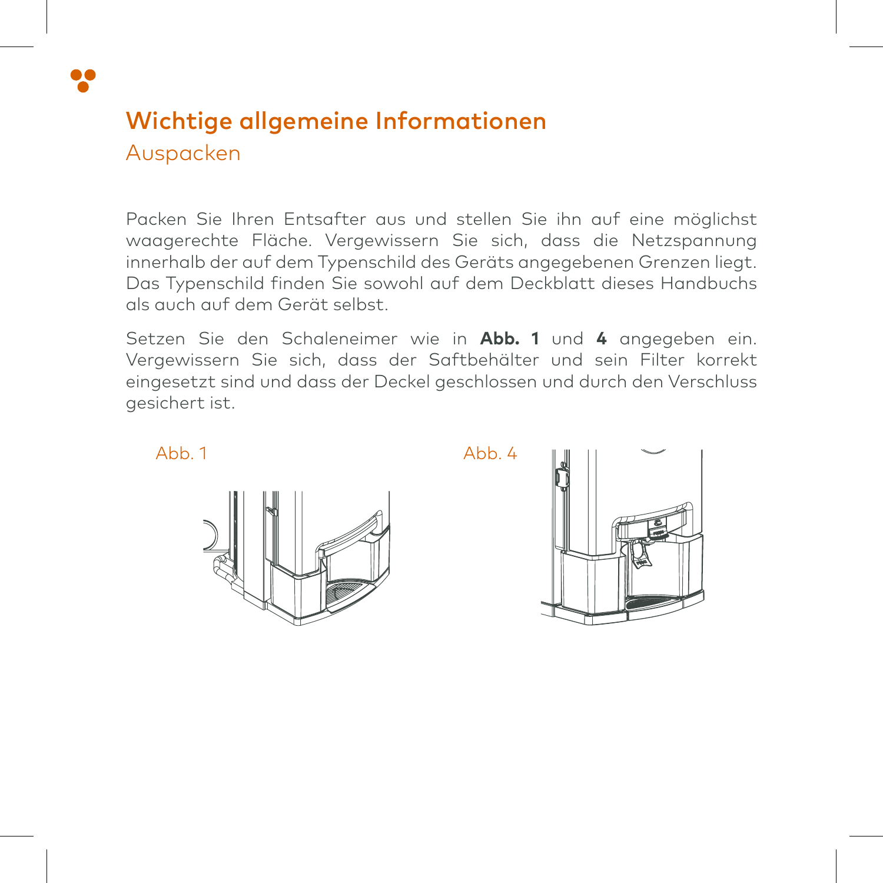# Wichtige allgemeine Informationen

## Auspacken

Packen Sie Ihren Entsafter aus und stellen Sie ihn auf eine möglichst waagerechte Fläche. Vergewissern Sie sich, dass die Netzspannung innerhalb der auf dem Typenschild des Geräts angegebenen Grenzen liegt. Das Typenschild finden Sie sowohl auf dem Deckblatt dieses Handbuchs als auch auf dem Gerät selbst.

Setzen Sie den Schaleneimer wie in **Abb. 1** und **4** angegeben ein. Vergewissern Sie sich, dass der Saftbehälter und sein Filter korrekt eingesetzt sind und dass der Deckel geschlossen und durch den Verschluss gesichert ist.

Abb. 1

Abb. 4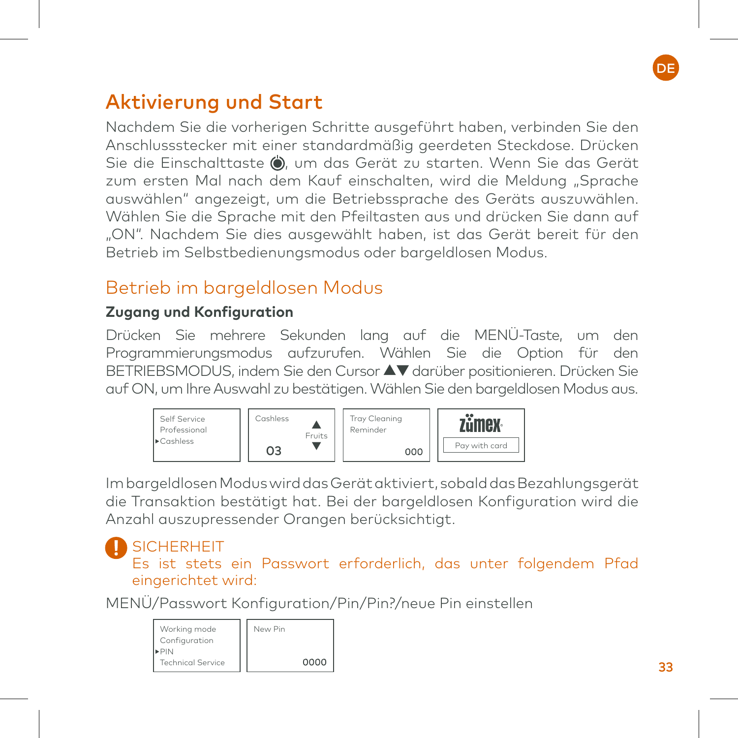## Aktivierung und Start

Nachdem Sie die vorherigen Schritte ausgeführt haben, verbinden Sie den Anschlussstecker mit einer standardmäßig geerdeten Steckdose. Drücken Sie die Einschalttaste ⏻, um das Gerät zu starten. Wenn Sie das Gerät zum ersten Mal nach dem Kauf einschalten, wird die Meldung „Sprache auswählen" angezeigt, um die Betriebssprache des Geräts auszuwählen. Wählen Sie die Sprache mit den Pfeiltasten aus und drücken Sie dann auf „ON". Nachdem Sie dies ausgewählt haben, ist das Gerät bereit für den Betrieb im Selbstbedienungsmodus oder bargeldlosen Modus.

### Betrieb im bargeldlosen Modus

**Zugang und Konfiguration**

Drücken Sie mehrere Sekunden lang auf die MENÜ-Taste, um den Programmierungsmodus aufzurufen. Wählen Sie die Option für den BETRIEBSMODUS, indem Sie den Cursor ▲▼ darüber positionieren. Drücken Sie auf ON, um Ihre Auswahl zu bestätigen. Wählen Sie den bargeldlosen Modus aus.

| Display 1 | Display 2 | Display 3 | Display 4 |
|---|---|---|---|
| Self Service<br>Professional<br>▸Cashless | Cashless ▲<br>Fruits<br>03 ▼ | Tray Cleaning<br>Reminder<br>000 | zumex<br>Pay with card |

Im bargeldlosen Modus wird das Gerät aktiviert, sobald das Bezahlungsgerät die Transaktion bestätigt hat. Bei der bargeldlosen Konfiguration wird die Anzahl auszupressender Orangen berücksichtigt.

**SICHERHEIT**
Es ist stets ein Passwort erforderlich, das unter folgendem Pfad eingerichtet wird:

MENÜ/Passwort Konfiguration/Pin/Pin?/neue Pin einstellen

| Display 1 | Display 2 |
|---|---|
| Working mode<br>Configuration<br>▸PIN<br>Technical Service | New Pin<br>0000 |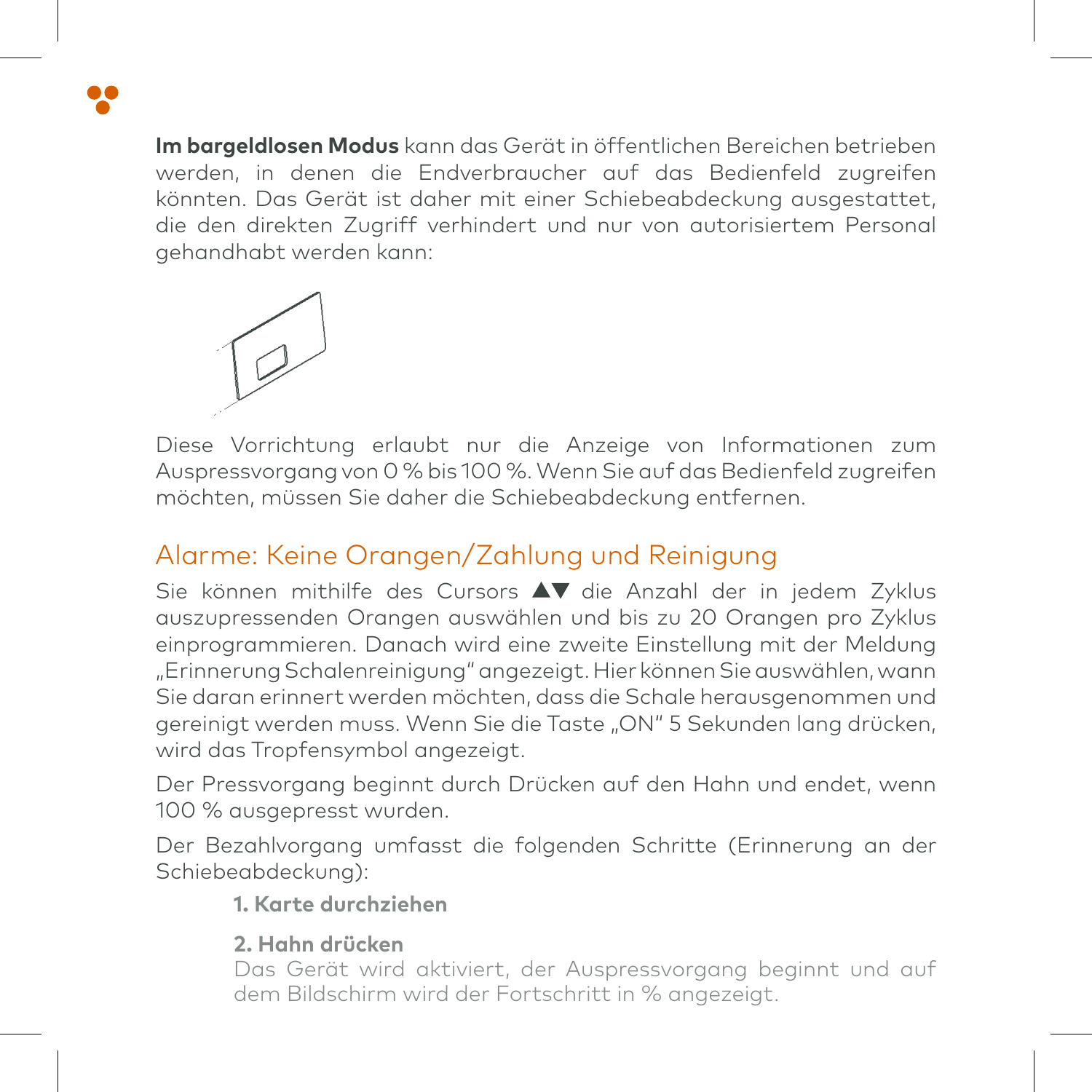**Im bargeldlosen Modus** kann das Gerät in öffentlichen Bereichen betrieben werden, in denen die Endverbraucher auf das Bedienfeld zugreifen könnten. Das Gerät ist daher mit einer Schiebeabdeckung ausgestattet, die den direkten Zugriff verhindert und nur von autorisiertem Personal gehandhabt werden kann:

Diese Vorrichtung erlaubt nur die Anzeige von Informationen zum Auspressvorgang von 0 % bis 100 %. Wenn Sie auf das Bedienfeld zugreifen möchten, müssen Sie daher die Schiebeabdeckung entfernen.

## Alarme: Keine Orangen/Zahlung und Reinigung

Sie können mithilfe des Cursors ▲▼ die Anzahl der in jedem Zyklus auszupressenden Orangen auswählen und bis zu 20 Orangen pro Zyklus einprogrammieren. Danach wird eine zweite Einstellung mit der Meldung „Erinnerung Schalenreinigung" angezeigt. Hier können Sie auswählen, wann Sie daran erinnert werden möchten, dass die Schale herausgenommen und gereinigt werden muss. Wenn Sie die Taste „ON" 5 Sekunden lang drücken, wird das Tropfensymbol angezeigt.

Der Pressvorgang beginnt durch Drücken auf den Hahn und endet, wenn 100 % ausgepresst wurden.

Der Bezahlvorgang umfasst die folgenden Schritte (Erinnerung an der Schiebeabdeckung):

**1. Karte durchziehen**

**2. Hahn drücken**
Das Gerät wird aktiviert, der Auspressvorgang beginnt und auf dem Bildschirm wird der Fortschritt in % angezeigt.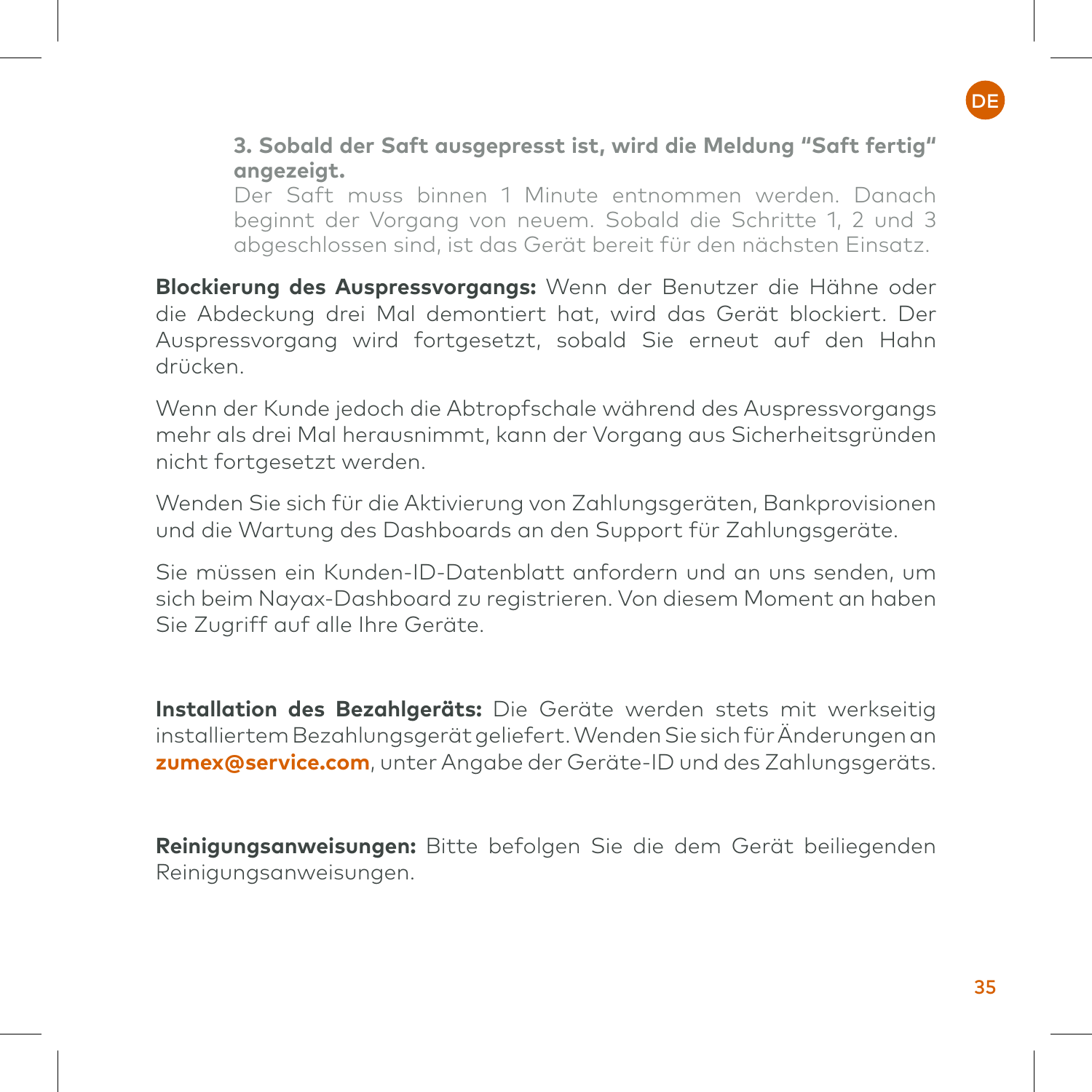**3. Sobald der Saft ausgepresst ist, wird die Meldung "Saft fertig" angezeigt.**
Der Saft muss binnen 1 Minute entnommen werden. Danach beginnt der Vorgang von neuem. Sobald die Schritte 1, 2 und 3 abgeschlossen sind, ist das Gerät bereit für den nächsten Einsatz.

**Blockierung des Auspressvorgangs:** Wenn der Benutzer die Hähne oder die Abdeckung drei Mal demontiert hat, wird das Gerät blockiert. Der Auspressvorgang wird fortgesetzt, sobald Sie erneut auf den Hahn drücken.

Wenn der Kunde jedoch die Abtropfschale während des Auspressvorgangs mehr als drei Mal herausnimmt, kann der Vorgang aus Sicherheitsgründen nicht fortgesetzt werden.

Wenden Sie sich für die Aktivierung von Zahlungsgeräten, Bankprovisionen und die Wartung des Dashboards an den Support für Zahlungsgeräte.

Sie müssen ein Kunden-ID-Datenblatt anfordern und an uns senden, um sich beim Nayax-Dashboard zu registrieren. Von diesem Moment an haben Sie Zugriff auf alle Ihre Geräte.

**Installation des Bezahlgeräts:** Die Geräte werden stets mit werkseitig installiertem Bezahlungsgerät geliefert. Wenden Sie sich für Änderungen an **zumex@service.com**, unter Angabe der Geräte-ID und des Zahlungsgeräts.

**Reinigungsanweisungen:** Bitte befolgen Sie die dem Gerät beiliegenden Reinigungsanweisungen.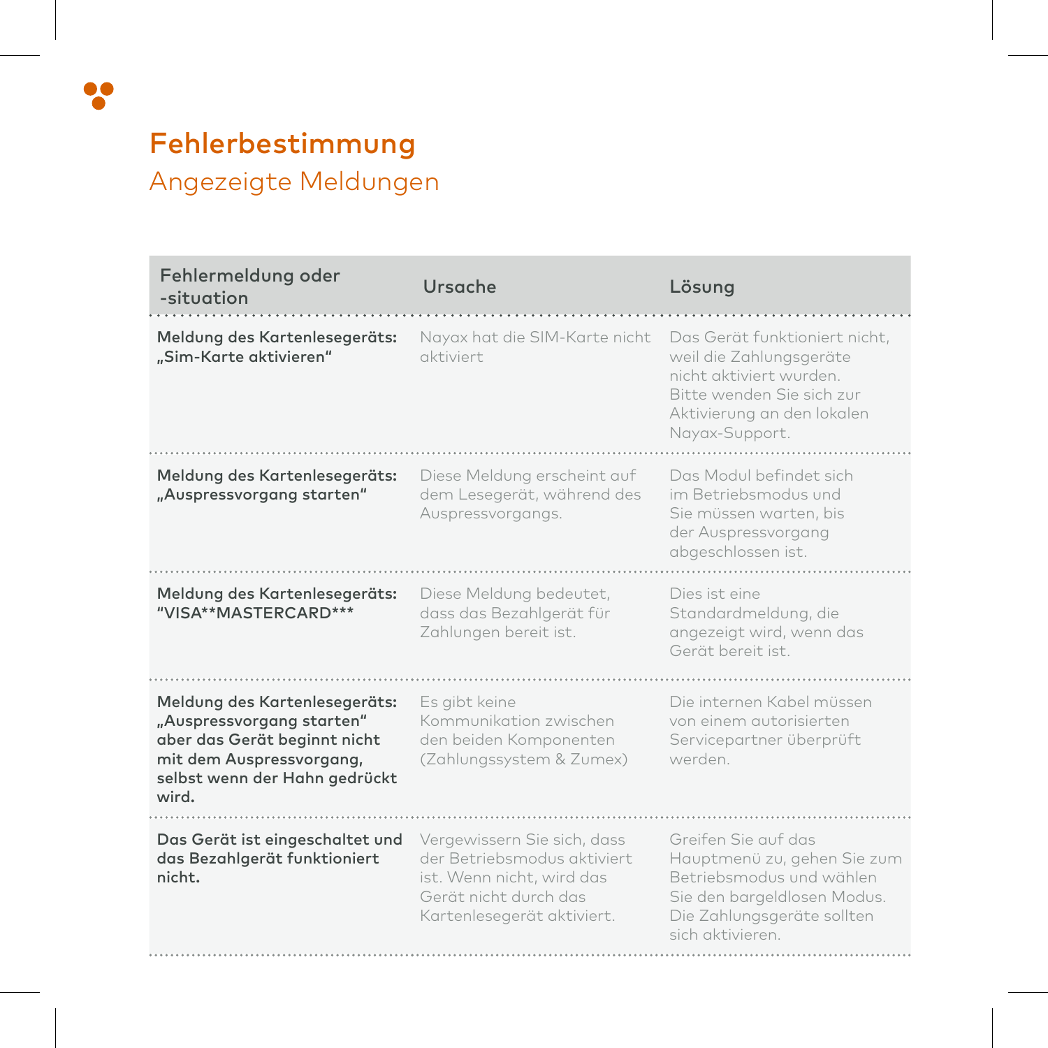# Fehlerbestimmung

## Angezeigte Meldungen

| Fehlermeldung oder -situation | Ursache | Lösung |
|---|---|---|
| **Meldung des Kartenlesegeräts: „Sim-Karte aktivieren"** | Nayax hat die SIM-Karte nicht aktiviert | Das Gerät funktioniert nicht, weil die Zahlungsgeräte nicht aktiviert wurden. Bitte wenden Sie sich zur Aktivierung an den lokalen Nayax-Support. |
| **Meldung des Kartenlesegeräts: „Auspressvorgang starten"** | Diese Meldung erscheint auf dem Lesegerät, während des Auspressvorgangs. | Das Modul befindet sich im Betriebsmodus und Sie müssen warten, bis der Auspressvorgang abgeschlossen ist. |
| **Meldung des Kartenlesegeräts: "VISA**MASTERCARD***"** | Diese Meldung bedeutet, dass das Bezahlgerät für Zahlungen bereit ist. | Dies ist eine Standardmeldung, die angezeigt wird, wenn das Gerät bereit ist. |
| **Meldung des Kartenlesegeräts: „Auspressvorgang starten" aber das Gerät beginnt nicht mit dem Auspressvorgang, selbst wenn der Hahn gedrückt wird.** | Es gibt keine Kommunikation zwischen den beiden Komponenten (Zahlungssystem & Zumex) | Die internen Kabel müssen von einem autorisierten Servicepartner überprüft werden. |
| **Das Gerät ist eingeschaltet und das Bezahlgerät funktioniert nicht.** | Vergewissern Sie sich, dass der Betriebsmodus aktiviert ist. Wenn nicht, wird das Gerät nicht durch das Kartenlesegerät aktiviert. | Greifen Sie auf das Hauptmenü zu, gehen Sie zum Betriebsmodus und wählen Sie den bargeldlosen Modus. Die Zahlungsgeräte sollten sich aktivieren. |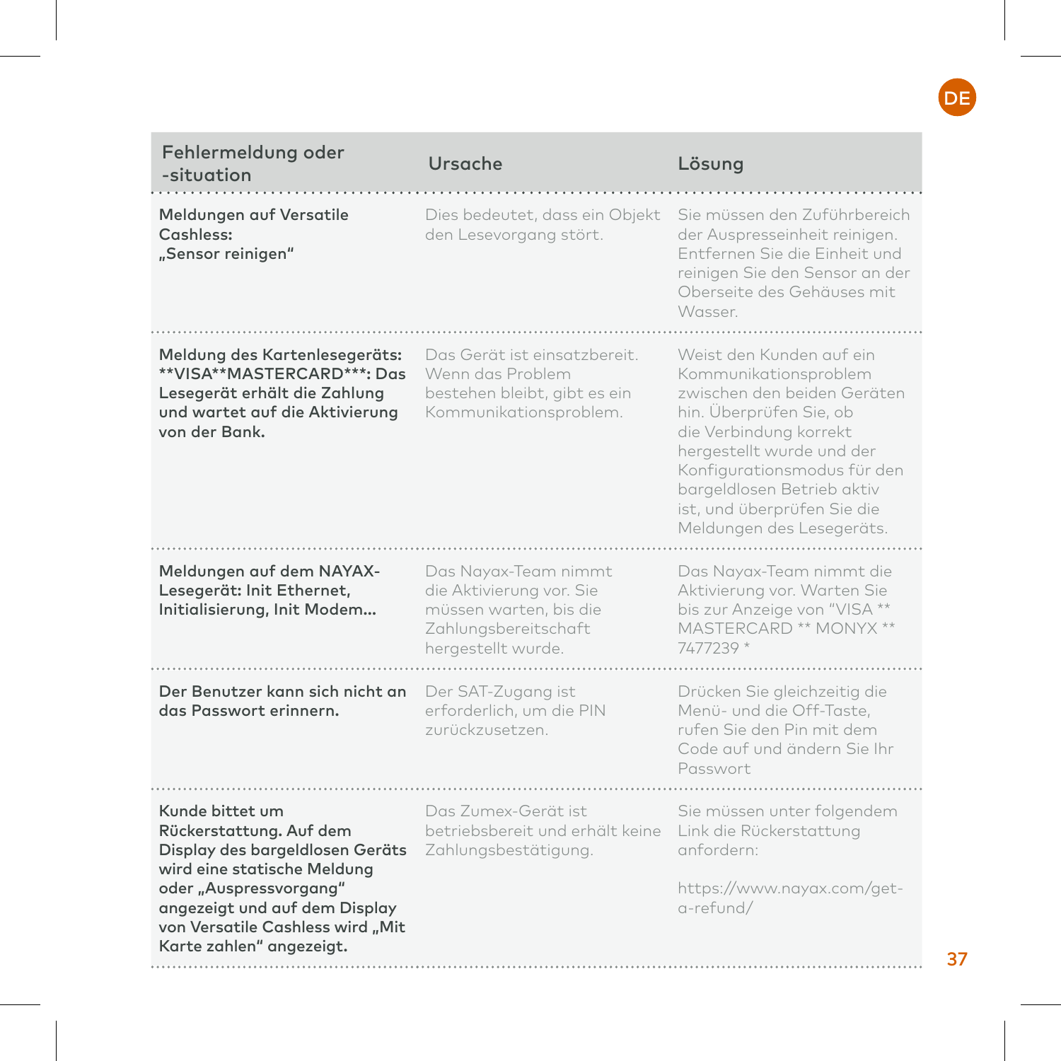| Fehlermeldung oder -situation | Ursache | Lösung |
|---|---|---|
| **Meldungen auf Versatile Cashless: „Sensor reinigen“** | Dies bedeutet, dass ein Objekt den Lesevorgang stört. | Sie müssen den Zuführbereich der Auspresseinheit reinigen. Entfernen Sie die Einheit und reinigen Sie den Sensor an der Oberseite des Gehäuses mit Wasser. |
| **Meldung des Kartenlesegeräts: **VISA**MASTERCARD***: Das Lesegerät erhält die Zahlung und wartet auf die Aktivierung von der Bank.** | Das Gerät ist einsatzbereit. Wenn das Problem bestehen bleibt, gibt es ein Kommunikationsproblem. | Weist den Kunden auf ein Kommunikationsproblem zwischen den beiden Geräten hin. Überprüfen Sie, ob die Verbindung korrekt hergestellt wurde und der Konfigurationsmodus für den bargeldlosen Betrieb aktiv ist, und überprüfen Sie die Meldungen des Lesegeräts. |
| **Meldungen auf dem NAYAX-Lesegerät: Init Ethernet, Initialisierung, Init Modem...** | Das Nayax-Team nimmt die Aktivierung vor. Sie müssen warten, bis die Zahlungsbereitschaft hergestellt wurde. | Das Nayax-Team nimmt die Aktivierung vor. Warten Sie bis zur Anzeige von "VISA ** MASTERCARD ** MONYX ** 7477239 * |
| **Der Benutzer kann sich nicht an das Passwort erinnern.** | Der SAT-Zugang ist erforderlich, um die PIN zurückzusetzen. | Drücken Sie gleichzeitig die Menü- und die Off-Taste, rufen Sie den Pin mit dem Code auf und ändern Sie Ihr Passwort |
| **Kunde bittet um Rückerstattung. Auf dem Display des bargeldlosen Geräts wird eine statische Meldung oder „Auspressvorgang“ angezeigt und auf dem Display von Versatile Cashless wird „Mit Karte zahlen“ angezeigt.** | Das Zumex-Gerät ist betriebsbereit und erhält keine Zahlungsbestätigung. | Sie müssen unter folgendem Link die Rückerstattung anfordern:<br><br>https://www.nayax.com/get-a-refund/ |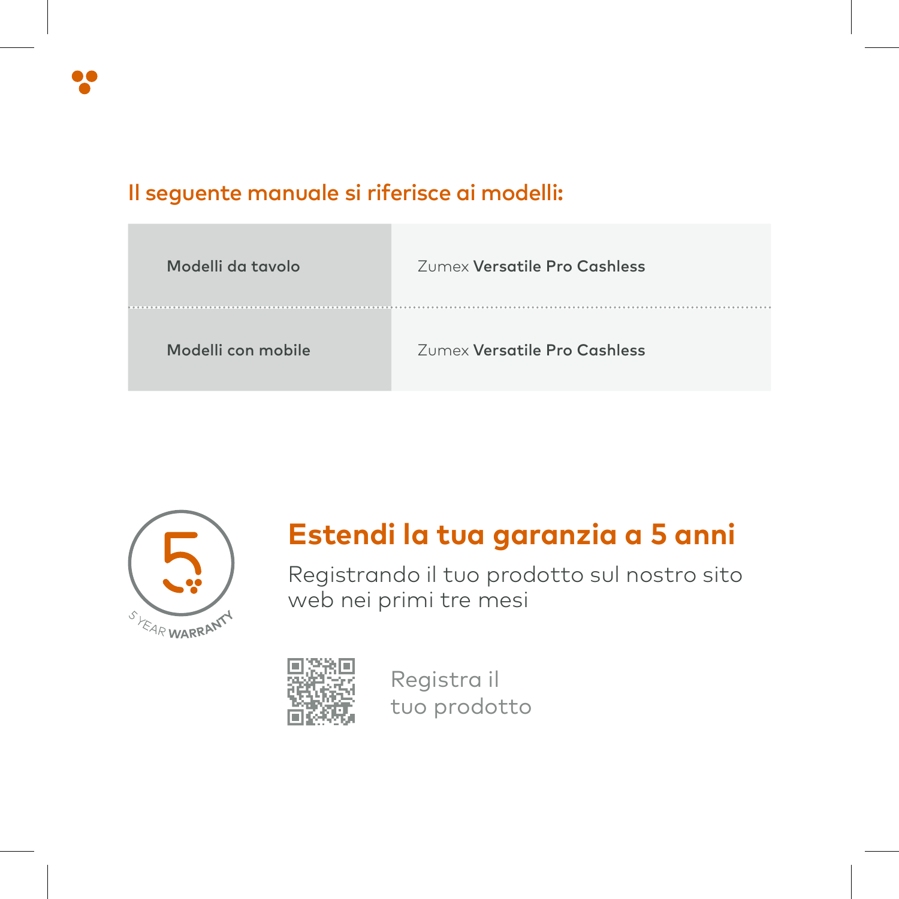## Il seguente manuale si riferisce ai modelli:

| | |
|---|---|
| **Modelli da tavolo** | Zumex **Versatile Pro Cashless** |
| **Modelli con mobile** | Zumex **Versatile Pro Cashless** |

5 YEAR WARRANTY

## Estendi la tua garanzia a 5 anni

Registrando il tuo prodotto sul nostro sito web nei primi tre mesi

Registra il tuo prodotto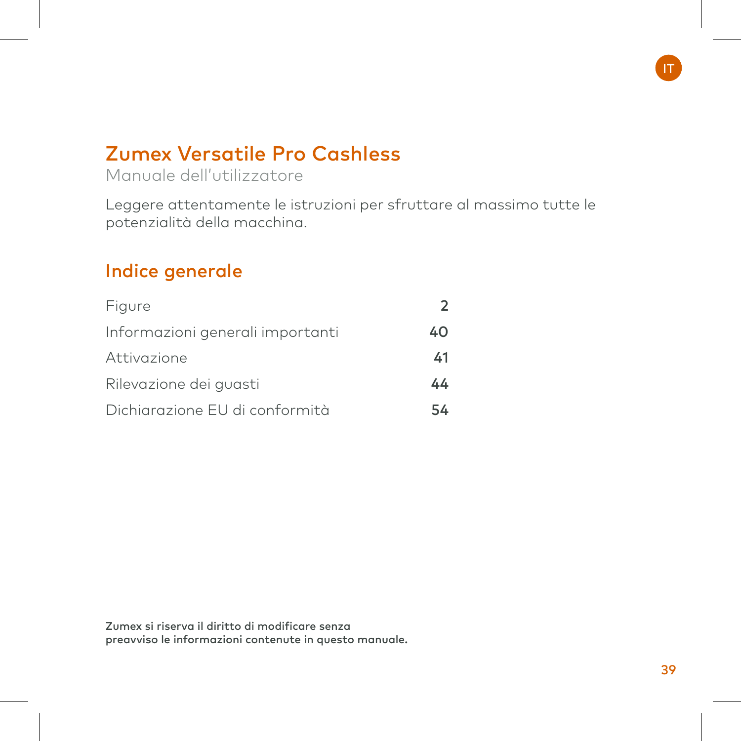IT

# Zumex Versatile Pro Cashless

Manuale dell'utilizzatore

Leggere attentamente le istruzioni per sfruttare al massimo tutte le potenzialità della macchina.

## Indice generale

| | |
|---|---|
| Figure | **2** |
| Informazioni generali importanti | **40** |
| Attivazione | **41** |
| Rilevazione dei guasti | **44** |
| Dichiarazione EU di conformità | **54** |

**Zumex si riserva il diritto di modificare senza preavviso le informazioni contenute in questo manuale.**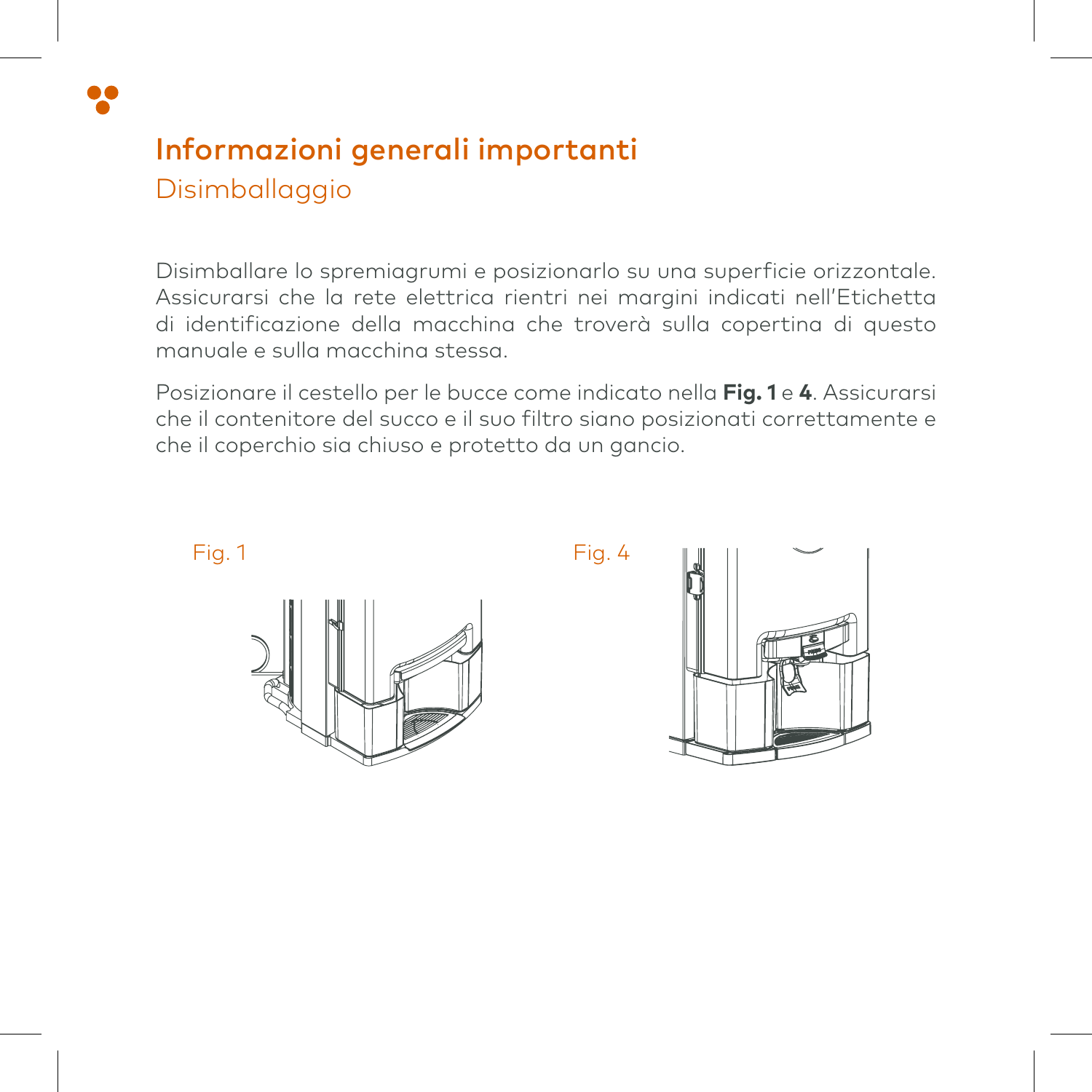# Informazioni generali importanti

## Disimballaggio

Disimballare lo spremiagrumi e posizionarlo su una superficie orizzontale. Assicurarsi che la rete elettrica rientri nei margini indicati nell'Etichetta di identificazione della macchina che troverà sulla copertina di questo manuale e sulla macchina stessa.

Posizionare il cestello per le bucce come indicato nella **Fig. 1** e **4**. Assicurarsi che il contenitore del succo e il suo filtro siano posizionati correttamente e che il coperchio sia chiuso e protetto da un gancio.

Fig. 1

Fig. 4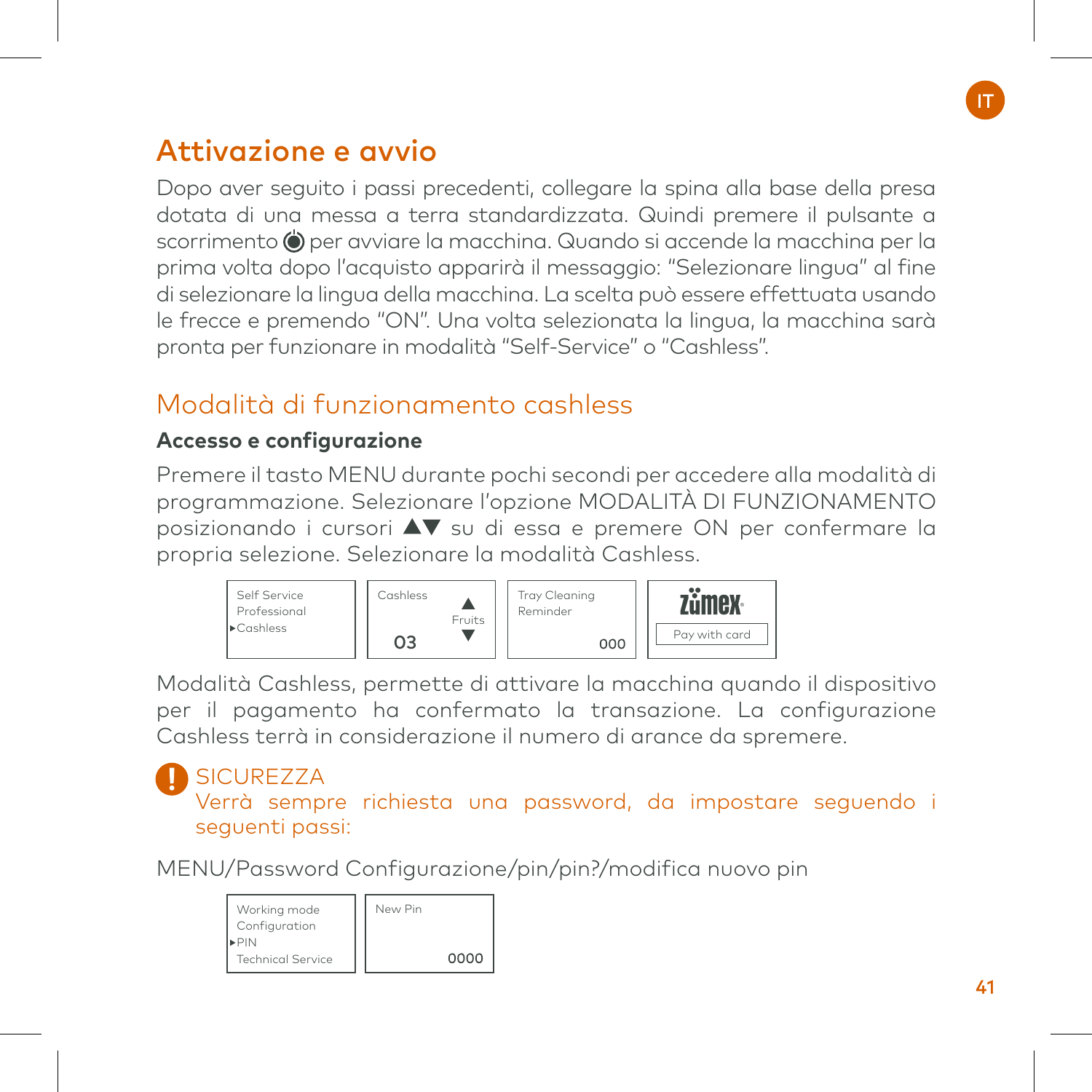# Attivazione e avvio

Dopo aver seguito i passi precedenti, collegare la spina alla base della presa dotata di una messa a terra standardizzata. Quindi premere il pulsante a scorrimento ⏻ per avviare la macchina. Quando si accende la macchina per la prima volta dopo l'acquisto apparirà il messaggio: "Selezionare lingua" al fine di selezionare la lingua della macchina. La scelta può essere effettuata usando le frecce e premendo "ON". Una volta selezionata la lingua, la macchina sarà pronta per funzionare in modalità "Self-Service" o "Cashless".

## Modalità di funzionamento cashless

### Accesso e configurazione

Premere il tasto MENU durante pochi secondi per accedere alla modalità di programmazione. Selezionare l'opzione MODALITÀ DI FUNZIONAMENTO posizionando i cursori ▲▼ su di essa e premere ON per confermare la propria selezione. Selezionare la modalità Cashless.

```
Self Service
Professional
▸Cashless
```

```
Cashless        ▲
              Fruits
  03            ▼
```

```
Tray Cleaning
Reminder

             000
```

```
zümex
Pay with card
```

Modalità Cashless, permette di attivare la macchina quando il dispositivo per il pagamento ha confermato la transazione. La configurazione Cashless terrà in considerazione il numero di arance da spremere.

**!** SICUREZZA
Verrà sempre richiesta una password, da impostare seguendo i seguenti passi:

MENU/Password Configurazione/pin/pin?/modifica nuovo pin

```
Working mode
Configuration
▸PIN
Technical Service
```

```
New Pin

            0000
```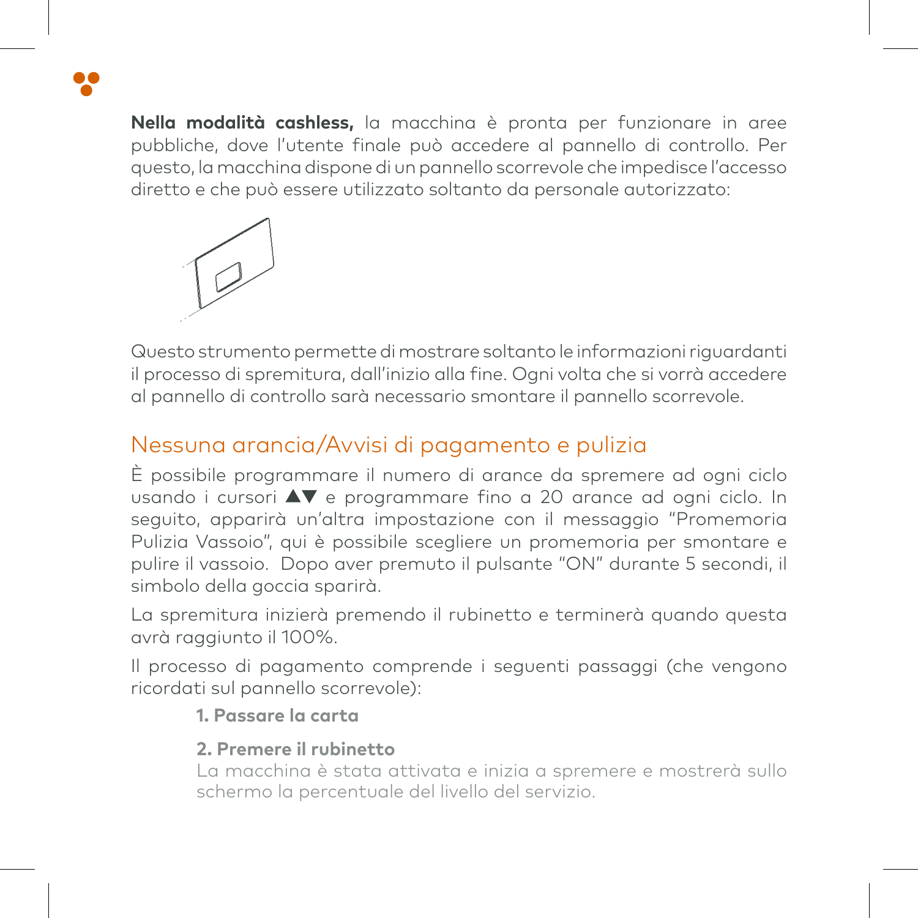**Nella modalità cashless,** la macchina è pronta per funzionare in aree pubbliche, dove l'utente finale può accedere al pannello di controllo. Per questo, la macchina dispone di un pannello scorrevole che impedisce l'accesso diretto e che può essere utilizzato soltanto da personale autorizzato:

Questo strumento permette di mostrare soltanto le informazioni riguardanti il processo di spremitura, dall'inizio alla fine. Ogni volta che si vorrà accedere al pannello di controllo sarà necessario smontare il pannello scorrevole.

## Nessuna arancia/Avvisi di pagamento e pulizia

È possibile programmare il numero di arance da spremere ad ogni ciclo usando i cursori ▲▼ e programmare fino a 20 arance ad ogni ciclo. In seguito, apparirà un'altra impostazione con il messaggio "Promemoria Pulizia Vassoio", qui è possibile scegliere un promemoria per smontare e pulire il vassoio. Dopo aver premuto il pulsante "ON" durante 5 secondi, il simbolo della goccia sparirà.

La spremitura inizierà premendo il rubinetto e terminerà quando questa avrà raggiunto il 100%.

Il processo di pagamento comprende i seguenti passaggi (che vengono ricordati sul pannello scorrevole):

**1. Passare la carta**

**2. Premere il rubinetto**
La macchina è stata attivata e inizia a spremere e mostrerà sullo schermo la percentuale del livello del servizio.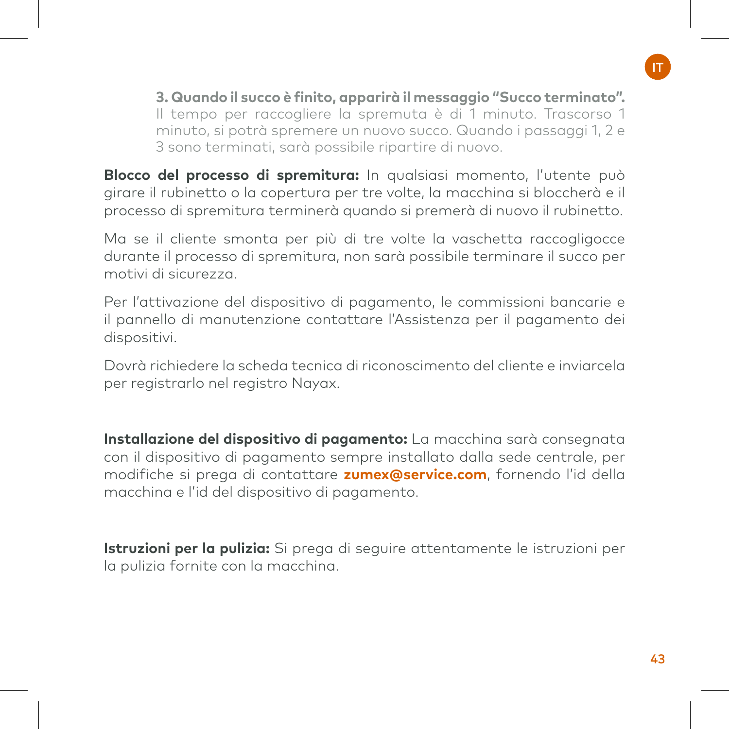**3. Quando il succo è finito, apparirà il messaggio "Succo terminato".** Il tempo per raccogliere la spremuta è di 1 minuto. Trascorso 1 minuto, si potrà spremere un nuovo succo. Quando i passaggi 1, 2 e 3 sono terminati, sarà possibile ripartire di nuovo.

**Blocco del processo di spremitura:** In qualsiasi momento, l'utente può girare il rubinetto o la copertura per tre volte, la macchina si bloccherà e il processo di spremitura terminerà quando si premerà di nuovo il rubinetto.

Ma se il cliente smonta per più di tre volte la vaschetta raccogligocce durante il processo di spremitura, non sarà possibile terminare il succo per motivi di sicurezza.

Per l'attivazione del dispositivo di pagamento, le commissioni bancarie e il pannello di manutenzione contattare l'Assistenza per il pagamento dei dispositivi.

Dovrà richiedere la scheda tecnica di riconoscimento del cliente e inviarcela per registrarlo nel registro Nayax.

**Installazione del dispositivo di pagamento:** La macchina sarà consegnata con il dispositivo di pagamento sempre installato dalla sede centrale, per modifiche si prega di contattare **zumex@service.com**, fornendo l'id della macchina e l'id del dispositivo di pagamento.

**Istruzioni per la pulizia:** Si prega di seguire attentamente le istruzioni per la pulizia fornite con la macchina.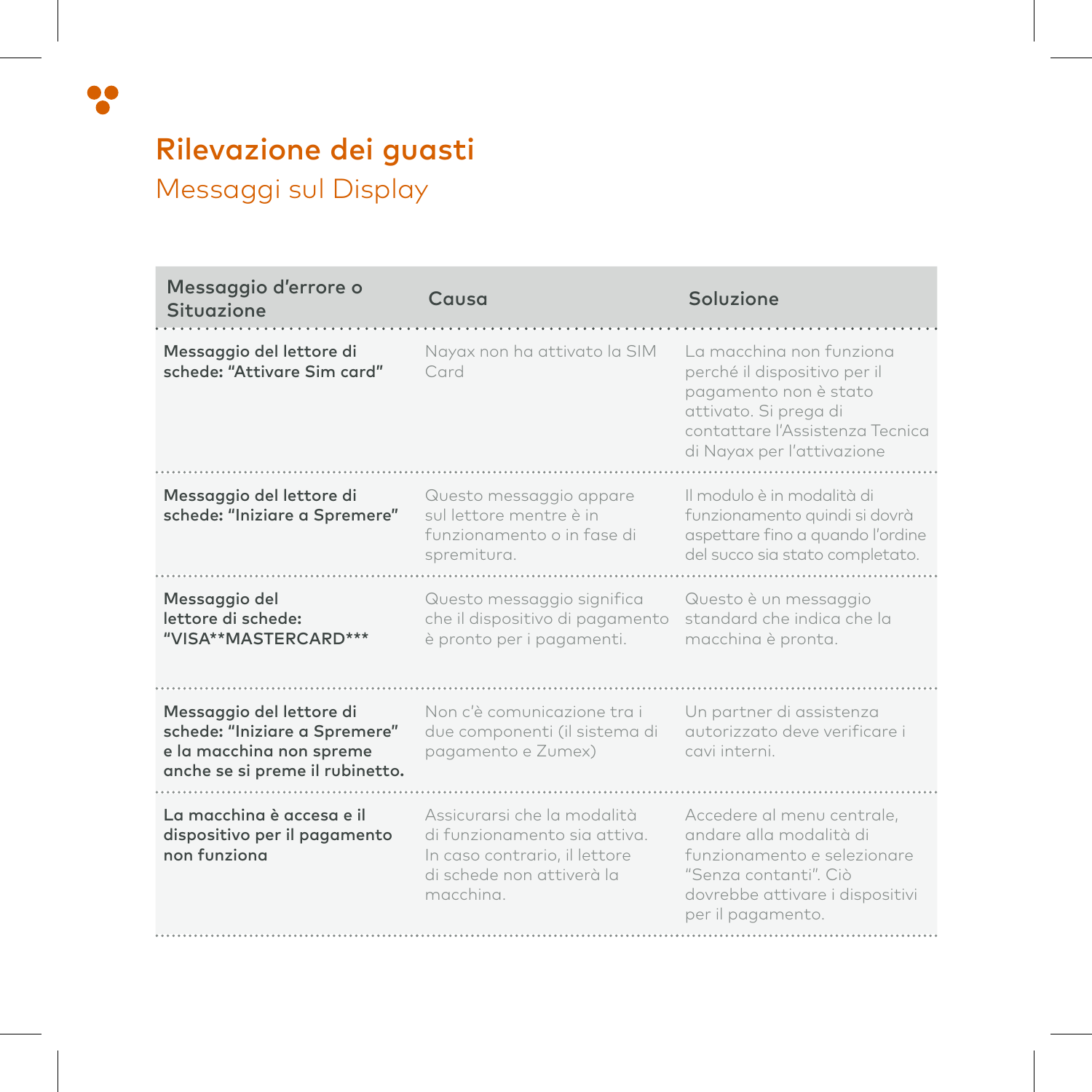# Rilevazione dei guasti

## Messaggi sul Display

| Messaggio d'errore o Situazione | Causa | Soluzione |
|---|---|---|
| **Messaggio del lettore di schede: "Attivare Sim card"** | Nayax non ha attivato la SIM Card | La macchina non funziona perché il dispositivo per il pagamento non è stato attivato. Si prega di contattare l'Assistenza Tecnica di Nayax per l'attivazione |
| **Messaggio del lettore di schede: "Iniziare a Spremere"** | Questo messaggio appare sul lettore mentre è in funzionamento o in fase di spremitura. | Il modulo è in modalità di funzionamento quindi si dovrà aspettare fino a quando l'ordine del succo sia stato completato. |
| **Messaggio del lettore di schede: "VISA**MASTERCARD***** | Questo messaggio significa che il dispositivo di pagamento è pronto per i pagamenti. | Questo è un messaggio standard che indica che la macchina è pronta. |
| **Messaggio del lettore di schede: "Iniziare a Spremere" e la macchina non spreme anche se si preme il rubinetto.** | Non c'è comunicazione tra i due componenti (il sistema di pagamento e Zumex) | Un partner di assistenza autorizzato deve verificare i cavi interni. |
| **La macchina è accesa e il dispositivo per il pagamento non funziona** | Assicurarsi che la modalità di funzionamento sia attiva. In caso contrario, il lettore di schede non attiverà la macchina. | Accedere al menu centrale, andare alla modalità di funzionamento e selezionare "Senza contanti". Ciò dovrebbe attivare i dispositivi per il pagamento. |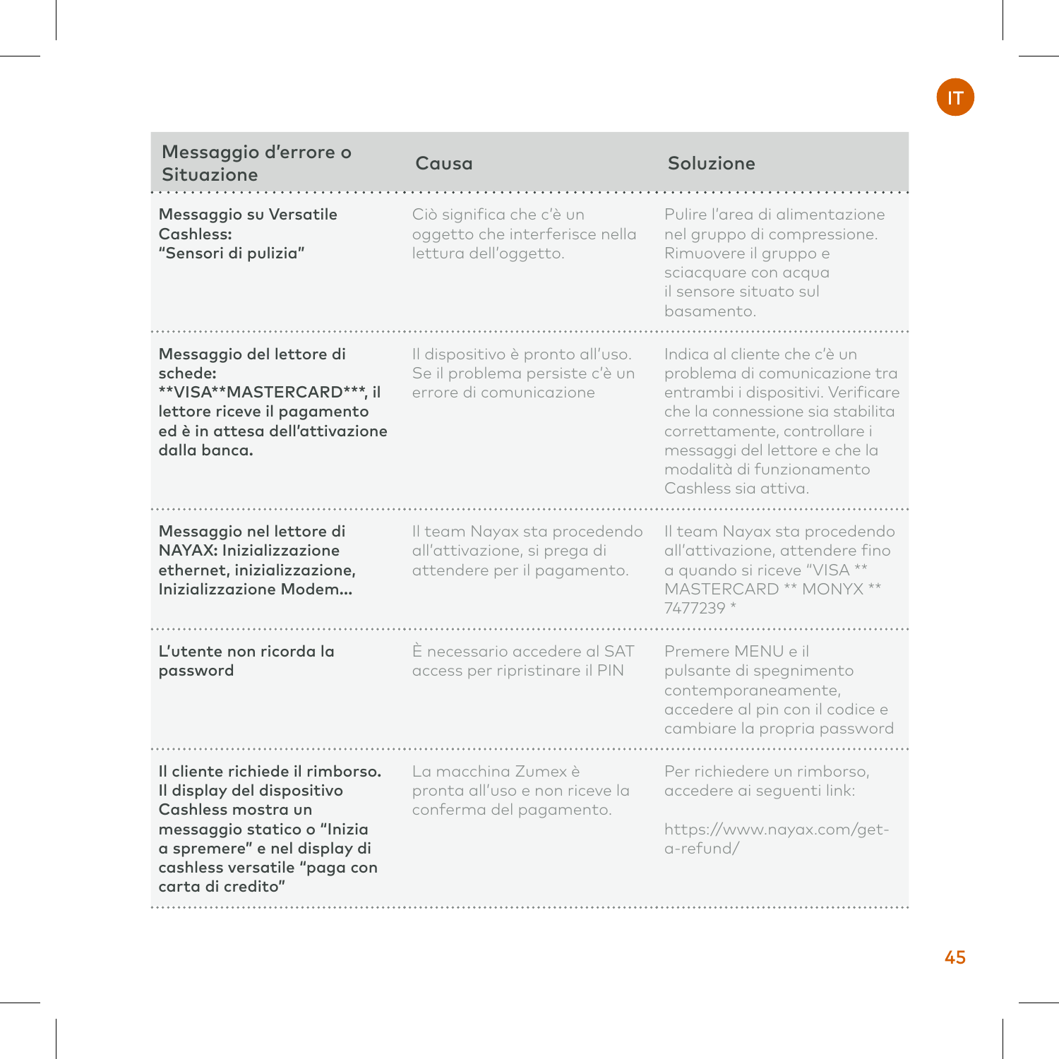| Messaggio d'errore o Situazione | Causa | Soluzione |
|---|---|---|
| **Messaggio su Versatile Cashless: "Sensori di pulizia"** | Ciò significa che c'è un oggetto che interferisce nella lettura dell'oggetto. | Pulire l'area di alimentazione nel gruppo di compressione. Rimuovere il gruppo e sciacquare con acqua il sensore situato sul basamento. |
| **Messaggio del lettore di schede: **VISA**MASTERCARD***, il lettore riceve il pagamento ed è in attesa dell'attivazione dalla banca.** | Il dispositivo è pronto all'uso. Se il problema persiste c'è un errore di comunicazione | Indica al cliente che c'è un problema di comunicazione tra entrambi i dispositivi. Verificare che la connessione sia stabilita correttamente, controllare i messaggi del lettore e che la modalità di funzionamento Cashless sia attiva. |
| **Messaggio nel lettore di NAYAX: Inizializzazione ethernet, inizializzazione, Inizializzazione Modem...** | Il team Nayax sta procedendo all'attivazione, si prega di attendere per il pagamento. | Il team Nayax sta procedendo all'attivazione, attendere fino a quando si riceve "VISA ** MASTERCARD ** MONYX ** 7477239 * |
| **L'utente non ricorda la password** | È necessario accedere al SAT access per ripristinare il PIN | Premere MENU e il pulsante di spegnimento contemporaneamente, accedere al pin con il codice e cambiare la propria password |
| **Il cliente richiede il rimborso. Il display del dispositivo Cashless mostra un messaggio statico o "Inizia a spremere" e nel display di cashless versatile "paga con carta di credito"** | La macchina Zumex è pronta all'uso e non riceve la conferma del pagamento. | Per richiedere un rimborso, accedere ai seguenti link:<br><br>https://www.nayax.com/get-a-refund/ |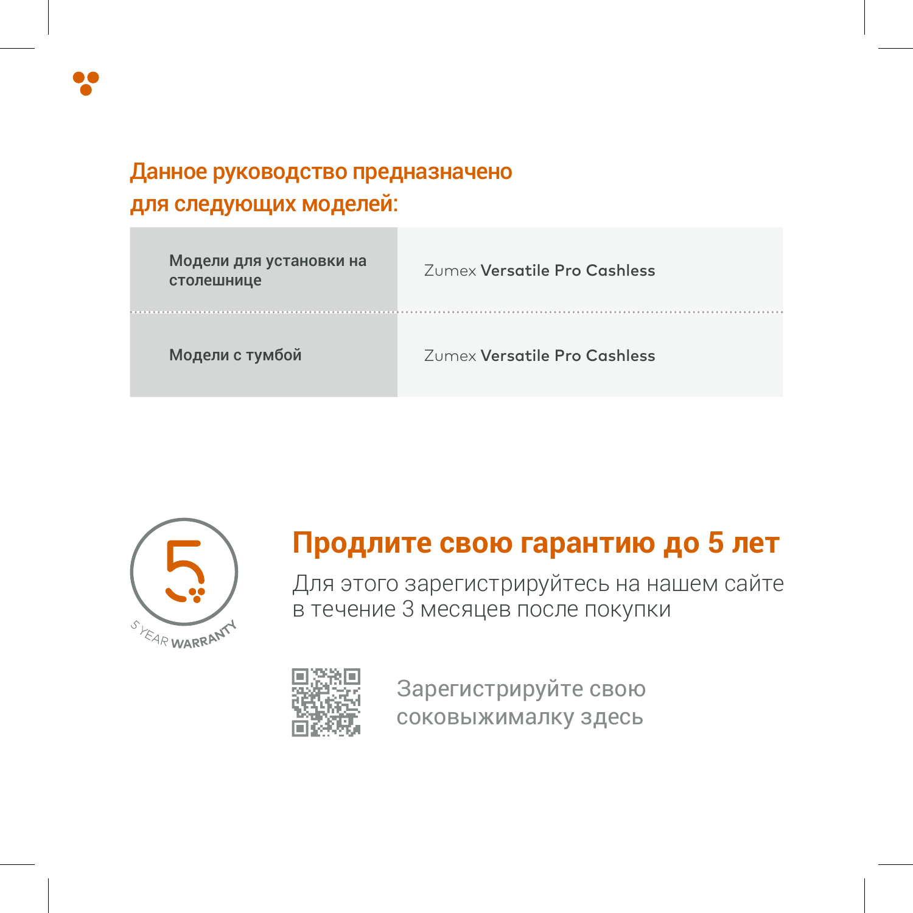## Данное руководство предназначено для следующих моделей:

| Модели для установки на столешнице | Zumex **Versatile Pro Cashless** |
|---|---|
| Модели с тумбой | Zumex **Versatile Pro Cashless** |

5 YEAR WARRANTY

## Продлите свою гарантию до 5 лет

Для этого зарегистрируйтесь на нашем сайте в течение 3 месяцев после покупки

Зарегистрируйте свою соковыжималку здесь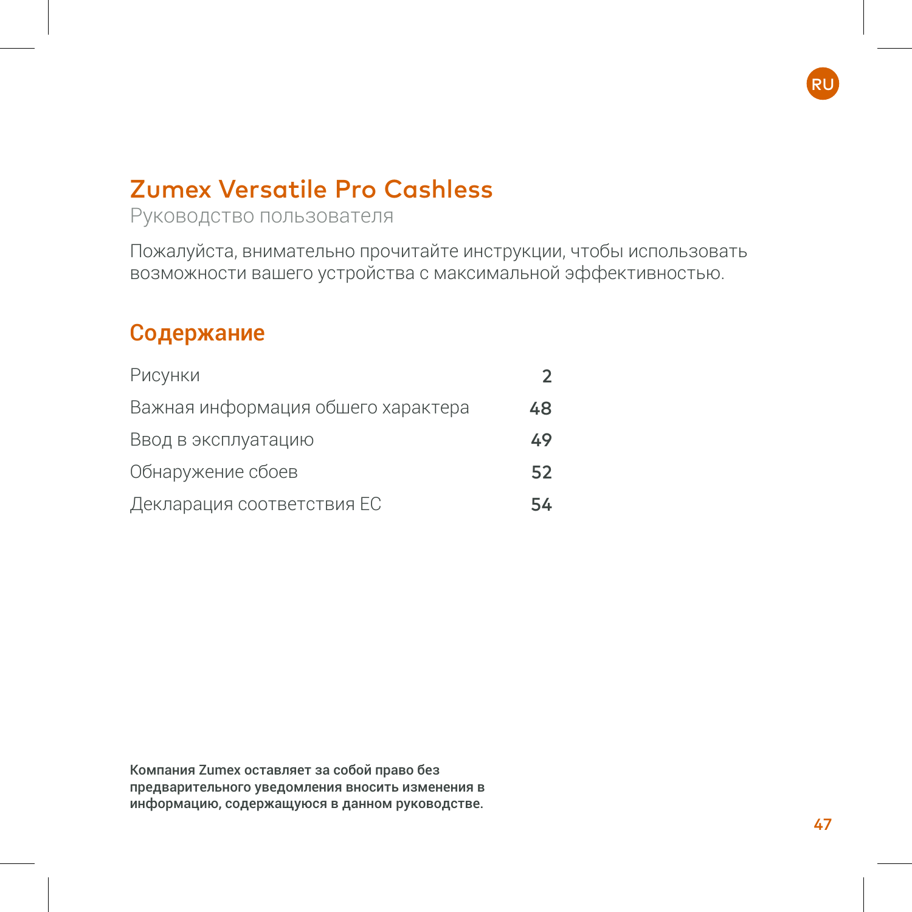RU

# Zumex Versatile Pro Cashless

Руководство пользователя

Пожалуйста, внимательно прочитайте инструкции, чтобы использовать возможности вашего устройства с максимальной эффективностью.

## Содержание

| | |
|---|---|
| Рисунки | **2** |
| Важная информация обшего характера | **48** |
| Ввод в эксплуатацию | **49** |
| Обнаружение сбоев | **52** |
| Декларация соответствия ЕС | **54** |

**Компания Zumex оставляет за собой право без предварительного уведомления вносить изменения в информацию, содержащуюся в данном руководстве.**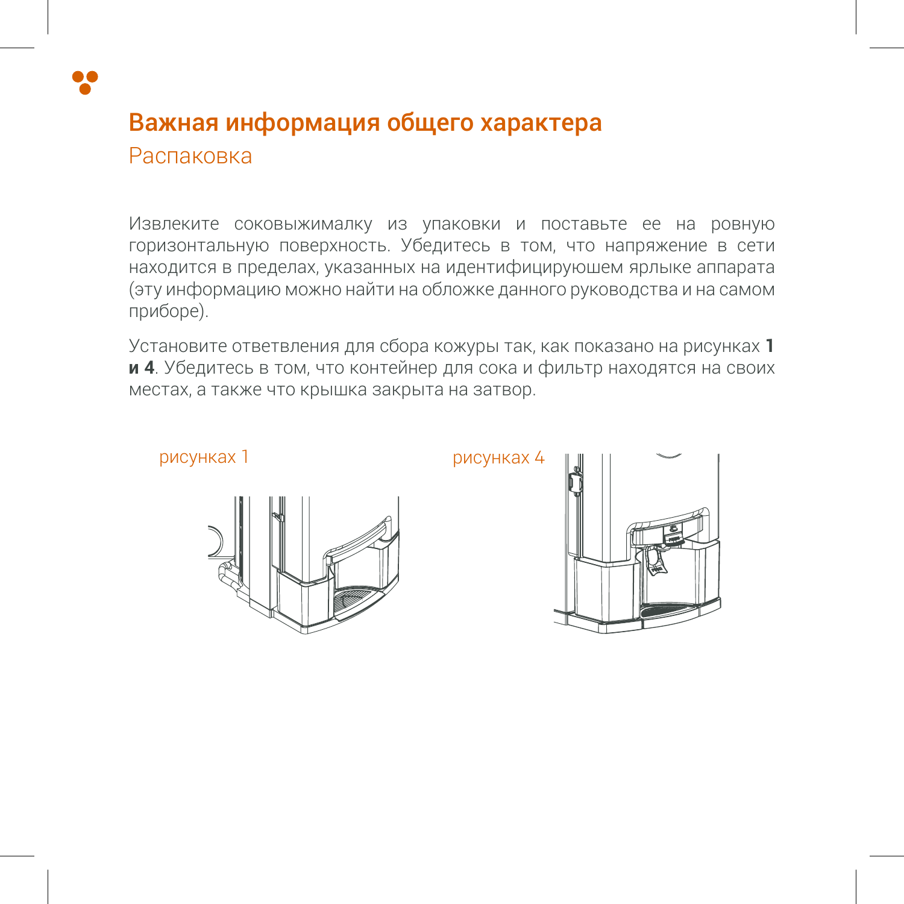## Важная информация общего характера

### Распаковка

Извлеките соковыжималку из упаковки и поставьте ее на ровную горизонтальную поверхность. Убедитесь в том, что напряжение в сети находится в пределах, указанных на идентифицируюшем ярлыке аппарата (эту информацию можно найти на обложке данного руководства и на самом приборе).

Установите ответвления для сбора кожуры так, как показано на рисунках **1 и 4**. Убедитесь в том, что контейнер для сока и фильтр находятся на своих местах, а также что крышка закрыта на затвор.

рисунках 1

рисунках 4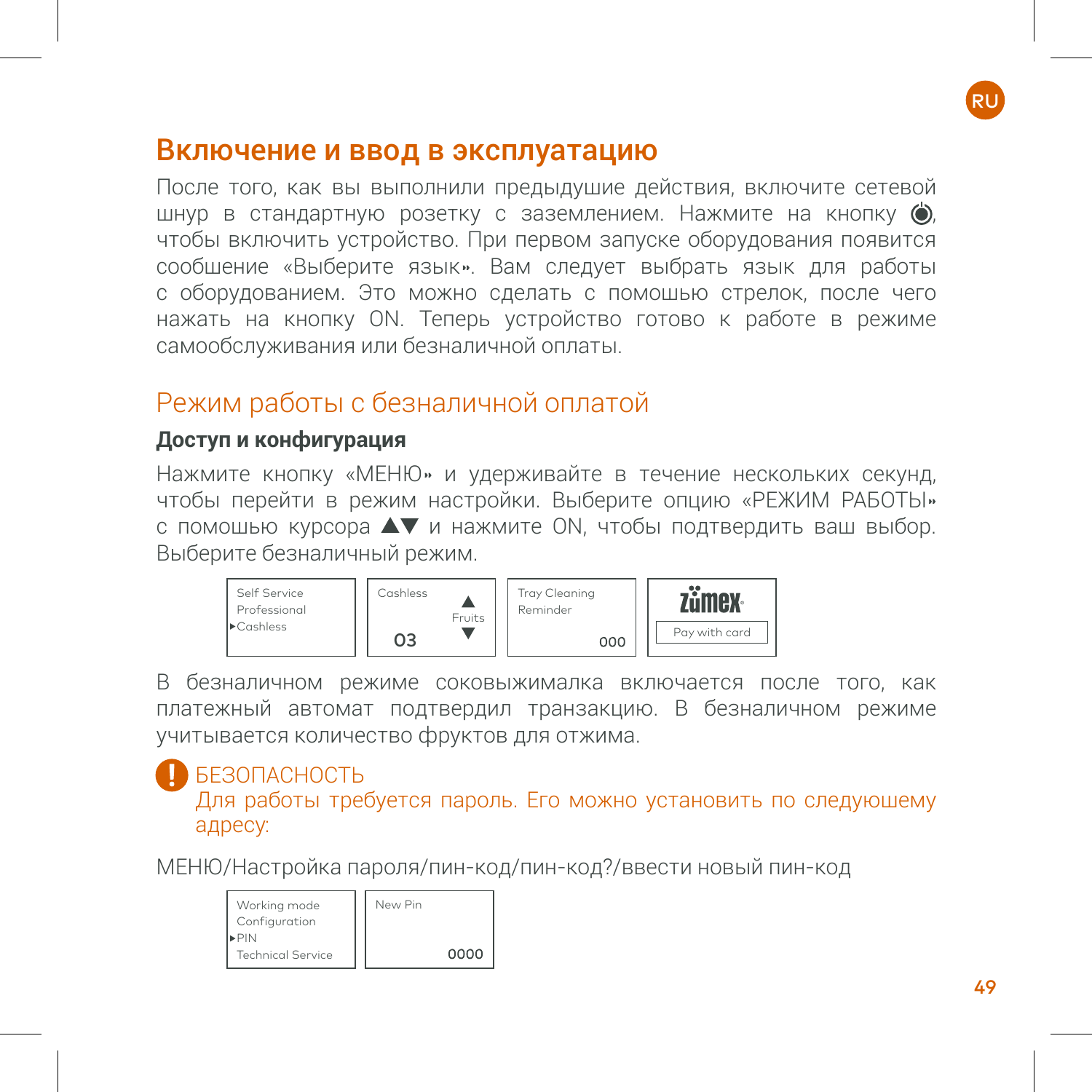## Включение и ввод в эксплуатацию

После того, как вы выполнили предыдушие действия, включите сетевой шнур в стандартную розетку с заземлением. Нажмите на кнопку ⏻, чтобы включить устройство. При первом запуске оборудования появится сообщение «Выберите язык». Вам следует выбрать язык для работы с оборудованием. Это можно сделать с помошью стрелок, после чего нажать на кнопку ON. Теперь устройство готово к работе в режиме самообслуживания или безналичной оплаты.

## Режим работы с безналичной оплатой

### Доступ и конфигурация

Нажмите кнопку «МЕНЮ» и удерживайте в течение нескольких секунд, чтобы перейти в режим настройки. Выберите опцию «РЕЖИМ РАБОТЫ» с помошью курсора ▲▼ и нажмите ON, чтобы подтвердить ваш выбор. Выберите безналичный режим.

| Self Service<br>Professional<br>▸Cashless | Cashless ▲ Fruits ▼ 03 | Tray Cleaning Reminder 000 | zumex<br>Pay with card |
|---|---|---|---|

В безналичном режиме соковыжималка включается после того, как платежный автомат подтвердил транзакцию. В безналичном режиме учитывается количество фруктов для отжима.

**!** БЕЗОПАСНОСТЬ
Для работы требуется пароль. Его можно установить по следуюшему адресу:

МЕНЮ/Настройка пароля/пин-код/пин-код?/ввести новый пин-код

| Working mode<br>Configuration<br>▸PIN<br>Technical Service | New Pin 0000 |
|---|---|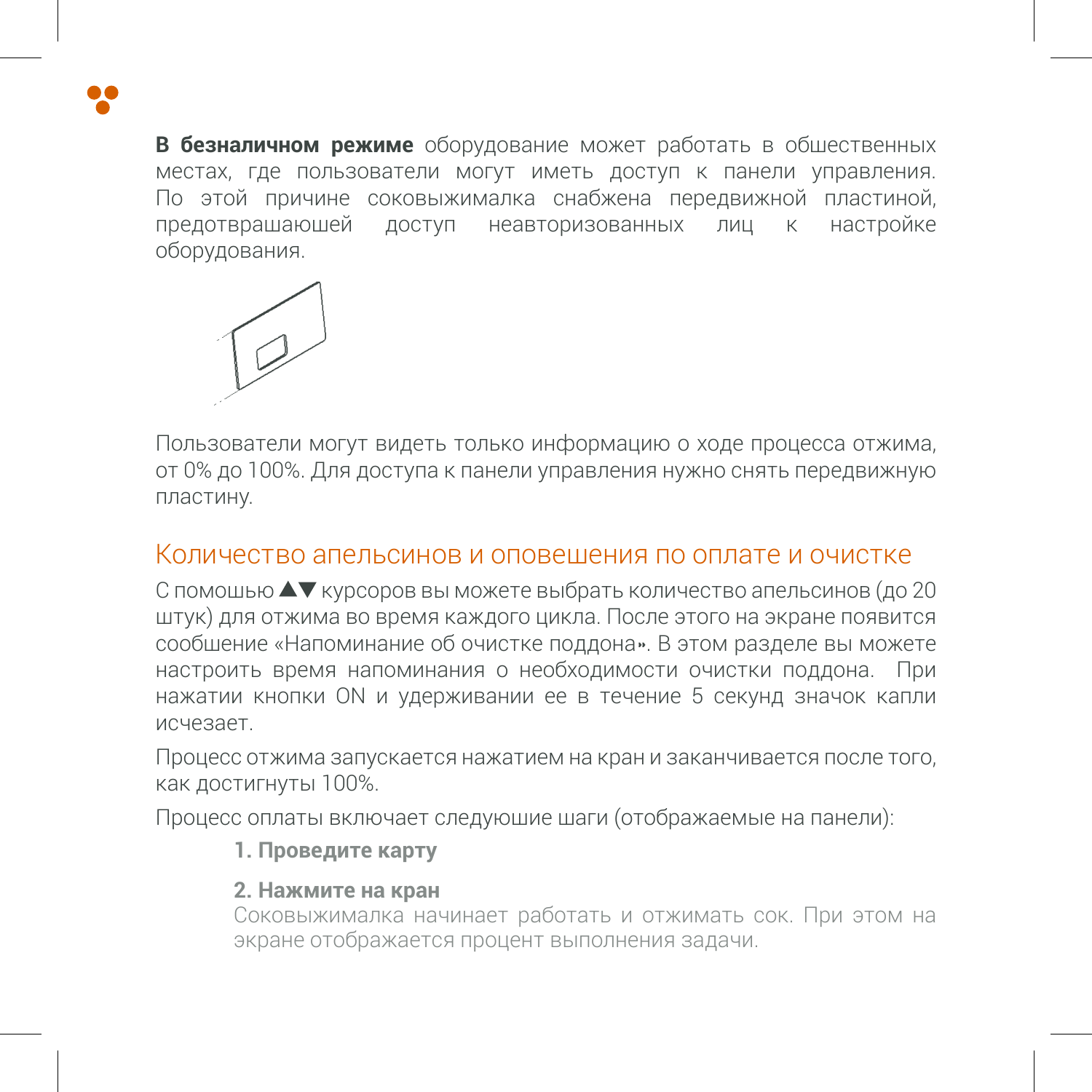**В безналичном режиме** оборудование может работать в общественных местах, где пользователи могут иметь доступ к панели управления. По этой причине соковыжималка снабжена передвижной пластиной, предотврашаюшей доступ неавторизованных лиц к настройке оборудования.

Пользователи могут видеть только информацию о ходе процесса отжима, от 0% до 100%. Для доступа к панели управления нужно снять передвижную пластину.

## Количество апельсинов и оповешения по оплате и очистке

С помошью ▲▼ курсоров вы можете выбрать количество апельсинов (до 20 штук) для отжима во время каждого цикла. После этого на экране появится сообшение «Напоминание об очистке поддона». В этом разделе вы можете настроить время напоминания о необходимости очистки поддона. При нажатии кнопки ON и удерживании ее в течение 5 секунд значок капли исчезает.

Процесс отжима запускается нажатием на кран и заканчивается после того, как достигнуты 100%.

Процесс оплаты включает следуюшие шаги (отображаемые на панели):

**1. Проведите карту**

**2. Нажмите на кран**
Соковыжималка начинает работать и отжимать сок. При этом на экране отображается процент выполнения задачи.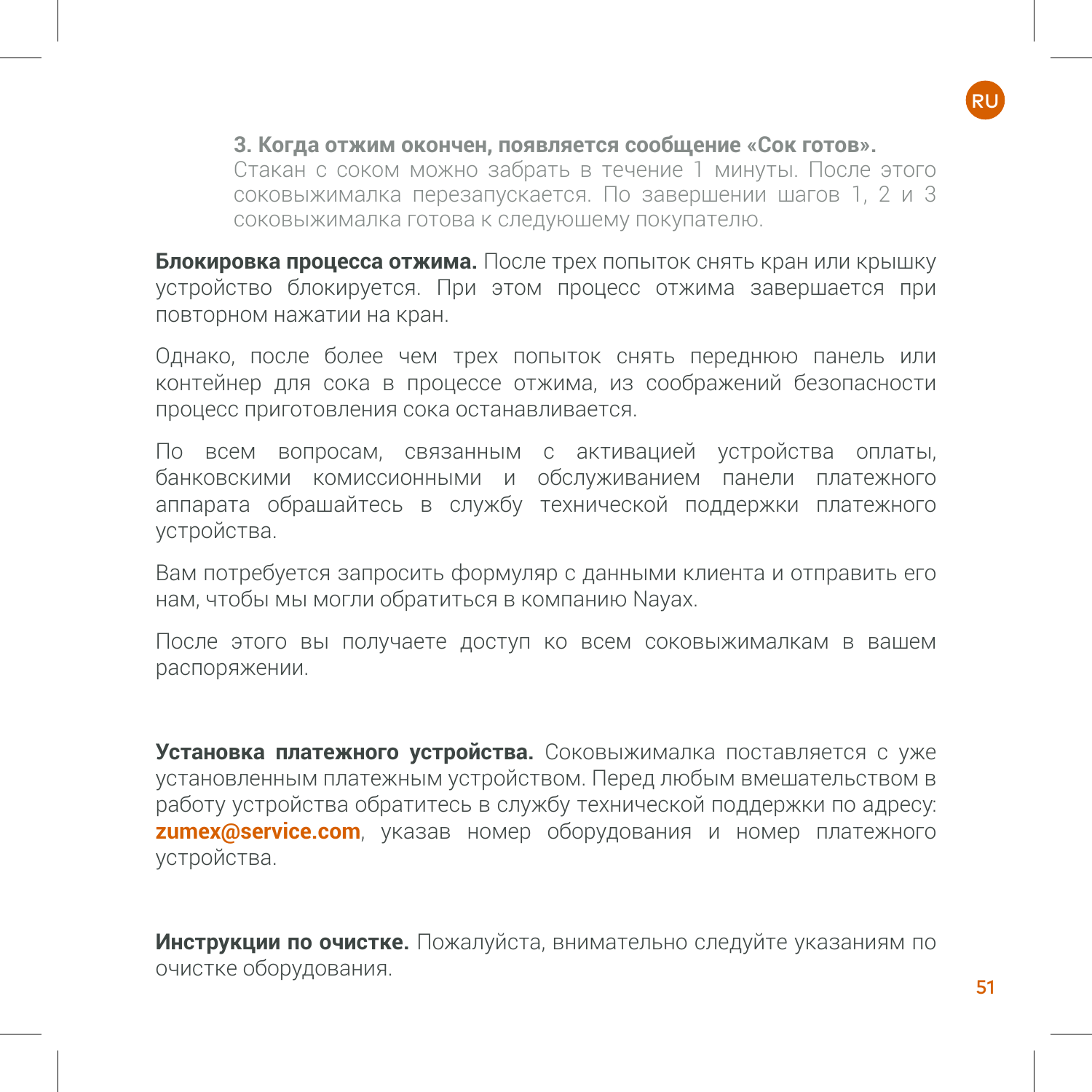**3. Когда отжим окончен, появляется сообщение «Сок готов».** Стакан с соком можно забрать в течение 1 минуты. После этого соковыжималка перезапускается. По завершении шагов 1, 2 и 3 соковыжималка готова к следуюшему покупателю.

**Блокировка процесса отжима.** После трех попыток снять кран или крышку устройство блокируется. При этом процесс отжима завершается при повторном нажатии на кран.

Однако, после более чем трех попыток снять переднюю панель или контейнер для сока в процессе отжима, из соображений безопасности процесс приготовления сока останавливается.

По всем вопросам, связанным с активацией устройства оплаты, банковскими комиссионными и обслуживанием панели платежного аппарата обрашайтесь в службу технической поддержки платежного устройства.

Вам потребуется запросить формуляр с данными клиента и отправить его нам, чтобы мы могли обратиться в компанию Nayax.

После этого вы получаете доступ ко всем соковыжималкам в вашем распоряжении.

**Установка платежного устройства.** Соковыжималка поставляется с уже установленным платежным устройством. Перед любым вмешательством в работу устройства обратитесь в службу технической поддержки по адресу: **zumex@service.com**, указав номер оборудования и номер платежного устройства.

**Инструкции по очистке.** Пожалуйста, внимательно следуйте указаниям по очистке оборудования.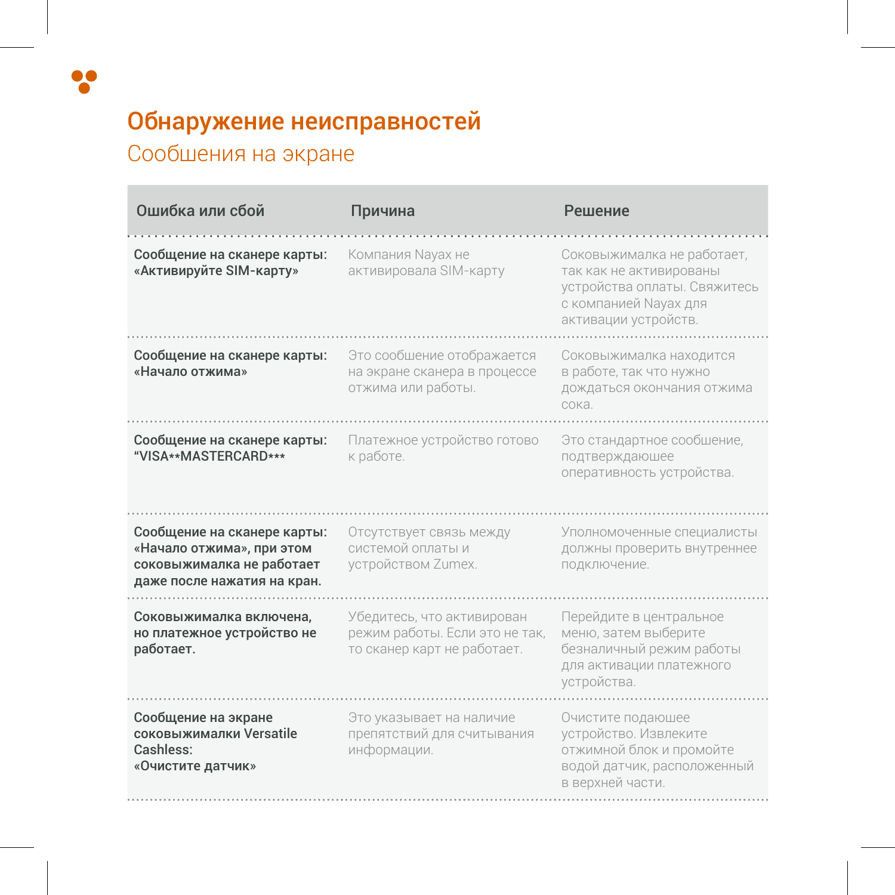# Обнаружение неисправностей

## Сообщения на экране

| Ошибка или сбой | Причина | Решение |
|---|---|---|
| **Сообщение на сканере карты: «Активируйте SIM-карту»** | Компания Nayax не активировала SIM-карту | Соковыжималка не работает, так как не активированы устройства оплаты. Свяжитесь с компанией Nayax для активации устройств. |
| **Сообщение на сканере карты: «Начало отжима»** | Это сообщение отображается на экране сканера в процессе отжима или работы. | Соковыжималка находится в работе, так что нужно дождаться окончания отжима сока. |
| **Сообщение на сканере карты: "VISA**MASTERCARD***** | Платежное устройство готово к работе. | Это стандартное сообщение, подтверждаюшее оперативность устройства. |
| **Сообщение на сканере карты: «Начало отжима», при этом соковыжималка не работает даже после нажатия на кран.** | Отсутствует связь между системой оплаты и устройством Zumex. | Уполномоченные специалисты должны проверить внутреннее подключение. |
| **Соковыжималка включена, но платежное устройство не работает.** | Убедитесь, что активирован режим работы. Если это не так, то сканер карт не работает. | Перейдите в центральное меню, затем выберите безналичный режим работы для активации платежного устройства. |
| **Сообщение на экране соковыжималки Versatile Cashless: «Очистите датчик»** | Это указывает на наличие препятствий для считывания информации. | Очистите подающее устройство. Извлеките отжимной блок и промойте водой датчик, расположенный в верхней части. |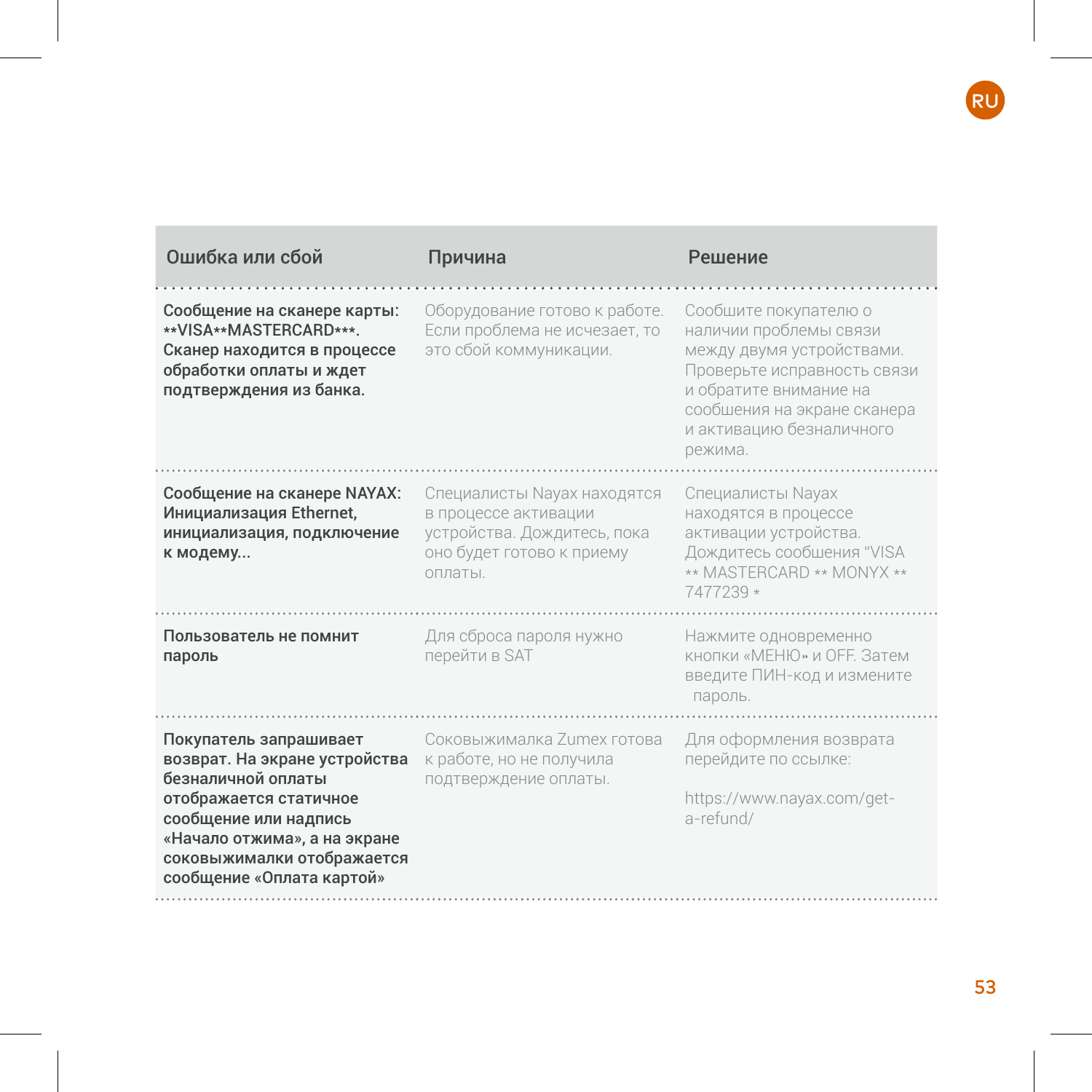| Ошибка или сбой | Причина | Решение |
|---|---|---|
| **Сообщение на сканере карты: **VISA**MASTERCARD***. Сканер находится в процессе обработки оплаты и ждет подтверждения из банка.** | Оборудование готово к работе. Если проблема не исчезает, то это сбой коммуникации. | Сообщите покупателю о наличии проблемы связи между двумя устройствами. Проверьте исправность связи и обратите внимание на сообщения на экране сканера и активацию безналичного режима. |
| **Сообщение на сканере NAYAX: Инициализация Ethernet, инициализация, подключение к модему...** | Специалисты Nayax находятся в процессе активации устройства. Дождитесь, пока оно будет готово к приему оплаты. | Специалисты Nayax находятся в процессе активации устройства. Дождитесь сообщения "VISA ** MASTERCARD ** MONYX ** 7477239 * |
| **Пользователь не помнит пароль** | Для сброса пароля нужно перейти в SAT | Нажмите одновременно кнопки «МЕНЮ» и OFF. Затем введите ПИН-код и измените пароль. |
| **Покупатель запрашивает возврат. На экране устройства безналичной оплаты отображается статичное сообщение или надпись «Начало отжима», а на экране соковыжималки отображается сообщение «Оплата картой»** | Соковыжималка Zumex готова к работе, но не получила подтверждение оплаты. | Для оформления возврата перейдите по ссылке:<br><br>https://www.nayax.com/get-a-refund/ |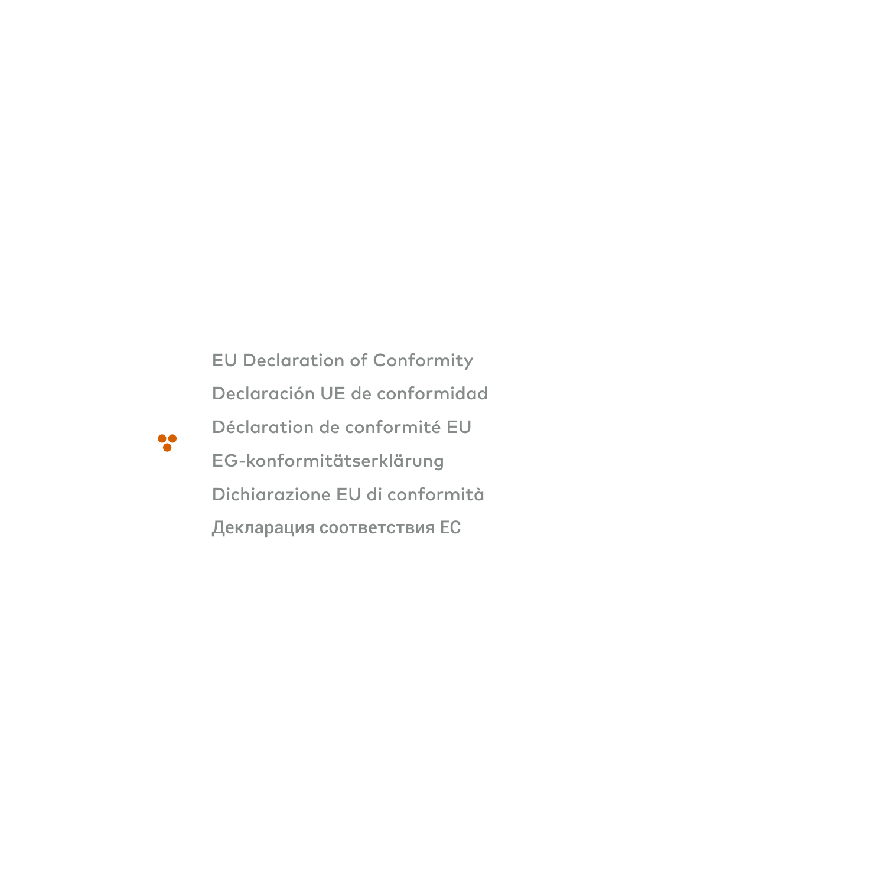EU Declaration of Conformity

Declaración UE de conformidad

Déclaration de conformité EU

EG-konformitätserklärung

Dichiarazione EU di conformità

Декларация соответствия ЕС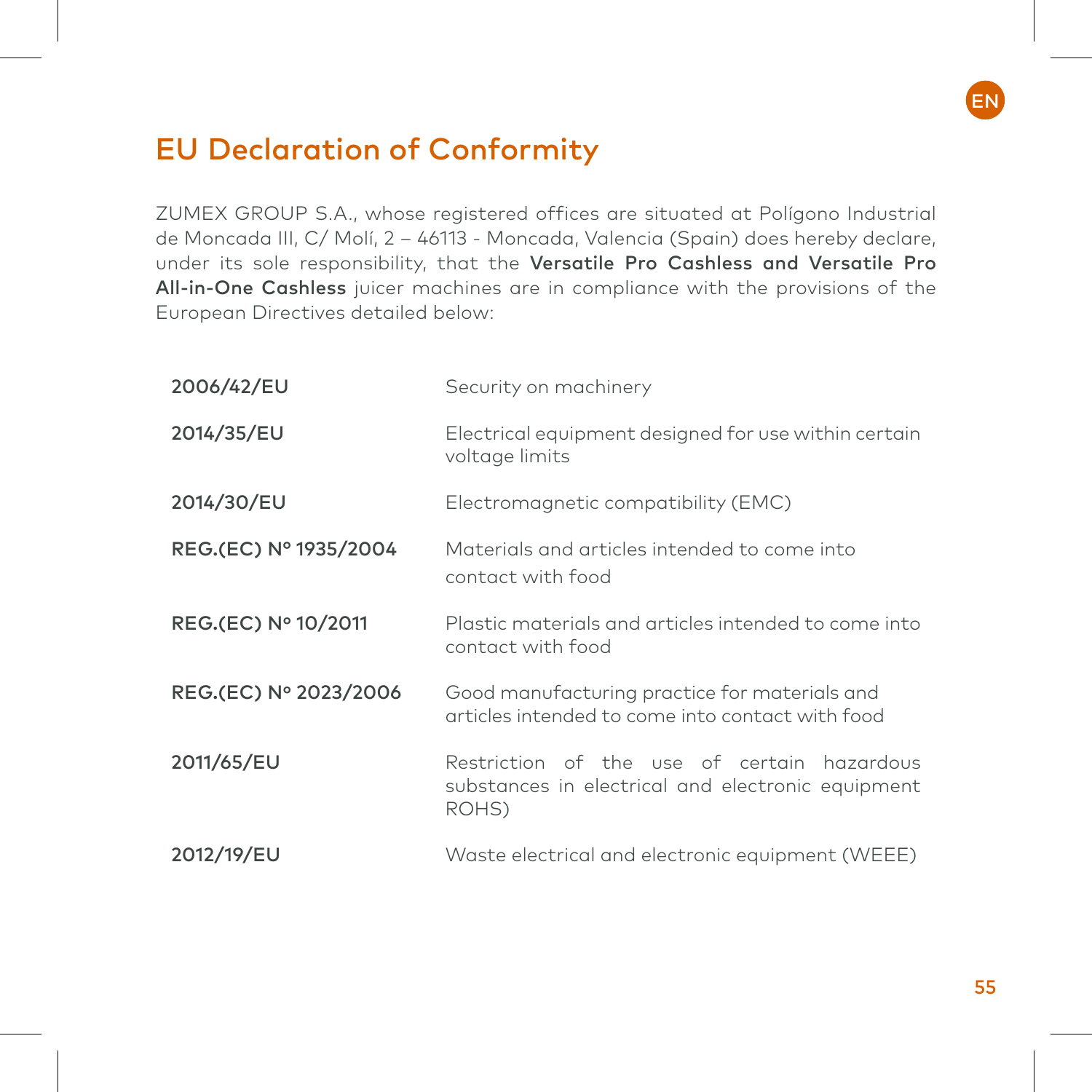# EU Declaration of Conformity

ZUMEX GROUP S.A., whose registered offices are situated at Polígono Industrial de Moncada III, C/ Molí, 2 – 46113 - Moncada, Valencia (Spain) does hereby declare, under its sole responsibility, that the **Versatile Pro Cashless and Versatile Pro All-in-One Cashless** juicer machines are in compliance with the provisions of the European Directives detailed below:

| | |
|---|---|
| **2006/42/EU** | Security on machinery |
| **2014/35/EU** | Electrical equipment designed for use within certain voltage limits |
| **2014/30/EU** | Electromagnetic compatibility (EMC) |
| **REG.(EC) Nº 1935/2004** | Materials and articles intended to come into contact with food |
| **REG.(EC) Nº 10/2011** | Plastic materials and articles intended to come into contact with food |
| **REG.(EC) Nº 2023/2006** | Good manufacturing practice for materials and articles intended to come into contact with food |
| **2011/65/EU** | Restriction of the use of certain hazardous substances in electrical and electronic equipment ROHS) |
| **2012/19/EU** | Waste electrical and electronic equipment (WEEE) |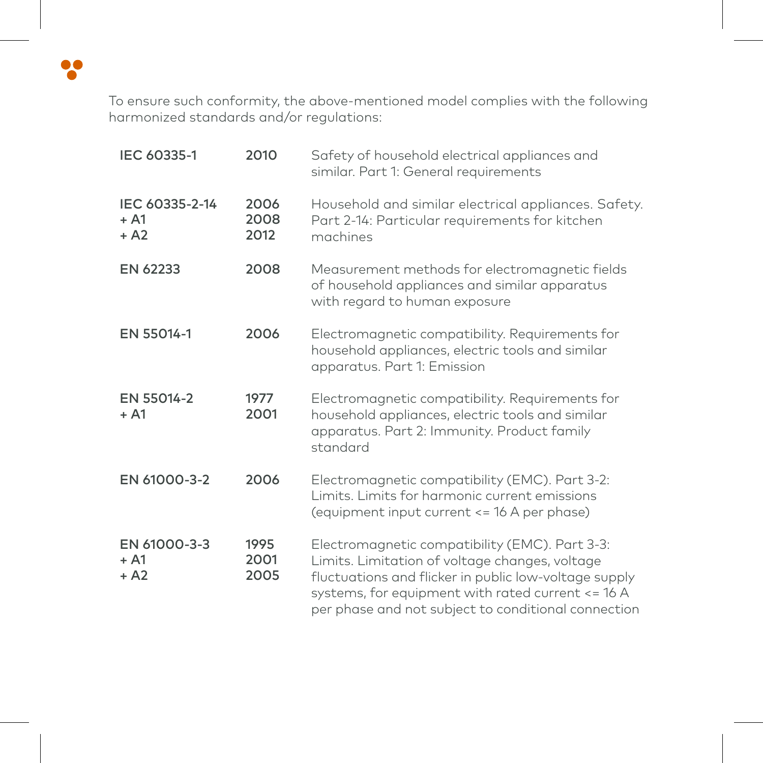To ensure such conformity, the above-mentioned model complies with the following harmonized standards and/or regulations:

| Standard | Year | Description |
| --- | --- | --- |
| **IEC 60335-1** | **2010** | Safety of household electrical appliances and similar. Part 1: General requirements |
| **IEC 60335-2-14**<br>**+ A1**<br>**+ A2** | **2006**<br>**2008**<br>**2012** | Household and similar electrical appliances. Safety. Part 2-14: Particular requirements for kitchen machines |
| **EN 62233** | **2008** | Measurement methods for electromagnetic fields of household appliances and similar apparatus with regard to human exposure |
| **EN 55014-1** | **2006** | Electromagnetic compatibility. Requirements for household appliances, electric tools and similar apparatus. Part 1: Emission |
| **EN 55014-2**<br>**+ A1** | **1977**<br>**2001** | Electromagnetic compatibility. Requirements for household appliances, electric tools and similar apparatus. Part 2: Immunity. Product family standard |
| **EN 61000-3-2** | **2006** | Electromagnetic compatibility (EMC). Part 3-2: Limits. Limits for harmonic current emissions (equipment input current <= 16 A per phase) |
| **EN 61000-3-3**<br>**+ A1**<br>**+ A2** | **1995**<br>**2001**<br>**2005** | Electromagnetic compatibility (EMC). Part 3-3: Limits. Limitation of voltage changes, voltage fluctuations and flicker in public low-voltage supply systems, for equipment with rated current <= 16 A per phase and not subject to conditional connection |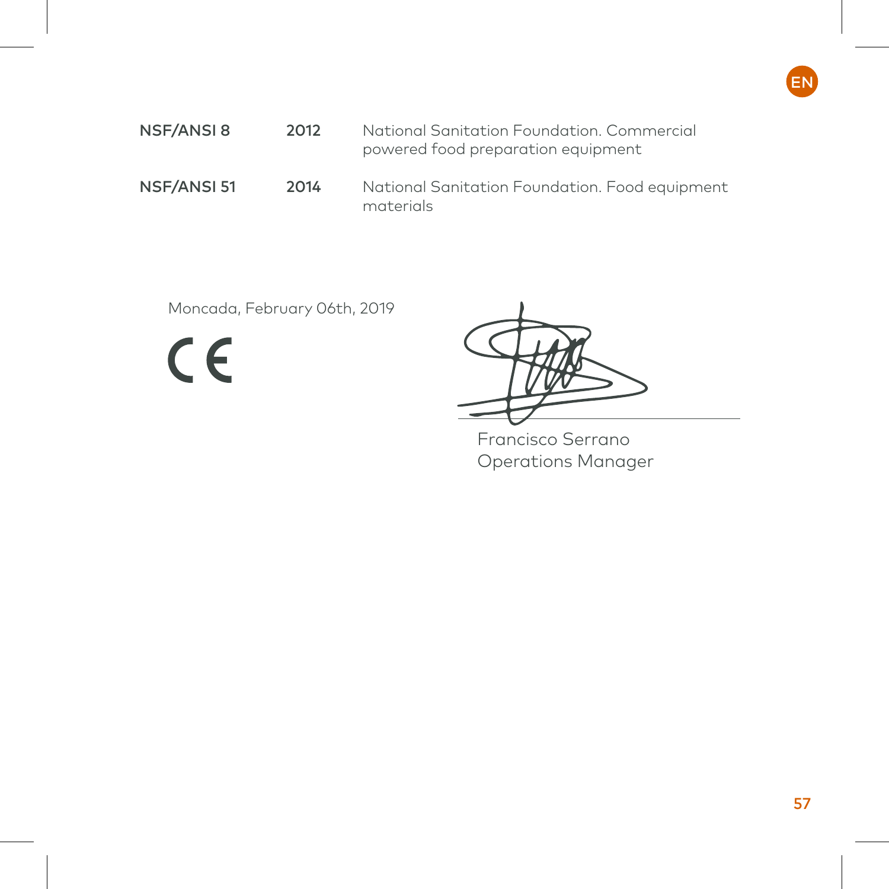| | | |
|---|---|---|
| **NSF/ANSI 8** | **2012** | National Sanitation Foundation. Commercial powered food preparation equipment |
| **NSF/ANSI 51** | **2014** | National Sanitation Foundation. Food equipment materials |

Moncada, February 06th, 2019

CE

Francisco Serrano
Operations Manager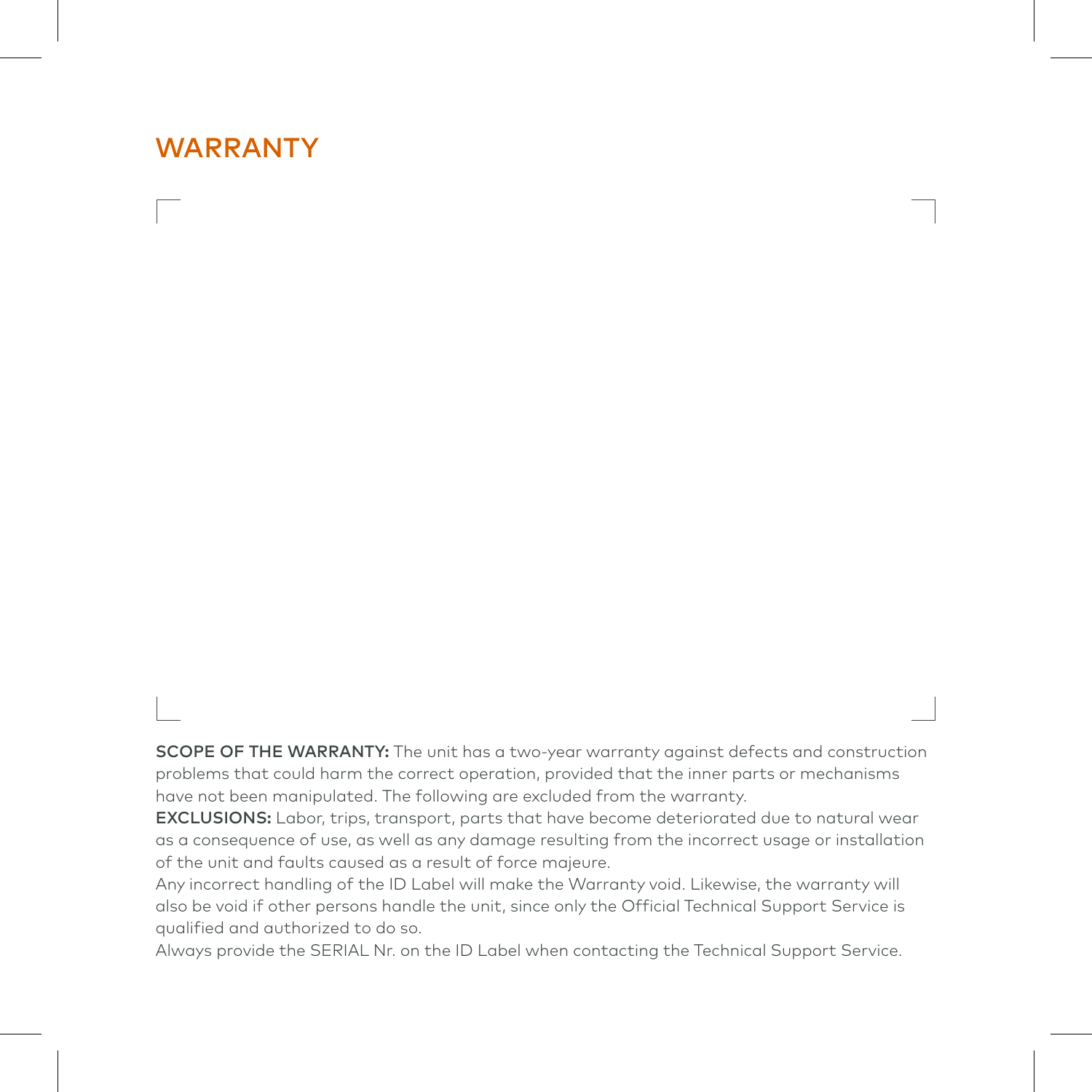# WARRANTY

**SCOPE OF THE WARRANTY:** The unit has a two-year warranty against defects and construction problems that could harm the correct operation, provided that the inner parts or mechanisms have not been manipulated. The following are excluded from the warranty.

**EXCLUSIONS:** Labor, trips, transport, parts that have become deteriorated due to natural wear as a consequence of use, as well as any damage resulting from the incorrect usage or installation of the unit and faults caused as a result of force majeure.

Any incorrect handling of the ID Label will make the Warranty void. Likewise, the warranty will also be void if other persons handle the unit, since only the Official Technical Support Service is qualified and authorized to do so.

Always provide the SERIAL Nr. on the ID Label when contacting the Technical Support Service.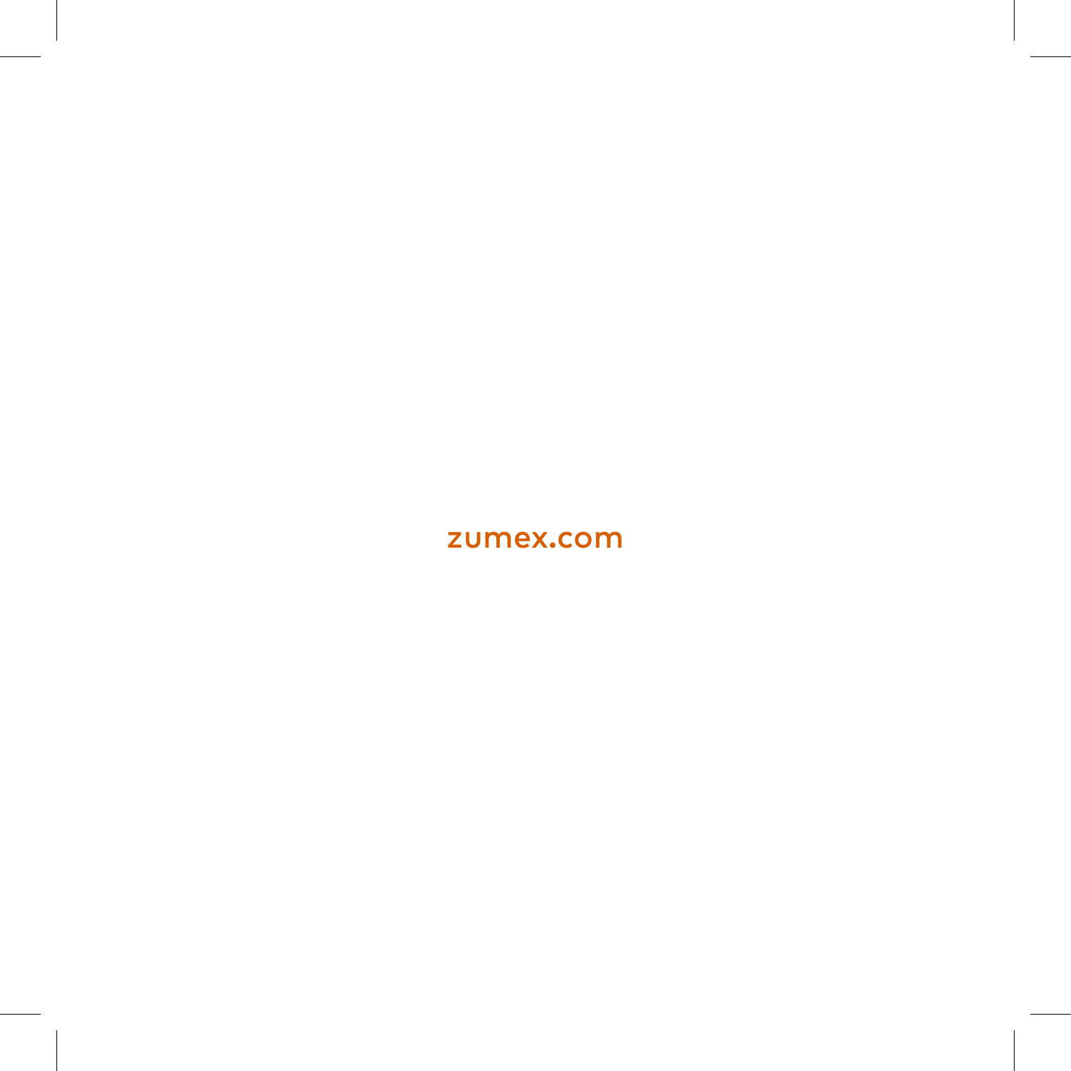zumex.com